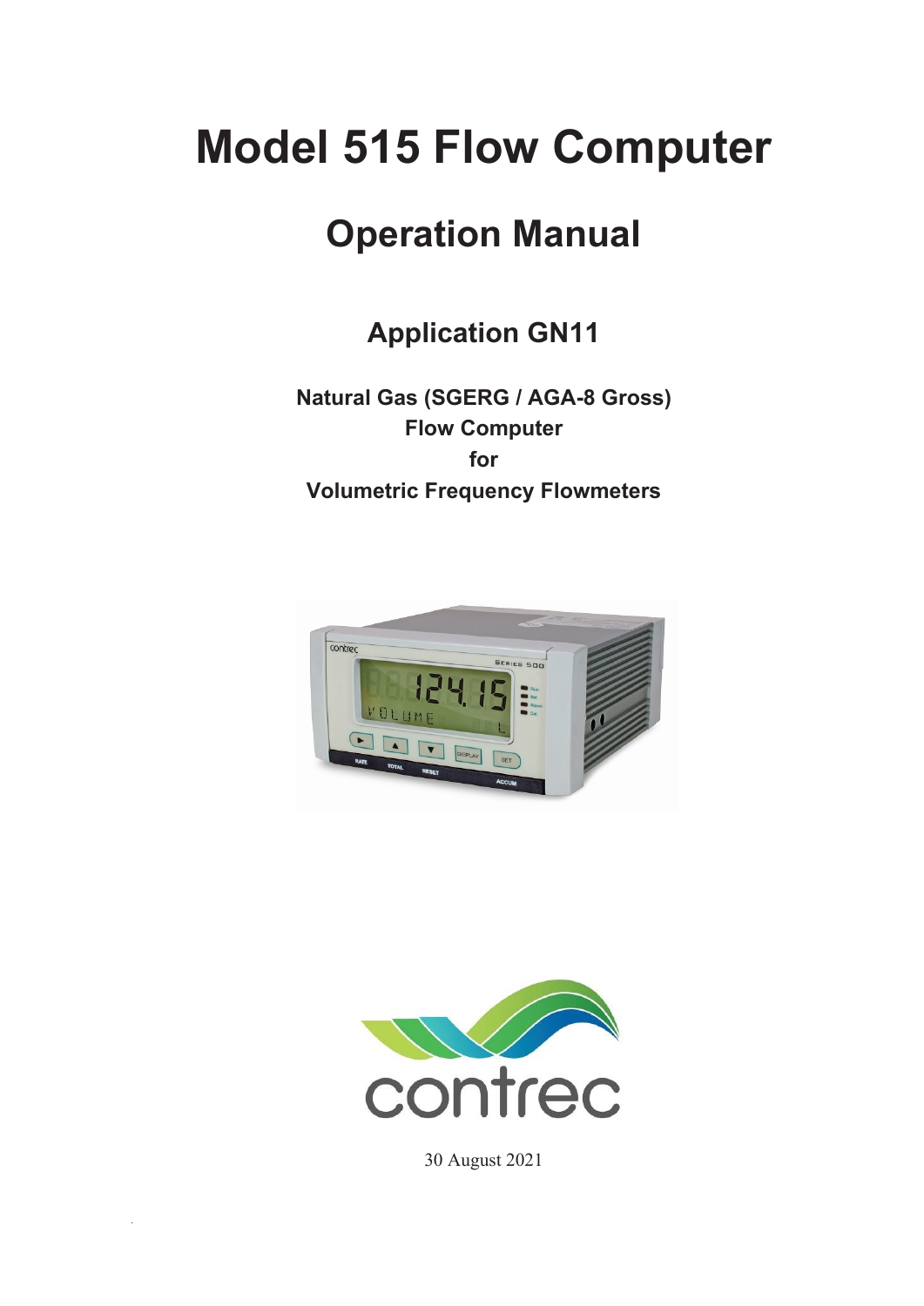# Model 515 Flow Computer

## Operation Manual

### Application GN11

**Natural Gas (SGERG / AGA-8 Gross) Flow Computer for Volumetric Frequency Flowmeters**

contrec

30 August 2021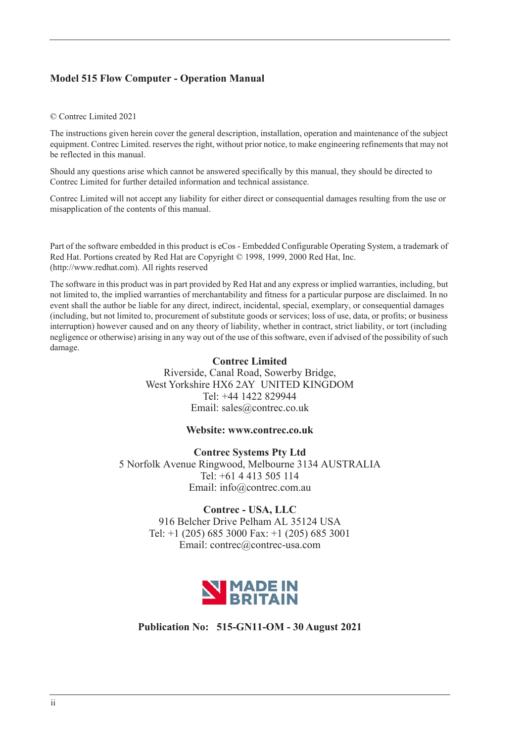**Model 515 Flow Computer - Operation Manual**

© Contrec Limited 2021

The instructions given herein cover the general description, installation, operation and maintenance of the subject equipment. Contrec Limited. reserves the right, without prior notice, to make engineering refinements that may not be reflected in this manual.

Should any questions arise which cannot be answered specifically by this manual, they should be directed to Contrec Limited for further detailed information and technical assistance.

Contrec Limited will not accept any liability for either direct or consequential damages resulting from the use or misapplication of the contents of this manual.

Part of the software embedded in this product is eCos - Embedded Configurable Operating System, a trademark of Red Hat. Portions created by Red Hat are Copyright © 1998, 1999, 2000 Red Hat, Inc. (http://www.redhat.com). All rights reserved

The software in this product was in part provided by Red Hat and any express or implied warranties, including, but not limited to, the implied warranties of merchantability and fitness for a particular purpose are disclaimed. In no event shall the author be liable for any direct, indirect, incidental, special, exemplary, or consequential damages (including, but not limited to, procurement of substitute goods or services; loss of use, data, or profits; or business interruption) however caused and on any theory of liability, whether in contract, strict liability, or tort (including negligence or otherwise) arising in any way out of the use of this software, even if advised of the possibility of such damage.

**Contrec Limited**
Riverside, Canal Road, Sowerby Bridge,
West Yorkshire HX6 2AY UNITED KINGDOM
Tel: +44 1422 829944
Email: sales@contrec.co.uk

**Website: www.contrec.co.uk**

**Contrec Systems Pty Ltd**
5 Norfolk Avenue Ringwood, Melbourne 3134 AUSTRALIA
Tel: +61 4 413 505 114
Email: info@contrec.com.au

**Contrec - USA, LLC**
916 Belcher Drive Pelham AL 35124 USA
Tel: +1 (205) 685 3000 Fax: +1 (205) 685 3001
Email: contrec@contrec-usa.com

MADE IN BRITAIN

**Publication No: 515-GN11-OM - 30 August 2021**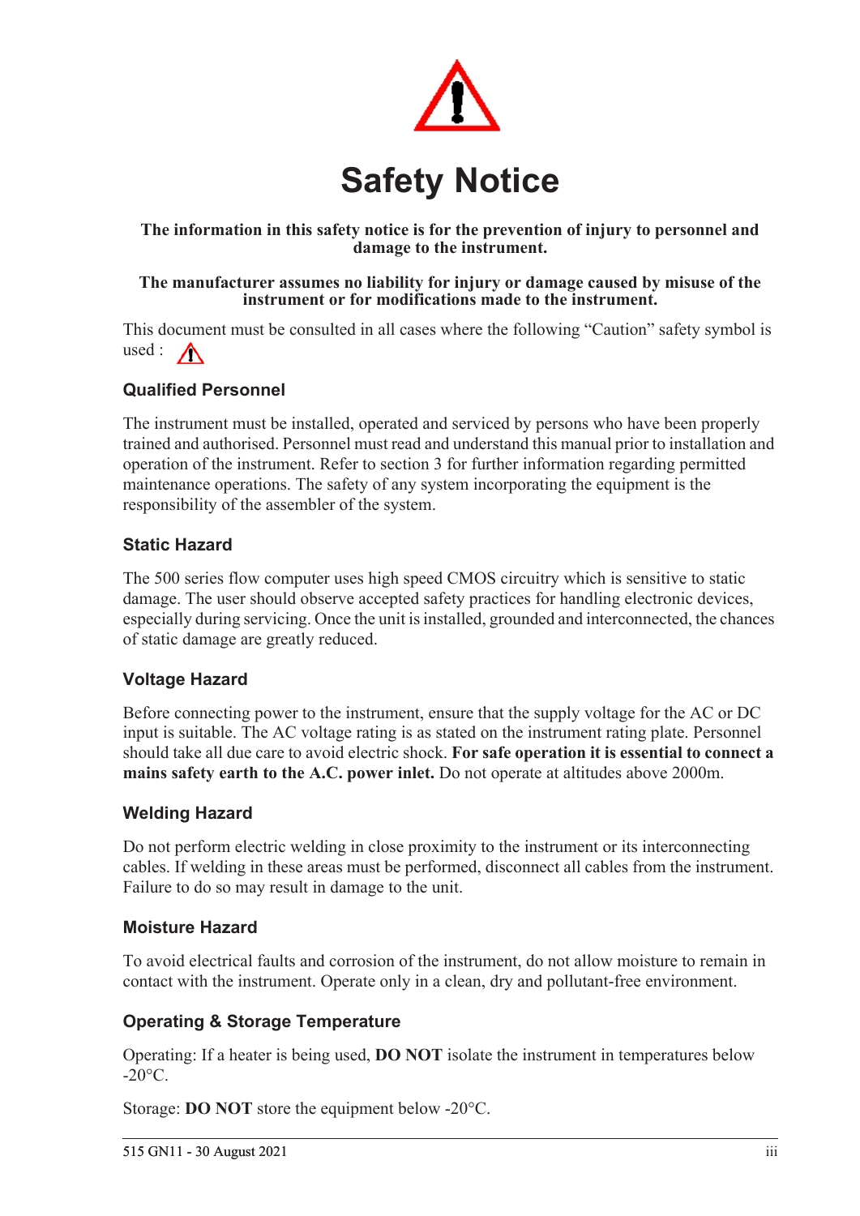# Safety Notice

**The information in this safety notice is for the prevention of injury to personnel and damage to the instrument.**

**The manufacturer assumes no liability for injury or damage caused by misuse of the instrument or for modifications made to the instrument.**

This document must be consulted in all cases where the following "Caution" safety symbol is used :

### Qualified Personnel

The instrument must be installed, operated and serviced by persons who have been properly trained and authorised. Personnel must read and understand this manual prior to installation and operation of the instrument. Refer to section 3 for further information regarding permitted maintenance operations. The safety of any system incorporating the equipment is the responsibility of the assembler of the system.

### Static Hazard

The 500 series flow computer uses high speed CMOS circuitry which is sensitive to static damage. The user should observe accepted safety practices for handling electronic devices, especially during servicing. Once the unit is installed, grounded and interconnected, the chances of static damage are greatly reduced.

### Voltage Hazard

Before connecting power to the instrument, ensure that the supply voltage for the AC or DC input is suitable. The AC voltage rating is as stated on the instrument rating plate. Personnel should take all due care to avoid electric shock. **For safe operation it is essential to connect a mains safety earth to the A.C. power inlet.** Do not operate at altitudes above 2000m.

### Welding Hazard

Do not perform electric welding in close proximity to the instrument or its interconnecting cables. If welding in these areas must be performed, disconnect all cables from the instrument. Failure to do so may result in damage to the unit.

### Moisture Hazard

To avoid electrical faults and corrosion of the instrument, do not allow moisture to remain in contact with the instrument. Operate only in a clean, dry and pollutant-free environment.

### Operating & Storage Temperature

Operating: If a heater is being used, **DO NOT** isolate the instrument in temperatures below -20°C.

Storage: **DO NOT** store the equipment below -20°C.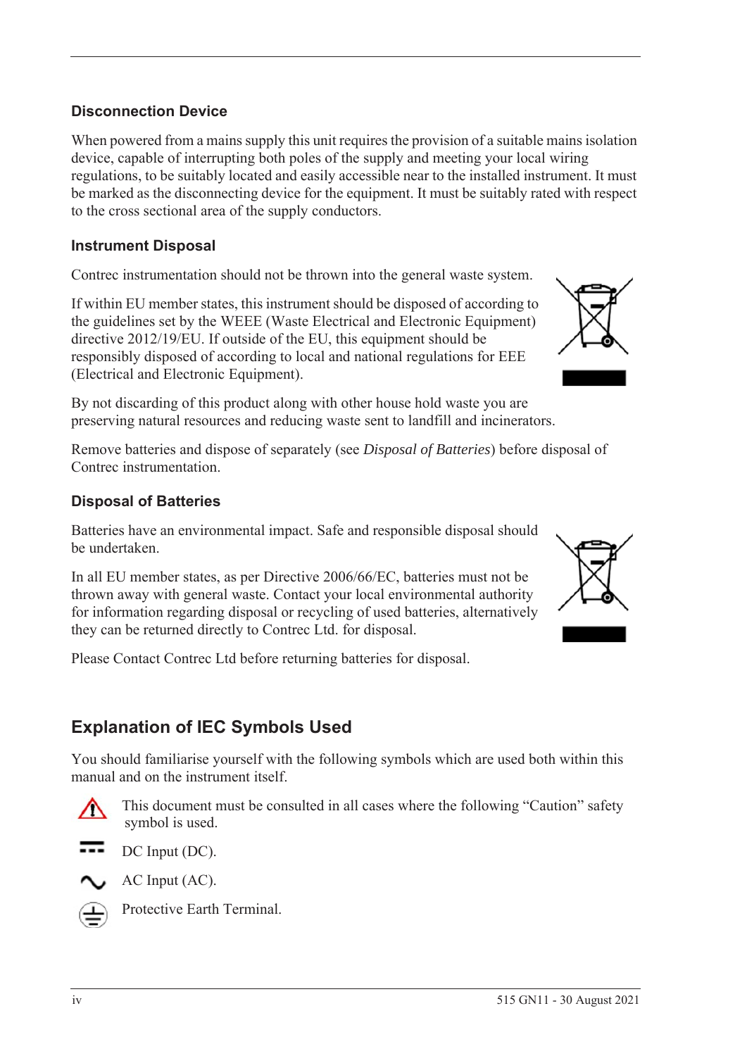### Disconnection Device

When powered from a mains supply this unit requires the provision of a suitable mains isolation device, capable of interrupting both poles of the supply and meeting your local wiring regulations, to be suitably located and easily accessible near to the installed instrument. It must be marked as the disconnecting device for the equipment. It must be suitably rated with respect to the cross sectional area of the supply conductors.

### Instrument Disposal

Contrec instrumentation should not be thrown into the general waste system.

If within EU member states, this instrument should be disposed of according to the guidelines set by the WEEE (Waste Electrical and Electronic Equipment) directive 2012/19/EU. If outside of the EU, this equipment should be responsibly disposed of according to local and national regulations for EEE (Electrical and Electronic Equipment).

By not discarding of this product along with other house hold waste you are preserving natural resources and reducing waste sent to landfill and incinerators.

Remove batteries and dispose of separately (see *Disposal of Batteries*) before disposal of Contrec instrumentation.

### Disposal of Batteries

Batteries have an environmental impact. Safe and responsible disposal should be undertaken.

In all EU member states, as per Directive 2006/66/EC, batteries must not be thrown away with general waste. Contact your local environmental authority for information regarding disposal or recycling of used batteries, alternatively they can be returned directly to Contrec Ltd. for disposal.

Please Contact Contrec Ltd before returning batteries for disposal.

## Explanation of IEC Symbols Used

You should familiarise yourself with the following symbols which are used both within this manual and on the instrument itself.

This document must be consulted in all cases where the following "Caution" safety symbol is used.

DC Input (DC).

AC Input (AC).

Protective Earth Terminal.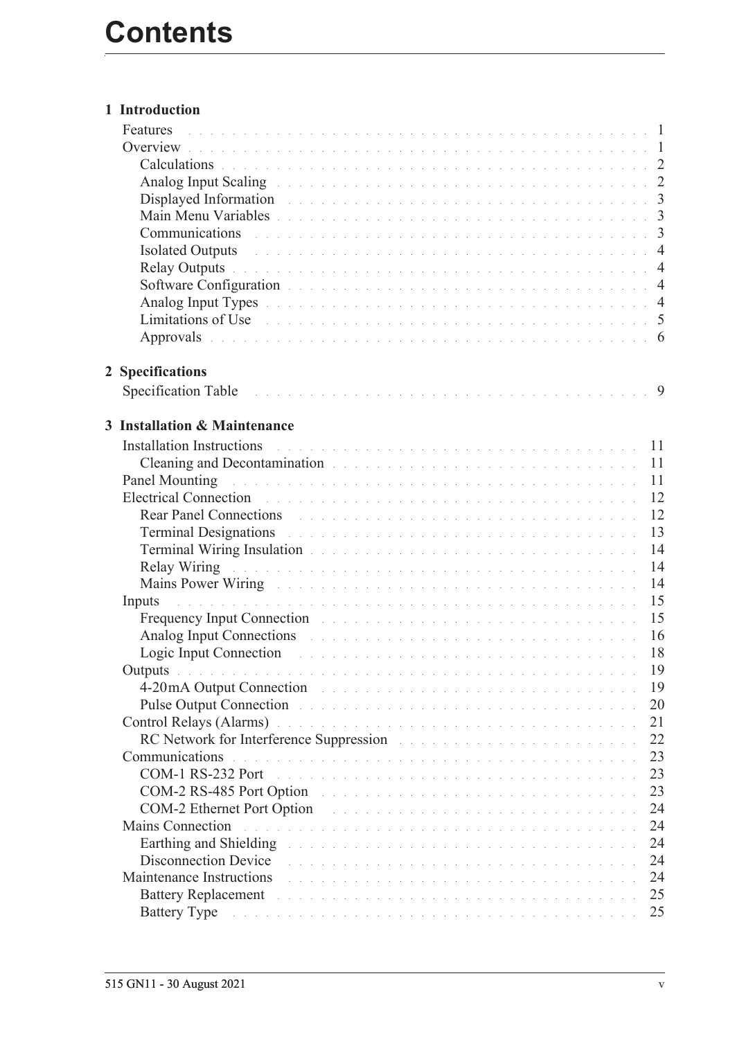# Contents

## 1 Introduction

- Features 1
- Overview 1
  - Calculations 2
  - Analog Input Scaling 2
  - Displayed Information 3
  - Main Menu Variables 3
  - Communications 3
  - Isolated Outputs 4
  - Relay Outputs 4
  - Software Configuration 4
  - Analog Input Types 4
  - Limitations of Use 5
  - Approvals 6

## 2 Specifications

- Specification Table 9

## 3 Installation & Maintenance

- Installation Instructions 11
  - Cleaning and Decontamination 11
- Panel Mounting 11
- Electrical Connection 12
  - Rear Panel Connections 12
  - Terminal Designations 13
  - Terminal Wiring Insulation 14
  - Relay Wiring 14
  - Mains Power Wiring 14
- Inputs 15
  - Frequency Input Connection 15
  - Analog Input Connections 16
  - Logic Input Connection 18
- Outputs 19
  - 4-20mA Output Connection 19
  - Pulse Output Connection 20
- Control Relays (Alarms) 21
  - RC Network for Interference Suppression 22
- Communications 23
  - COM-1 RS-232 Port 23
  - COM-2 RS-485 Port Option 23
  - COM-2 Ethernet Port Option 24
- Mains Connection 24
  - Earthing and Shielding 24
  - Disconnection Device 24
- Maintenance Instructions 24
  - Battery Replacement 25
  - Battery Type 25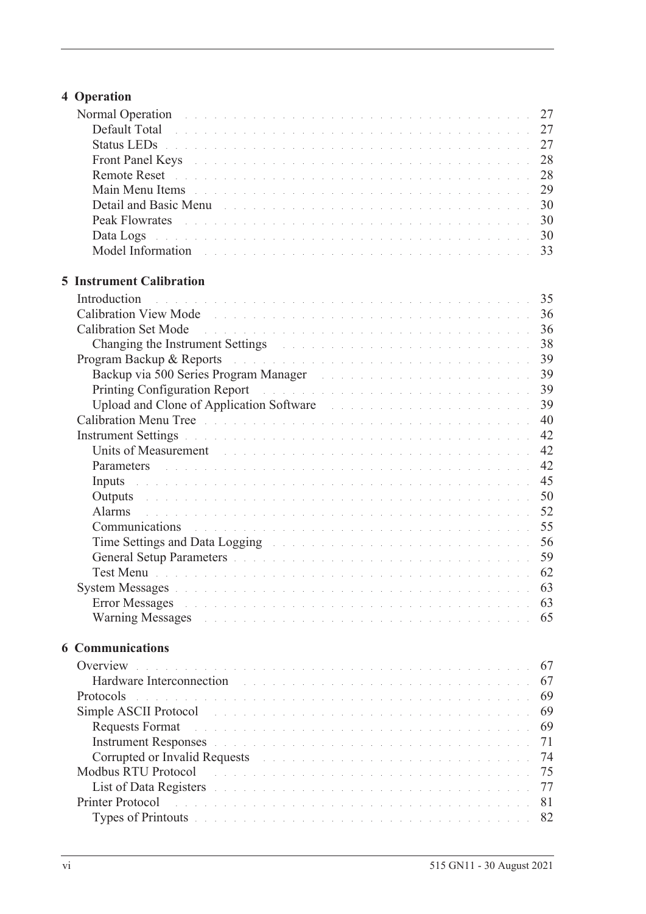## 4 Operation

Normal Operation . . . 27
- Default Total . . . 27
- Status LEDs . . . 27
- Front Panel Keys . . . 28
- Remote Reset . . . 28
- Main Menu Items . . . 29
- Detail and Basic Menu . . . 30
- Peak Flowrates . . . 30
- Data Logs . . . 30
- Model Information . . . 33

## 5 Instrument Calibration

Introduction . . . 35
Calibration View Mode . . . 36
Calibration Set Mode . . . 36
- Changing the Instrument Settings . . . 38

Program Backup & Reports . . . 39
- Backup via 500 Series Program Manager . . . 39
- Printing Configuration Report . . . 39
- Upload and Clone of Application Software . . . 39

Calibration Menu Tree . . . 40
Instrument Settings . . . 42
- Units of Measurement . . . 42
- Parameters . . . 42
- Inputs . . . 45
- Outputs . . . 50
- Alarms . . . 52
- Communications . . . 55
- Time Settings and Data Logging . . . 56
- General Setup Parameters . . . 59
- Test Menu . . . 62

System Messages . . . 63
- Error Messages . . . 63
- Warning Messages . . . 65

## 6 Communications

Overview . . . 67
- Hardware Interconnection . . . 67

Protocols . . . 69
Simple ASCII Protocol . . . 69
- Requests Format . . . 69
- Instrument Responses . . . 71
- Corrupted or Invalid Requests . . . 74

Modbus RTU Protocol . . . 75
- List of Data Registers . . . 77

Printer Protocol . . . 81
- Types of Printouts . . . 82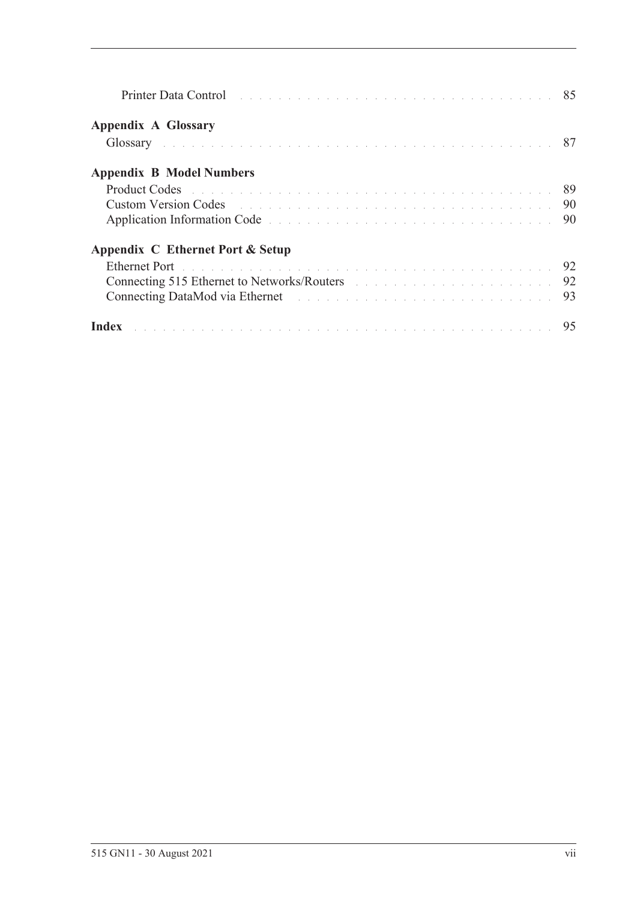Printer Data Control . . . . . . . . . . . . . . . . . . . . . . . . . . . . . . . . . . 85

**Appendix A Glossary**

Glossary . . . . . . . . . . . . . . . . . . . . . . . . . . . . . . . . . . . . . . . . . 87

**Appendix B Model Numbers**

Product Codes . . . . . . . . . . . . . . . . . . . . . . . . . . . . . . . . . . . . . . 89
Custom Version Codes . . . . . . . . . . . . . . . . . . . . . . . . . . . . . . . . . 90
Application Information Code . . . . . . . . . . . . . . . . . . . . . . . . . . . . . 90

**Appendix C Ethernet Port & Setup**

Ethernet Port . . . . . . . . . . . . . . . . . . . . . . . . . . . . . . . . . . . . . . . 92
Connecting 515 Ethernet to Networks/Routers . . . . . . . . . . . . . . . . . . . . 92
Connecting DataMod via Ethernet . . . . . . . . . . . . . . . . . . . . . . . . . . . 93

**Index** . . . . . . . . . . . . . . . . . . . . . . . . . . . . . . . . . . . . . . . . . . 95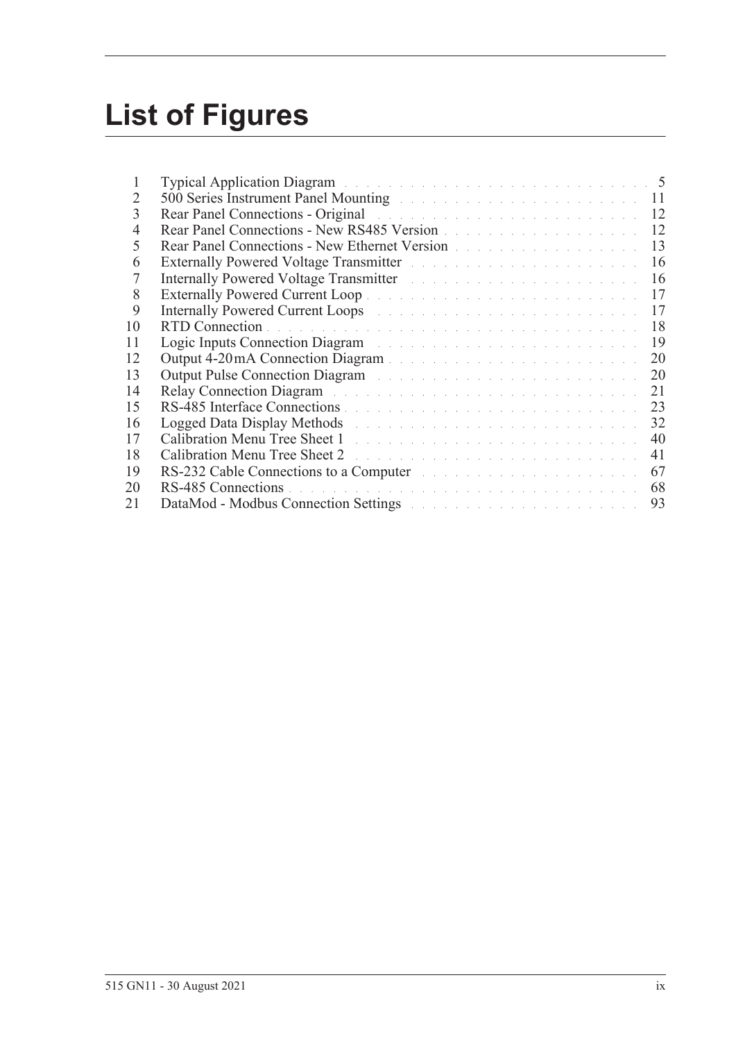# List of Figures

| | | |
|---|---|---|
| 1 | Typical Application Diagram | 5 |
| 2 | 500 Series Instrument Panel Mounting | 11 |
| 3 | Rear Panel Connections - Original | 12 |
| 4 | Rear Panel Connections - New RS485 Version | 12 |
| 5 | Rear Panel Connections - New Ethernet Version | 13 |
| 6 | Externally Powered Voltage Transmitter | 16 |
| 7 | Internally Powered Voltage Transmitter | 16 |
| 8 | Externally Powered Current Loop | 17 |
| 9 | Internally Powered Current Loops | 17 |
| 10 | RTD Connection | 18 |
| 11 | Logic Inputs Connection Diagram | 19 |
| 12 | Output 4-20 mA Connection Diagram | 20 |
| 13 | Output Pulse Connection Diagram | 20 |
| 14 | Relay Connection Diagram | 21 |
| 15 | RS-485 Interface Connections | 23 |
| 16 | Logged Data Display Methods | 32 |
| 17 | Calibration Menu Tree Sheet 1 | 40 |
| 18 | Calibration Menu Tree Sheet 2 | 41 |
| 19 | RS-232 Cable Connections to a Computer | 67 |
| 20 | RS-485 Connections | 68 |
| 21 | DataMod - Modbus Connection Settings | 93 |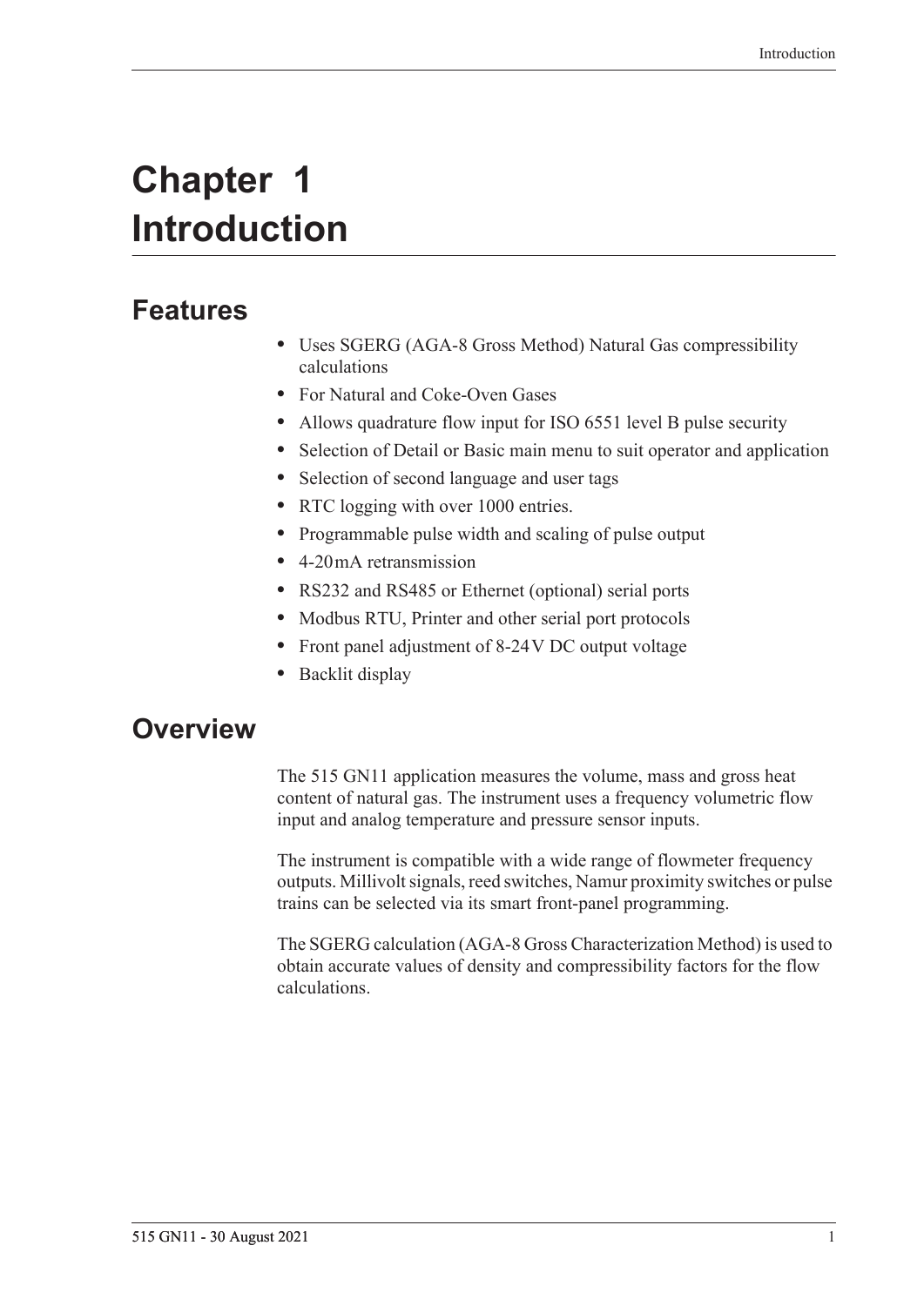# Chapter 1 Introduction

## Features

- Uses SGERG (AGA-8 Gross Method) Natural Gas compressibility calculations
- For Natural and Coke-Oven Gases
- Allows quadrature flow input for ISO 6551 level B pulse security
- Selection of Detail or Basic main menu to suit operator and application
- Selection of second language and user tags
- RTC logging with over 1000 entries.
- Programmable pulse width and scaling of pulse output
- 4-20 mA retransmission
- RS232 and RS485 or Ethernet (optional) serial ports
- Modbus RTU, Printer and other serial port protocols
- Front panel adjustment of 8-24 V DC output voltage
- Backlit display

## Overview

The 515 GN11 application measures the volume, mass and gross heat content of natural gas. The instrument uses a frequency volumetric flow input and analog temperature and pressure sensor inputs.

The instrument is compatible with a wide range of flowmeter frequency outputs. Millivolt signals, reed switches, Namur proximity switches or pulse trains can be selected via its smart front-panel programming.

The SGERG calculation (AGA-8 Gross Characterization Method) is used to obtain accurate values of density and compressibility factors for the flow calculations.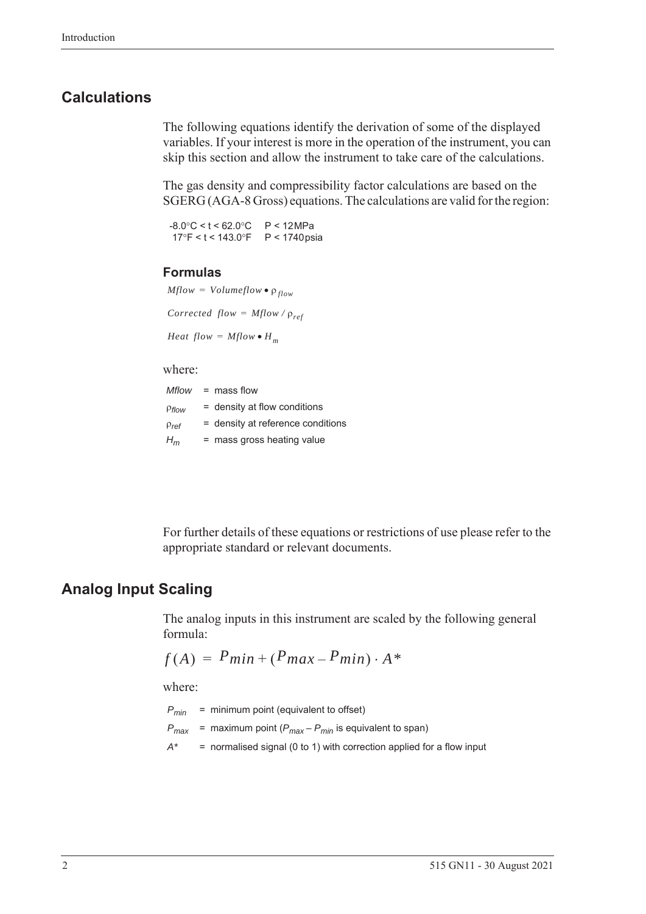## Calculations

The following equations identify the derivation of some of the displayed variables. If your interest is more in the operation of the instrument, you can skip this section and allow the instrument to take care of the calculations.

The gas density and compressibility factor calculations are based on the SGERG (AGA-8 Gross) equations. The calculations are valid for the region:

-8.0°C < t < 62.0°C  P < 12 MPa
17°F < t < 143.0°F  P < 1740 psia

### Formulas

$$Mflow = Volumeflow \bullet \rho_{flow}$$

$$Corrected\ \ flow = Mflow / \rho_{ref}$$

$$Heat\ \ flow = Mflow \bullet H_m$$

where:

*Mflow* = mass flow
$\rho_{flow}$ = density at flow conditions
$\rho_{ref}$ = density at reference conditions
$H_m$ = mass gross heating value

For further details of these equations or restrictions of use please refer to the appropriate standard or relevant documents.

## Analog Input Scaling

The analog inputs in this instrument are scaled by the following general formula:

$$f(A) = P_{min} + (P_{max} - P_{min}) \cdot A^*$$

where:

$P_{min}$ = minimum point (equivalent to offset)
$P_{max}$ = maximum point ($P_{max} - P_{min}$ is equivalent to span)
$A^*$ = normalised signal (0 to 1) with correction applied for a flow input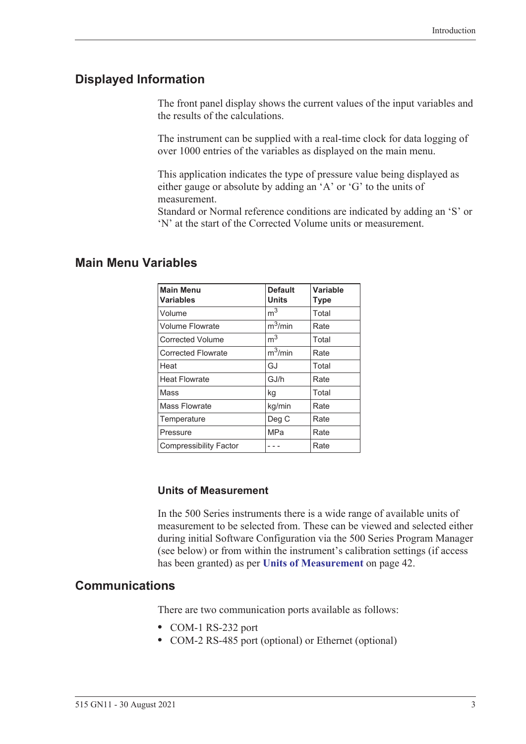## Displayed Information

The front panel display shows the current values of the input variables and the results of the calculations.

The instrument can be supplied with a real-time clock for data logging of over 1000 entries of the variables as displayed on the main menu.

This application indicates the type of pressure value being displayed as either gauge or absolute by adding an 'A' or 'G' to the units of measurement.
Standard or Normal reference conditions are indicated by adding an 'S' or 'N' at the start of the Corrected Volume units or measurement.

## Main Menu Variables

| Main Menu Variables | Default Units | Variable Type |
|---|---|---|
| Volume | $m^3$ | Total |
| Volume Flowrate | $m^3$/min | Rate |
| Corrected Volume | $m^3$ | Total |
| Corrected Flowrate | $m^3$/min | Rate |
| Heat | GJ | Total |
| Heat Flowrate | GJ/h | Rate |
| Mass | kg | Total |
| Mass Flowrate | kg/min | Rate |
| Temperature | Deg C | Rate |
| Pressure | MPa | Rate |
| Compressibility Factor | - - - | Rate |

### Units of Measurement

In the 500 Series instruments there is a wide range of available units of measurement to be selected from. These can be viewed and selected either during initial Software Configuration via the 500 Series Program Manager (see below) or from within the instrument's calibration settings (if access has been granted) as per **Units of Measurement** on page 42.

## Communications

There are two communication ports available as follows:

- COM-1 RS-232 port
- COM-2 RS-485 port (optional) or Ethernet (optional)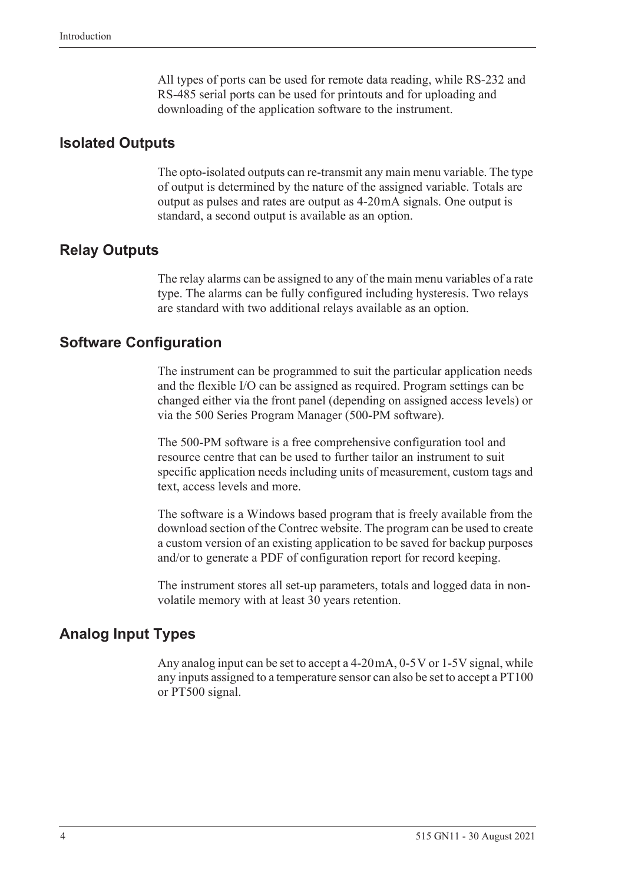All types of ports can be used for remote data reading, while RS-232 and RS-485 serial ports can be used for printouts and for uploading and downloading of the application software to the instrument.

## Isolated Outputs

The opto-isolated outputs can re-transmit any main menu variable. The type of output is determined by the nature of the assigned variable. Totals are output as pulses and rates are output as 4-20mA signals. One output is standard, a second output is available as an option.

## Relay Outputs

The relay alarms can be assigned to any of the main menu variables of a rate type. The alarms can be fully configured including hysteresis. Two relays are standard with two additional relays available as an option.

## Software Configuration

The instrument can be programmed to suit the particular application needs and the flexible I/O can be assigned as required. Program settings can be changed either via the front panel (depending on assigned access levels) or via the 500 Series Program Manager (500-PM software).

The 500-PM software is a free comprehensive configuration tool and resource centre that can be used to further tailor an instrument to suit specific application needs including units of measurement, custom tags and text, access levels and more.

The software is a Windows based program that is freely available from the download section of the Contrec website. The program can be used to create a custom version of an existing application to be saved for backup purposes and/or to generate a PDF of configuration report for record keeping.

The instrument stores all set-up parameters, totals and logged data in non-volatile memory with at least 30 years retention.

## Analog Input Types

Any analog input can be set to accept a 4-20mA, 0-5V or 1-5V signal, while any inputs assigned to a temperature sensor can also be set to accept a PT100 or PT500 signal.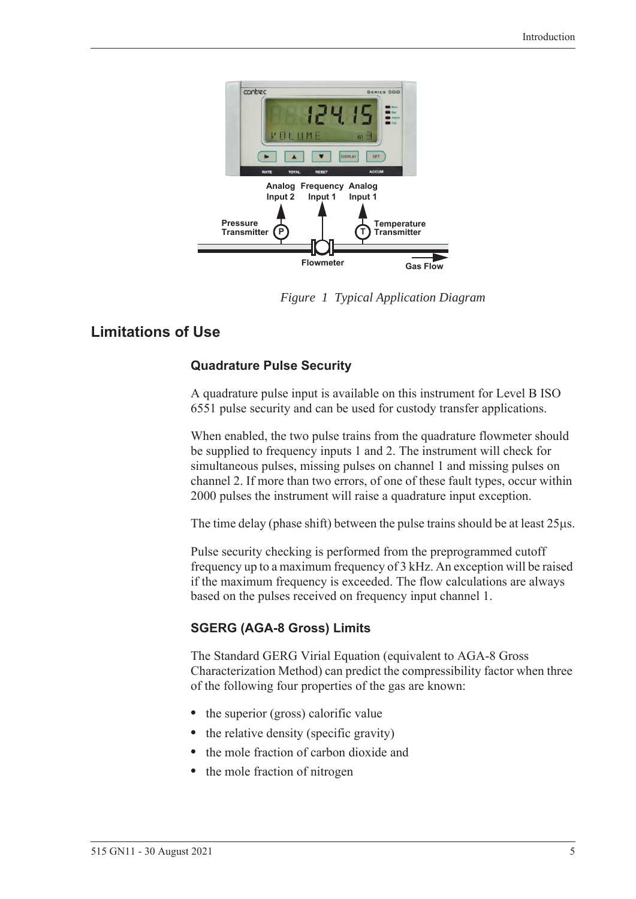*Figure 1 Typical Application Diagram*

## Limitations of Use

### Quadrature Pulse Security

A quadrature pulse input is available on this instrument for Level B ISO 6551 pulse security and can be used for custody transfer applications.

When enabled, the two pulse trains from the quadrature flowmeter should be supplied to frequency inputs 1 and 2. The instrument will check for simultaneous pulses, missing pulses on channel 1 and missing pulses on channel 2. If more than two errors, of one of these fault types, occur within 2000 pulses the instrument will raise a quadrature input exception.

The time delay (phase shift) between the pulse trains should be at least 25µs.

Pulse security checking is performed from the preprogrammed cutoff frequency up to a maximum frequency of 3 kHz. An exception will be raised if the maximum frequency is exceeded. The flow calculations are always based on the pulses received on frequency input channel 1.

### SGERG (AGA-8 Gross) Limits

The Standard GERG Virial Equation (equivalent to AGA-8 Gross Characterization Method) can predict the compressibility factor when three of the following four properties of the gas are known:

- the superior (gross) calorific value
- the relative density (specific gravity)
- the mole fraction of carbon dioxide and
- the mole fraction of nitrogen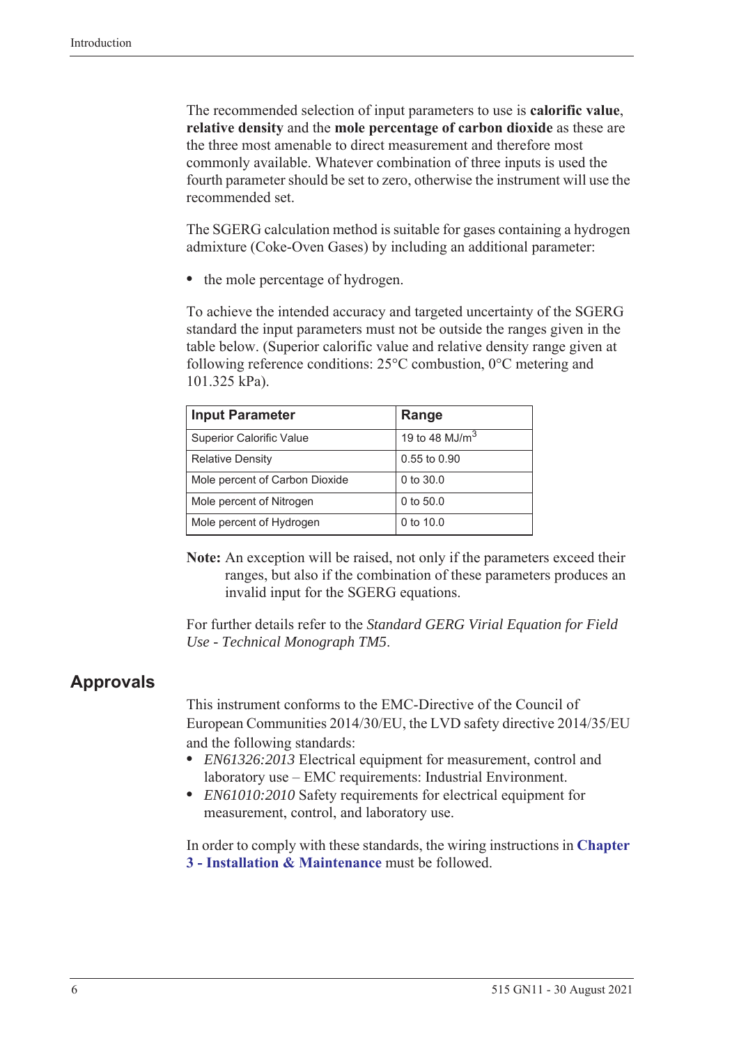The recommended selection of input parameters to use is **calorific value**, **relative density** and the **mole percentage of carbon dioxide** as these are the three most amenable to direct measurement and therefore most commonly available. Whatever combination of three inputs is used the fourth parameter should be set to zero, otherwise the instrument will use the recommended set.

The SGERG calculation method is suitable for gases containing a hydrogen admixture (Coke-Oven Gases) by including an additional parameter:

- the mole percentage of hydrogen.

To achieve the intended accuracy and targeted uncertainty of the SGERG standard the input parameters must not be outside the ranges given in the table below. (Superior calorific value and relative density range given at following reference conditions: 25°C combustion, 0°C metering and 101.325 kPa).

| Input Parameter | Range |
|---|---|
| Superior Calorific Value | 19 to 48 $MJ/m^3$ |
| Relative Density | 0.55 to 0.90 |
| Mole percent of Carbon Dioxide | 0 to 30.0 |
| Mole percent of Nitrogen | 0 to 50.0 |
| Mole percent of Hydrogen | 0 to 10.0 |

**Note:** An exception will be raised, not only if the parameters exceed their ranges, but also if the combination of these parameters produces an invalid input for the SGERG equations.

For further details refer to the *Standard GERG Virial Equation for Field Use - Technical Monograph TM5*.

## Approvals

This instrument conforms to the EMC-Directive of the Council of European Communities 2014/30/EU, the LVD safety directive 2014/35/EU and the following standards:

- *EN61326:2013* Electrical equipment for measurement, control and laboratory use – EMC requirements: Industrial Environment.
- *EN61010:2010* Safety requirements for electrical equipment for measurement, control, and laboratory use.

In order to comply with these standards, the wiring instructions in **Chapter 3 - Installation & Maintenance** must be followed.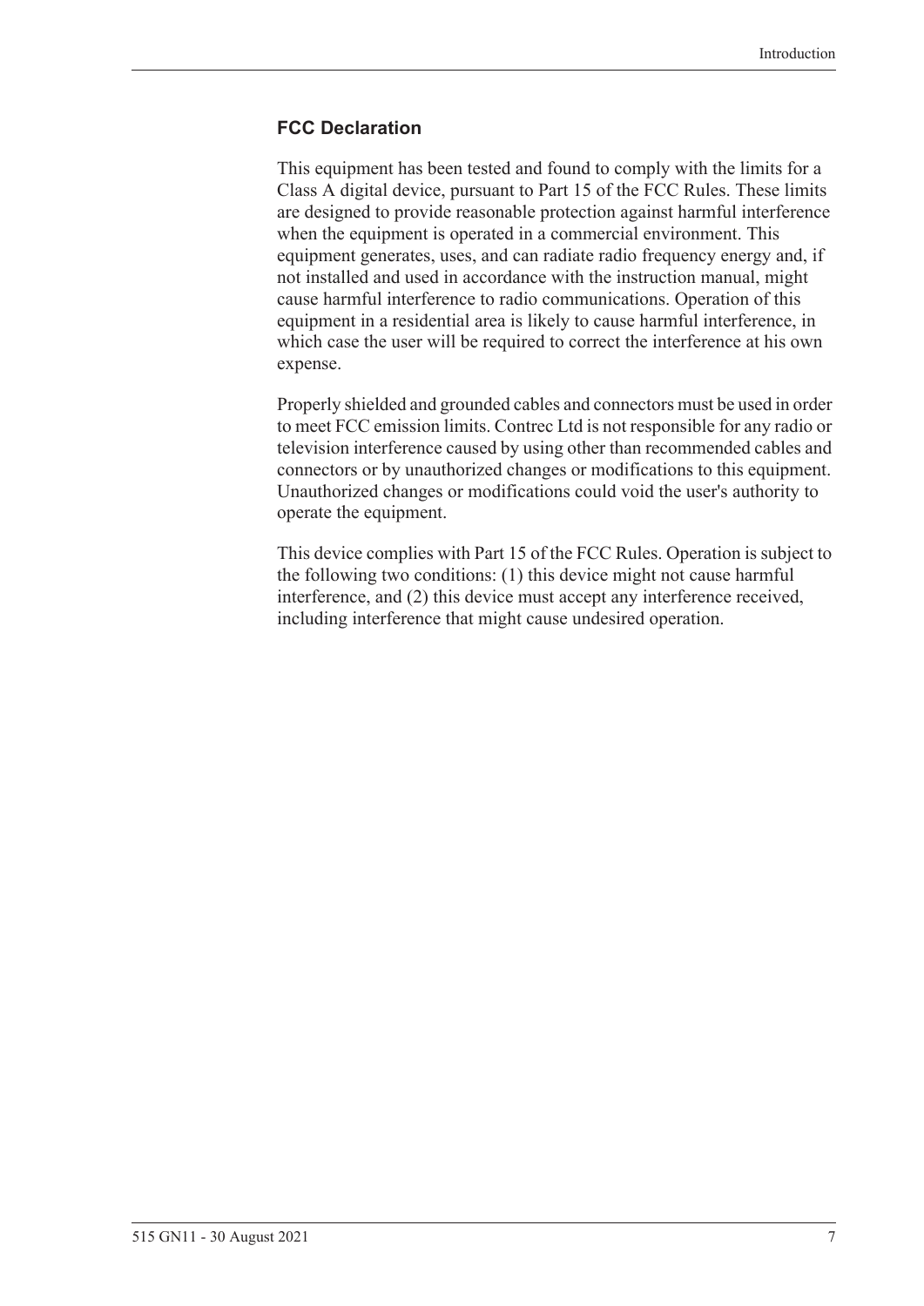### FCC Declaration

This equipment has been tested and found to comply with the limits for a Class A digital device, pursuant to Part 15 of the FCC Rules. These limits are designed to provide reasonable protection against harmful interference when the equipment is operated in a commercial environment. This equipment generates, uses, and can radiate radio frequency energy and, if not installed and used in accordance with the instruction manual, might cause harmful interference to radio communications. Operation of this equipment in a residential area is likely to cause harmful interference, in which case the user will be required to correct the interference at his own expense.

Properly shielded and grounded cables and connectors must be used in order to meet FCC emission limits. Contrec Ltd is not responsible for any radio or television interference caused by using other than recommended cables and connectors or by unauthorized changes or modifications to this equipment. Unauthorized changes or modifications could void the user's authority to operate the equipment.

This device complies with Part 15 of the FCC Rules. Operation is subject to the following two conditions: (1) this device might not cause harmful interference, and (2) this device must accept any interference received, including interference that might cause undesired operation.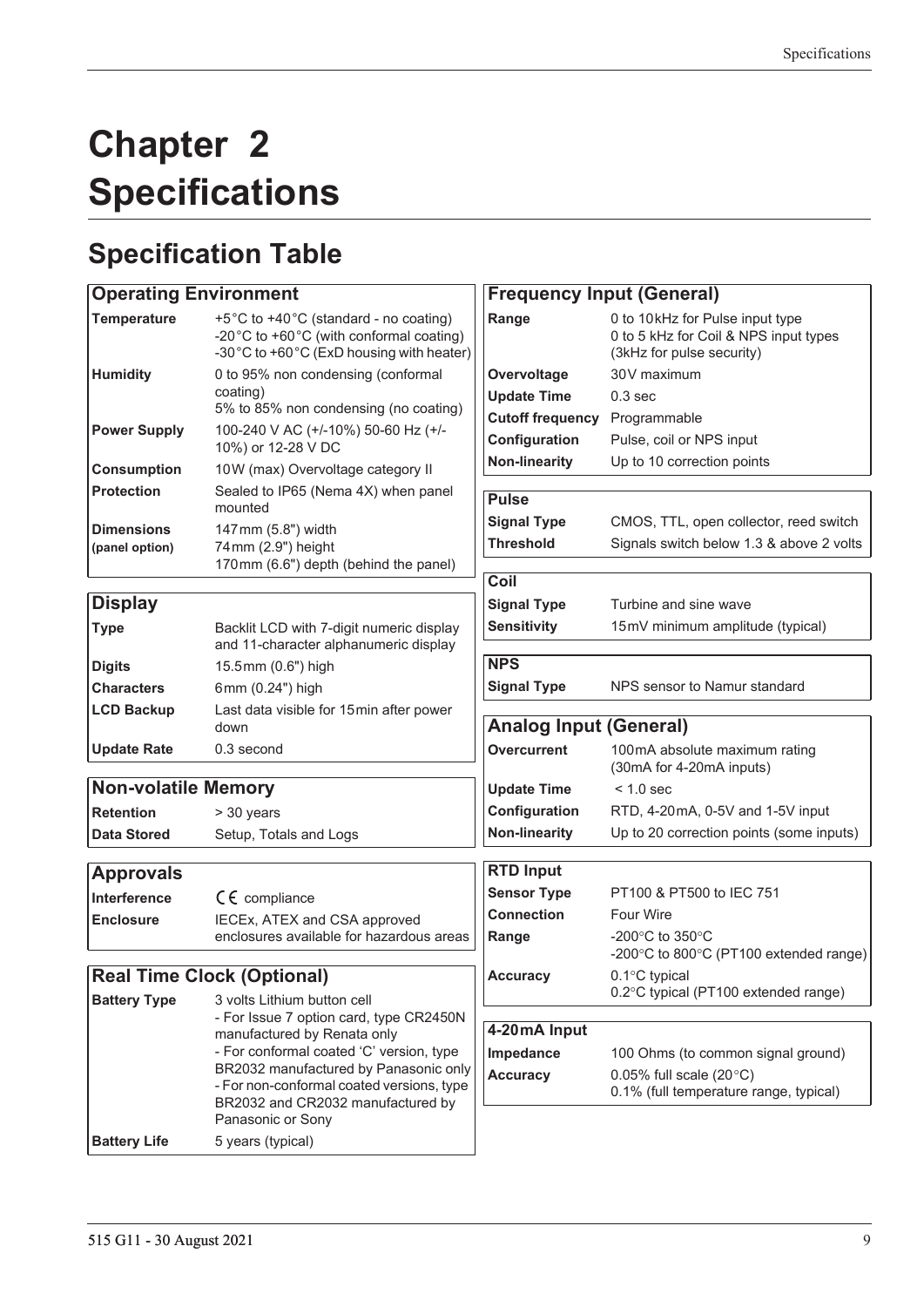# Chapter 2 Specifications

## Specification Table

| Operating Environment | |
|---|---|
| **Temperature** | +5°C to +40°C (standard - no coating)<br>-20°C to +60°C (with conformal coating)<br>-30°C to +60°C (ExD housing with heater) |
| **Humidity** | 0 to 95% non condensing (conformal coating)<br>5% to 85% non condensing (no coating) |
| **Power Supply** | 100-240 V AC (+/-10%) 50-60 Hz (+/-10%) or 12-28 V DC |
| **Consumption** | 10W (max) Overvoltage category II |
| **Protection** | Sealed to IP65 (Nema 4X) when panel mounted |
| **Dimensions (panel option)** | 147mm (5.8") width<br>74mm (2.9") height<br>170mm (6.6") depth (behind the panel) |

| Display | |
|---|---|
| **Type** | Backlit LCD with 7-digit numeric display and 11-character alphanumeric display |
| **Digits** | 15.5mm (0.6") high |
| **Characters** | 6mm (0.24") high |
| **LCD Backup** | Last data visible for 15min after power down |
| **Update Rate** | 0.3 second |

| Non-volatile Memory | |
|---|---|
| **Retention** | > 30 years |
| **Data Stored** | Setup, Totals and Logs |

| Approvals | |
|---|---|
| **Interference** | CE compliance |
| **Enclosure** | IECEx, ATEX and CSA approved enclosures available for hazardous areas |

| Real Time Clock (Optional) | |
|---|---|
| **Battery Type** | 3 volts Lithium button cell<br>- For Issue 7 option card, type CR2450N manufactured by Renata only<br>- For conformal coated 'C' version, type BR2032 manufactured by Panasonic only<br>- For non-conformal coated versions, type BR2032 and CR2032 manufactured by Panasonic or Sony |
| **Battery Life** | 5 years (typical) |

| Frequency Input (General) | |
|---|---|
| **Range** | 0 to 10kHz for Pulse input type<br>0 to 5 kHz for Coil & NPS input types<br>(3kHz for pulse security) |
| **Overvoltage** | 30V maximum |
| **Update Time** | 0.3 sec |
| **Cutoff frequency** | Programmable |
| **Configuration** | Pulse, coil or NPS input |
| **Non-linearity** | Up to 10 correction points |

| Pulse | |
|---|---|
| **Signal Type** | CMOS, TTL, open collector, reed switch |
| **Threshold** | Signals switch below 1.3 & above 2 volts |

| Coil | |
|---|---|
| **Signal Type** | Turbine and sine wave |
| **Sensitivity** | 15mV minimum amplitude (typical) |

| NPS | |
|---|---|
| **Signal Type** | NPS sensor to Namur standard |

| Analog Input (General) | |
|---|---|
| **Overcurrent** | 100mA absolute maximum rating<br>(30mA for 4-20mA inputs) |
| **Update Time** | < 1.0 sec |
| **Configuration** | RTD, 4-20mA, 0-5V and 1-5V input |
| **Non-linearity** | Up to 20 correction points (some inputs) |

| RTD Input | |
|---|---|
| **Sensor Type** | PT100 & PT500 to IEC 751 |
| **Connection** | Four Wire |
| **Range** | -200°C to 350°C<br>-200°C to 800°C (PT100 extended range) |
| **Accuracy** | 0.1°C typical<br>0.2°C typical (PT100 extended range) |

| 4-20mA Input | |
|---|---|
| **Impedance** | 100 Ohms (to common signal ground) |
| **Accuracy** | 0.05% full scale (20°C)<br>0.1% (full temperature range, typical) |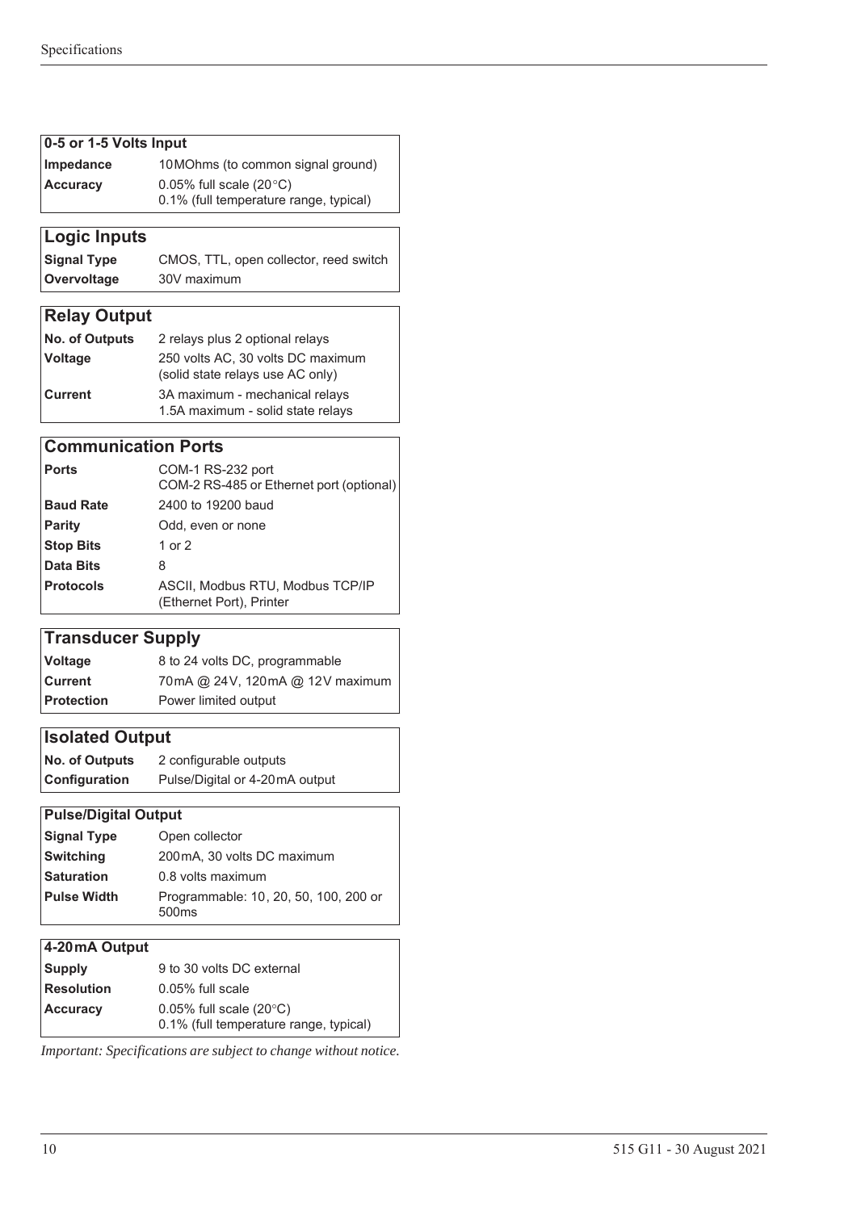| 0-5 or 1-5 Volts Input | |
|---|---|
| **Impedance** | 10 MOhms (to common signal ground) |
| **Accuracy** | 0.05% full scale (20°C)<br>0.1% (full temperature range, typical) |

| Logic Inputs | |
|---|---|
| **Signal Type** | CMOS, TTL, open collector, reed switch |
| **Overvoltage** | 30V maximum |

| Relay Output | |
|---|---|
| **No. of Outputs** | 2 relays plus 2 optional relays |
| **Voltage** | 250 volts AC, 30 volts DC maximum (solid state relays use AC only) |
| **Current** | 3A maximum - mechanical relays<br>1.5A maximum - solid state relays |

| Communication Ports | |
|---|---|
| **Ports** | COM-1 RS-232 port<br>COM-2 RS-485 or Ethernet port (optional) |
| **Baud Rate** | 2400 to 19200 baud |
| **Parity** | Odd, even or none |
| **Stop Bits** | 1 or 2 |
| **Data Bits** | 8 |
| **Protocols** | ASCII, Modbus RTU, Modbus TCP/IP (Ethernet Port), Printer |

| Transducer Supply | |
|---|---|
| **Voltage** | 8 to 24 volts DC, programmable |
| **Current** | 70 mA @ 24 V, 120 mA @ 12 V maximum |
| **Protection** | Power limited output |

| Isolated Output | |
|---|---|
| **No. of Outputs** | 2 configurable outputs |
| **Configuration** | Pulse/Digital or 4-20 mA output |

| Pulse/Digital Output | |
|---|---|
| **Signal Type** | Open collector |
| **Switching** | 200 mA, 30 volts DC maximum |
| **Saturation** | 0.8 volts maximum |
| **Pulse Width** | Programmable: 10, 20, 50, 100, 200 or 500ms |

| 4-20 mA Output | |
|---|---|
| **Supply** | 9 to 30 volts DC external |
| **Resolution** | 0.05% full scale |
| **Accuracy** | 0.05% full scale (20°C)<br>0.1% (full temperature range, typical) |

*Important: Specifications are subject to change without notice.*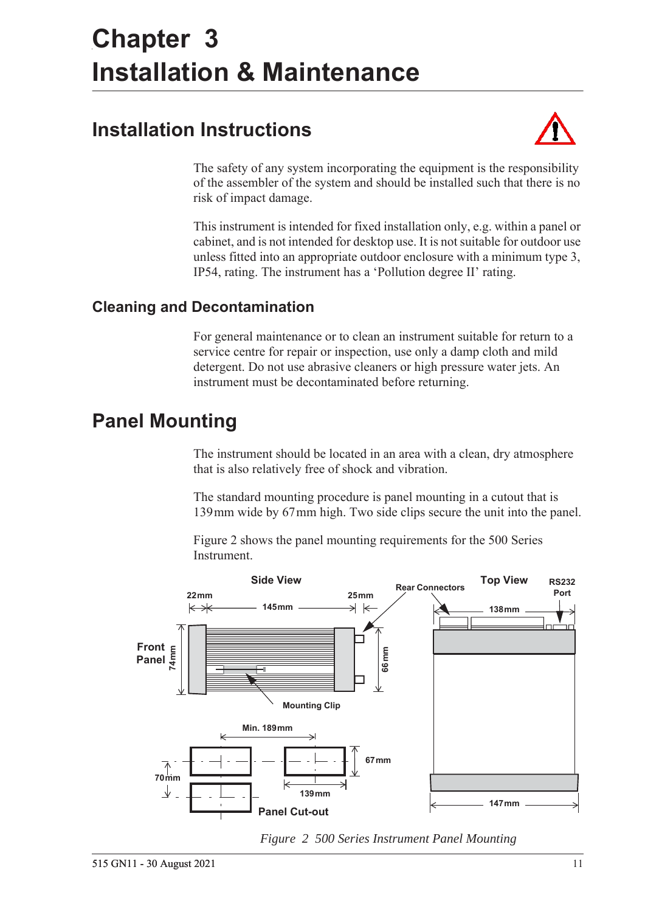# Chapter 3
# Installation & Maintenance

## Installation Instructions

The safety of any system incorporating the equipment is the responsibility of the assembler of the system and should be installed such that there is no risk of impact damage.

This instrument is intended for fixed installation only, e.g. within a panel or cabinet, and is not intended for desktop use. It is not suitable for outdoor use unless fitted into an appropriate outdoor enclosure with a minimum type 3, IP54, rating. The instrument has a 'Pollution degree II' rating.

### Cleaning and Decontamination

For general maintenance or to clean an instrument suitable for return to a service centre for repair or inspection, use only a damp cloth and mild detergent. Do not use abrasive cleaners or high pressure water jets. An instrument must be decontaminated before returning.

## Panel Mounting

The instrument should be located in an area with a clean, dry atmosphere that is also relatively free of shock and vibration.

The standard mounting procedure is panel mounting in a cutout that is 139mm wide by 67mm high. Two side clips secure the unit into the panel.

Figure 2 shows the panel mounting requirements for the 500 Series Instrument.

*Figure 2 500 Series Instrument Panel Mounting*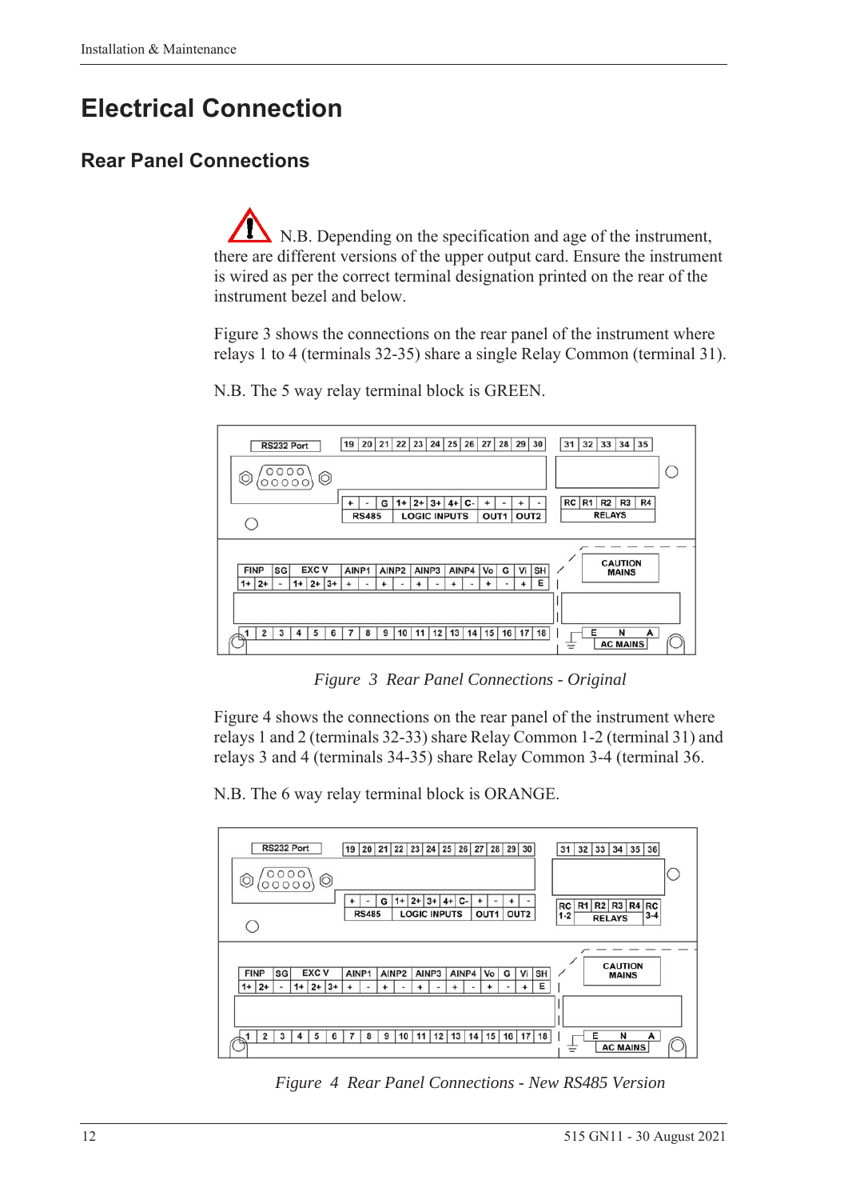# Electrical Connection

## Rear Panel Connections

N.B. Depending on the specification and age of the instrument, there are different versions of the upper output card. Ensure the instrument is wired as per the correct terminal designation printed on the rear of the instrument bezel and below.

Figure 3 shows the connections on the rear panel of the instrument where relays 1 to 4 (terminals 32-35) share a single Relay Common (terminal 31).

N.B. The 5 way relay terminal block is GREEN.

*Figure 3 Rear Panel Connections - Original*

Figure 4 shows the connections on the rear panel of the instrument where relays 1 and 2 (terminals 32-33) share Relay Common 1-2 (terminal 31) and relays 3 and 4 (terminals 34-35) share Relay Common 3-4 (terminal 36.

N.B. The 6 way relay terminal block is ORANGE.

*Figure 4 Rear Panel Connections - New RS485 Version*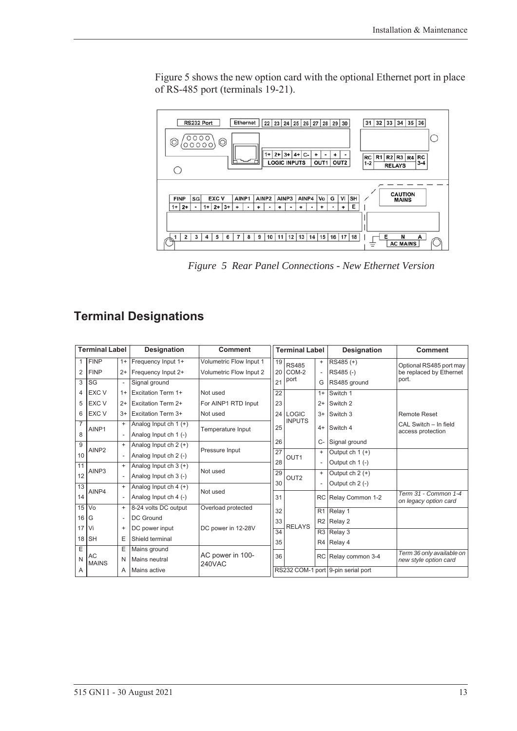Figure 5 shows the new option card with the optional Ethernet port in place of RS-485 port (terminals 19-21).

*Figure 5 Rear Panel Connections - New Ethernet Version*

## Terminal Designations

| Terminal Label | | | Designation | Comment |
|---|---|---|---|---|
| 1 | FINP | 1+ | Frequency Input 1+ | Volumetric Flow Input 1 |
| 2 | FINP | 2+ | Frequency Input 2+ | Volumetric Flow Input 2 |
| 3 | SG | - | Signal ground | |
| 4 | EXC V | 1+ | Excitation Term 1+ | Not used |
| 5 | EXC V | 2+ | Excitation Term 2+ | For AINP1 RTD Input |
| 6 | EXC V | 3+ | Excitation Term 3+ | Not used |
| 7 | AINP1 | + | Analog Input ch 1 (+) | Temperature Input |
| 8 | | - | Analog Input ch 1 (-) | |
| 9 | AINP2 | + | Analog Input ch 2 (+) | Pressure Input |
| 10 | | - | Analog Input ch 2 (-) | |
| 11 | AINP3 | + | Analog Input ch 3 (+) | Not used |
| 12 | | - | Analog Input ch 3 (-) | |
| 13 | AINP4 | + | Analog Input ch 4 (+) | Not used |
| 14 | | - | Analog Input ch 4 (-) | |
| 15 | Vo | + | 8-24 volts DC output | Overload protected |
| 16 | G | - | DC Ground | |
| 17 | Vi | + | DC power input | DC power in 12-28V |
| 18 | SH | E | Shield terminal | |
| E | AC MAINS | E | Mains ground | AC power in 100-240VAC |
| N | | N | Mains neutral | |
| A | | A | Mains active | |

| Terminal Label | | | Designation | Comment |
|---|---|---|---|---|
| 19 | RS485 COM-2 port | + | RS485 (+) | Optional RS485 port may be replaced by Ethernet port. |
| 20 | | - | RS485 (-) | |
| 21 | | G | RS485 ground | |
| 22 | LOGIC INPUTS | 1+ | Switch 1 | |
| 23 | | 2+ | Switch 2 | |
| 24 | | 3+ | Switch 3 | Remote Reset |
| 25 | | 4+ | Switch 4 | CAL Switch – In field access protection |
| 26 | | C- | Signal ground | |
| 27 | OUT1 | + | Output ch 1 (+) | |
| 28 | | - | Output ch 1 (-) | |
| 29 | OUT2 | + | Output ch 2 (+) | |
| 30 | | - | Output ch 2 (-) | |
| 31 | RELAYS | RC | Relay Common 1-2 | *Term 31 - Common 1-4 on legacy option card* |
| 32 | | R1 | Relay 1 | |
| 33 | | R2 | Relay 2 | |
| 34 | | R3 | Relay 3 | |
| 35 | | R4 | Relay 4 | |
| 36 | | RC | Relay common 3-4 | *Term 36 only available on new style option card* |
| RS232 COM-1 port | | | 9-pin serial port | |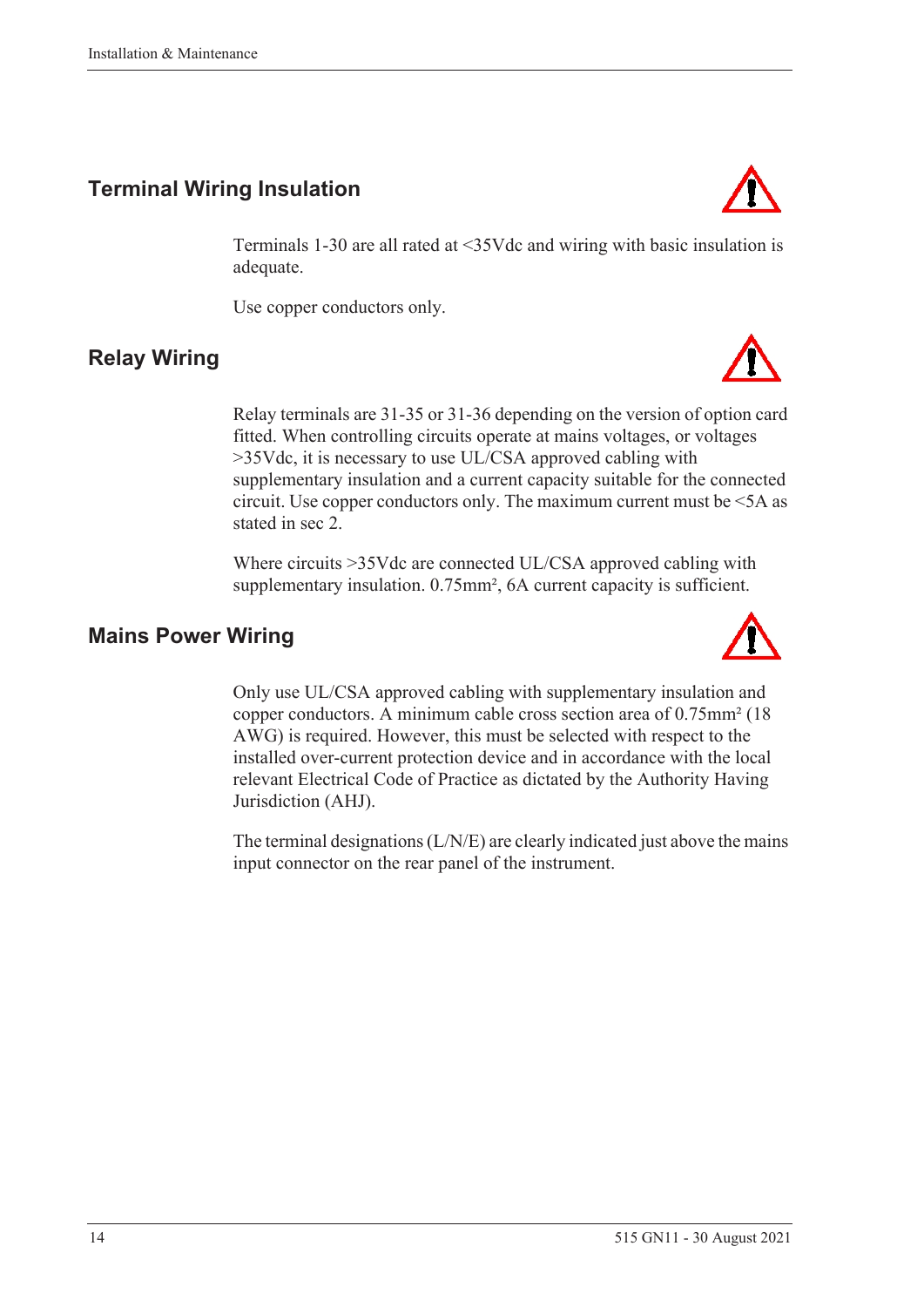## Terminal Wiring Insulation

Terminals 1-30 are all rated at <35Vdc and wiring with basic insulation is adequate.

Use copper conductors only.

## Relay Wiring

Relay terminals are 31-35 or 31-36 depending on the version of option card fitted. When controlling circuits operate at mains voltages, or voltages >35Vdc, it is necessary to use UL/CSA approved cabling with supplementary insulation and a current capacity suitable for the connected circuit. Use copper conductors only. The maximum current must be <5A as stated in sec 2.

Where circuits >35Vdc are connected UL/CSA approved cabling with supplementary insulation. 0.75mm², 6A current capacity is sufficient.

## Mains Power Wiring

Only use UL/CSA approved cabling with supplementary insulation and copper conductors. A minimum cable cross section area of 0.75mm² (18 AWG) is required. However, this must be selected with respect to the installed over-current protection device and in accordance with the local relevant Electrical Code of Practice as dictated by the Authority Having Jurisdiction (AHJ).

The terminal designations (L/N/E) are clearly indicated just above the mains input connector on the rear panel of the instrument.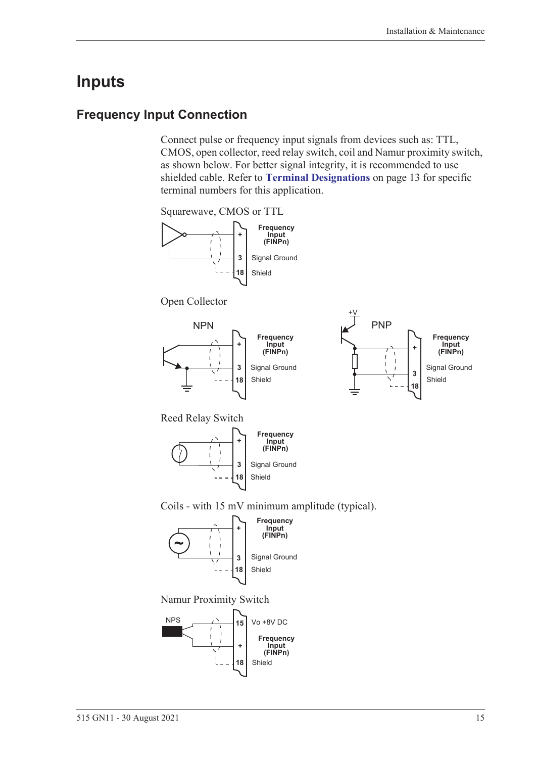# Inputs

## Frequency Input Connection

Connect pulse or frequency input signals from devices such as: TTL, CMOS, open collector, reed relay switch, coil and Namur proximity switch, as shown below. For better signal integrity, it is recommended to use shielded cable. Refer to **Terminal Designations** on page 13 for specific terminal numbers for this application.

Squarewave, CMOS or TTL

| Terminal | Function |
|---|---|
| + | Frequency Input (FINPn) |
| 3 | Signal Ground |
| 18 | Shield |

Open Collector

NPN

| Terminal | Function |
|---|---|
| + | Frequency Input (FINPn) |
| 3 | Signal Ground |
| 18 | Shield |

PNP (+V)

| Terminal | Function |
|---|---|
| + | Frequency Input (FINPn) |
| 3 | Signal Ground |
| 18 | Shield |

Reed Relay Switch

| Terminal | Function |
|---|---|
| + | Frequency Input (FINPn) |
| 3 | Signal Ground |
| 18 | Shield |

Coils - with 15 mV minimum amplitude (typical).

| Terminal | Function |
|---|---|
| + | Frequency Input (FINPn) |
| 3 | Signal Ground |
| 18 | Shield |

Namur Proximity Switch

NPS

| Terminal | Function |
|---|---|
| 15 | Vo +8V DC |
| + | Frequency Input (FINPn) |
| 18 | Shield |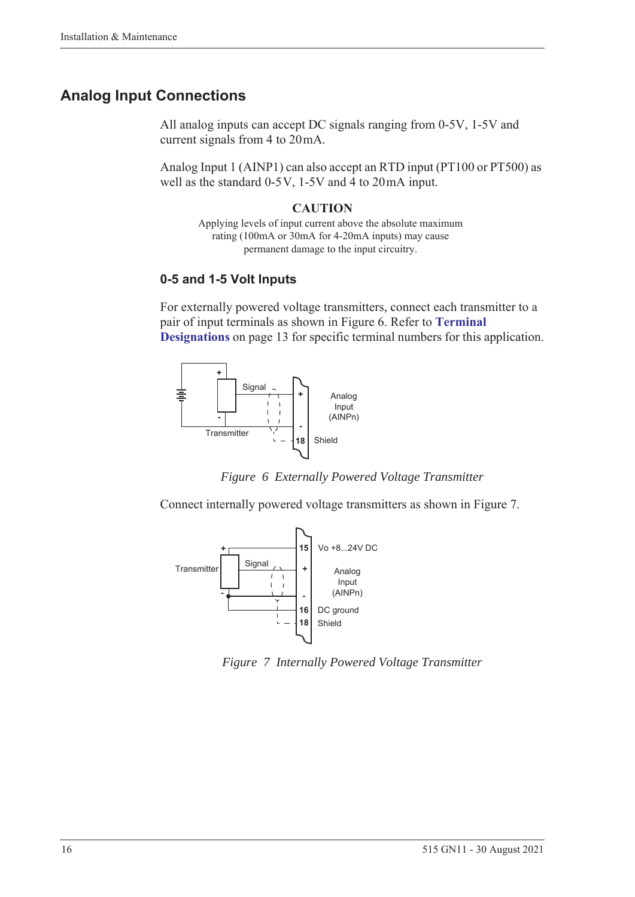## Analog Input Connections

All analog inputs can accept DC signals ranging from 0-5V, 1-5V and current signals from 4 to 20 mA.

Analog Input 1 (AINP1) can also accept an RTD input (PT100 or PT500) as well as the standard 0-5 V, 1-5V and 4 to 20 mA input.

**CAUTION**

Applying levels of input current above the absolute maximum rating (100mA or 30mA for 4-20mA inputs) may cause permanent damage to the input circuitry.

### 0-5 and 1-5 Volt Inputs

For externally powered voltage transmitters, connect each transmitter to a pair of input terminals as shown in Figure 6. Refer to **Terminal Designations** on page 13 for specific terminal numbers for this application.

*Figure 6 Externally Powered Voltage Transmitter*

Connect internally powered voltage transmitters as shown in Figure 7.

*Figure 7 Internally Powered Voltage Transmitter*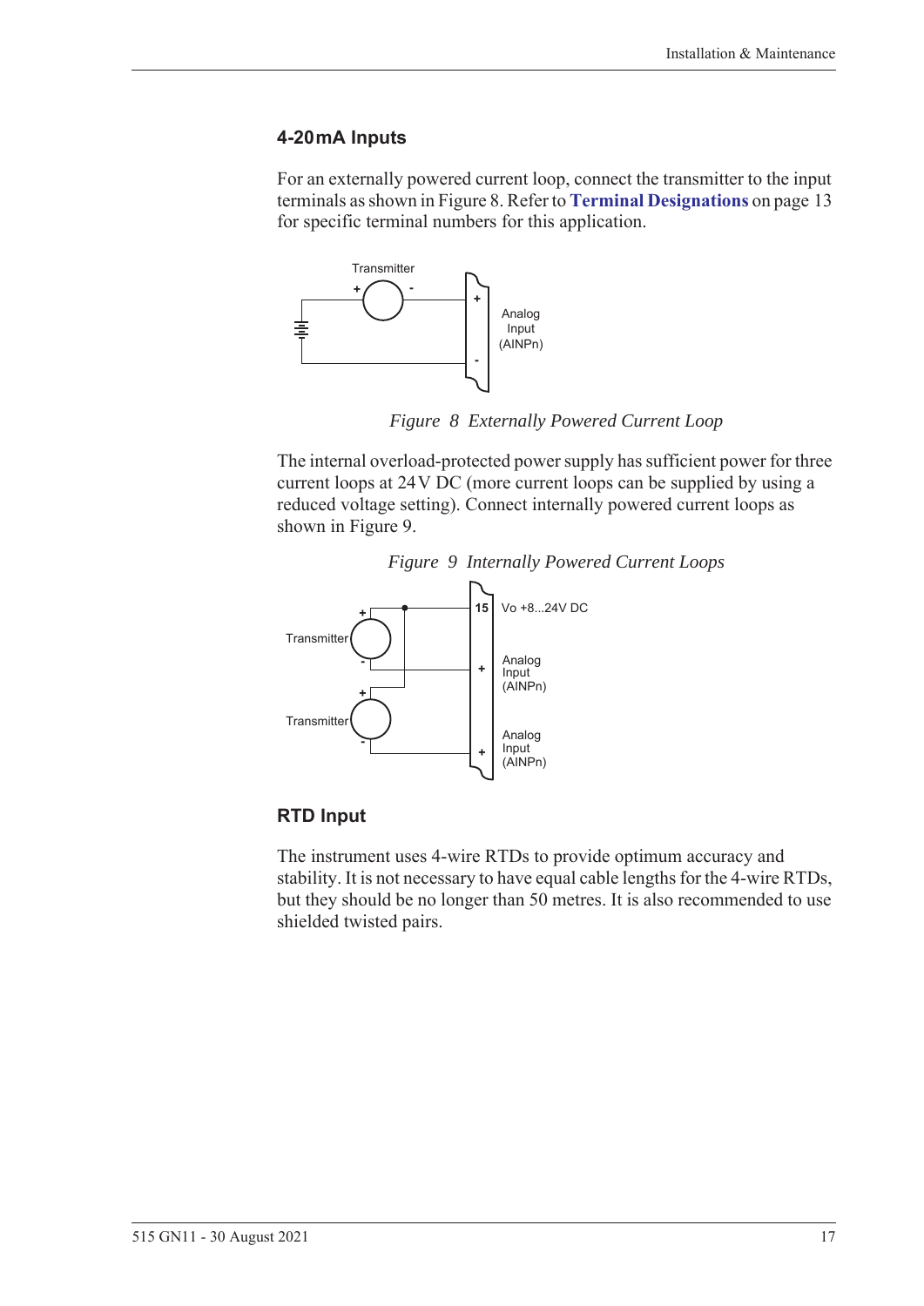## 4-20 mA Inputs

For an externally powered current loop, connect the transmitter to the input terminals as shown in Figure 8. Refer to **Terminal Designations** on page 13 for specific terminal numbers for this application.

*Figure 8 Externally Powered Current Loop*

The internal overload-protected power supply has sufficient power for three current loops at 24 V DC (more current loops can be supplied by using a reduced voltage setting). Connect internally powered current loops as shown in Figure 9.

*Figure 9 Internally Powered Current Loops*

## RTD Input

The instrument uses 4-wire RTDs to provide optimum accuracy and stability. It is not necessary to have equal cable lengths for the 4-wire RTDs, but they should be no longer than 50 metres. It is also recommended to use shielded twisted pairs.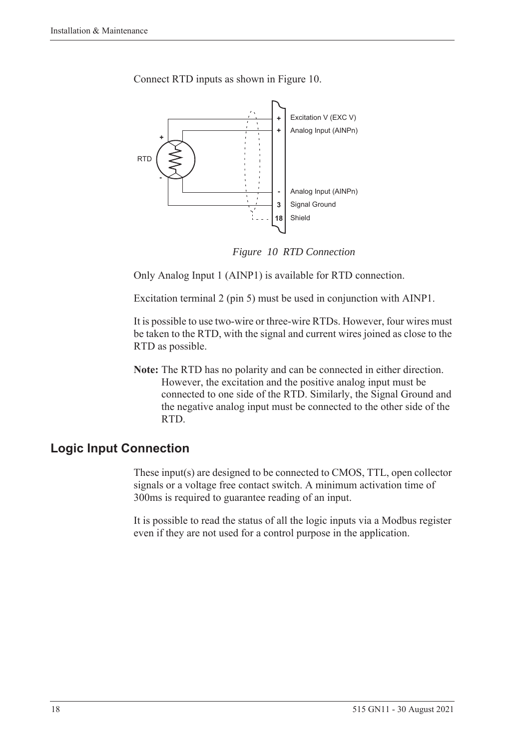Connect RTD inputs as shown in Figure 10.

*Figure 10 RTD Connection*

Only Analog Input 1 (AINP1) is available for RTD connection.

Excitation terminal 2 (pin 5) must be used in conjunction with AINP1.

It is possible to use two-wire or three-wire RTDs. However, four wires must be taken to the RTD, with the signal and current wires joined as close to the RTD as possible.

**Note:** The RTD has no polarity and can be connected in either direction. However, the excitation and the positive analog input must be connected to one side of the RTD. Similarly, the Signal Ground and the negative analog input must be connected to the other side of the RTD.

## Logic Input Connection

These input(s) are designed to be connected to CMOS, TTL, open collector signals or a voltage free contact switch. A minimum activation time of 300ms is required to guarantee reading of an input.

It is possible to read the status of all the logic inputs via a Modbus register even if they are not used for a control purpose in the application.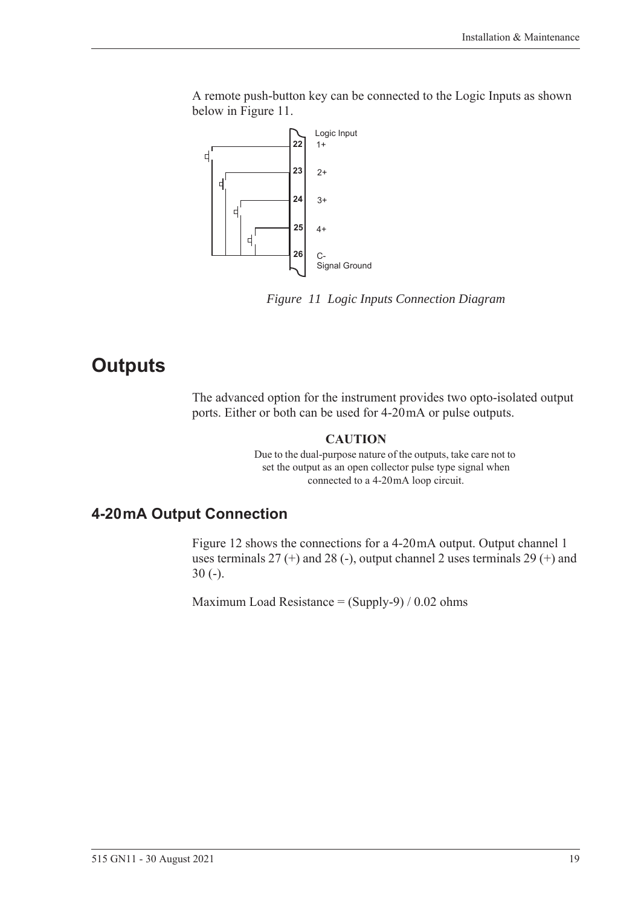A remote push-button key can be connected to the Logic Inputs as shown below in Figure 11.

*Figure 11 Logic Inputs Connection Diagram*

# Outputs

The advanced option for the instrument provides two opto-isolated output ports. Either or both can be used for 4-20 mA or pulse outputs.

**CAUTION**

Due to the dual-purpose nature of the outputs, take care not to set the output as an open collector pulse type signal when connected to a 4-20 mA loop circuit.

## 4-20 mA Output Connection

Figure 12 shows the connections for a 4-20 mA output. Output channel 1 uses terminals 27 (+) and 28 (-), output channel 2 uses terminals 29 (+) and 30 (-).

Maximum Load Resistance = (Supply-9) / 0.02 ohms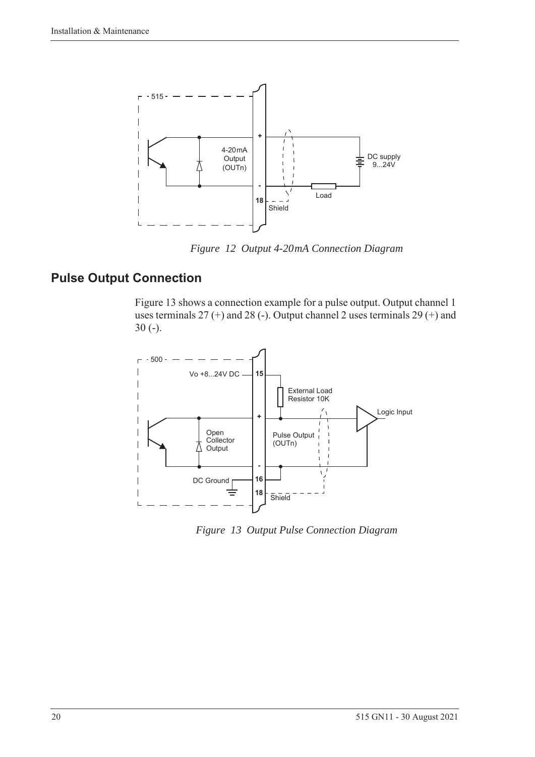*Figure 12 Output 4-20mA Connection Diagram*

## Pulse Output Connection

Figure 13 shows a connection example for a pulse output. Output channel 1 uses terminals 27 (+) and 28 (-). Output channel 2 uses terminals 29 (+) and 30 (-).

*Figure 13 Output Pulse Connection Diagram*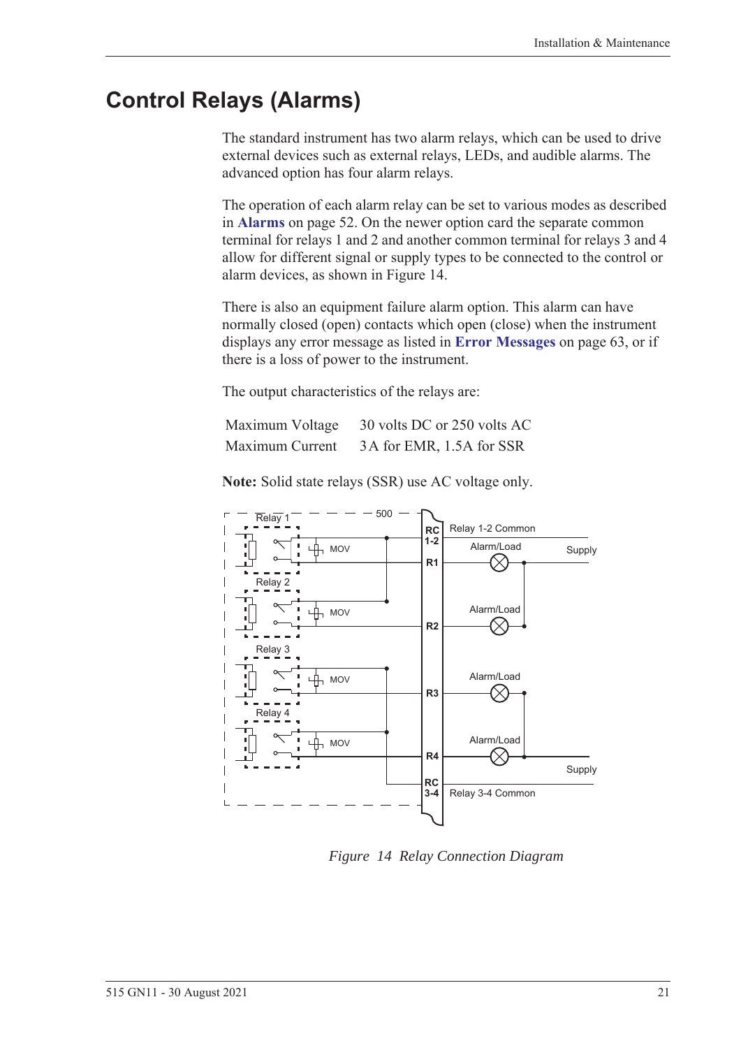# Control Relays (Alarms)

The standard instrument has two alarm relays, which can be used to drive external devices such as external relays, LEDs, and audible alarms. The advanced option has four alarm relays.

The operation of each alarm relay can be set to various modes as described in **Alarms** on page 52. On the newer option card the separate common terminal for relays 1 and 2 and another common terminal for relays 3 and 4 allow for different signal or supply types to be connected to the control or alarm devices, as shown in Figure 14.

There is also an equipment failure alarm option. This alarm can have normally closed (open) contacts which open (close) when the instrument displays any error message as listed in **Error Messages** on page 63, or if there is a loss of power to the instrument.

The output characteristics of the relays are:

| | |
|---|---|
| Maximum Voltage | 30 volts DC or 250 volts AC |
| Maximum Current | 3 A for EMR, 1.5A for SSR |

**Note:** Solid state relays (SSR) use AC voltage only.

*Figure 14 Relay Connection Diagram*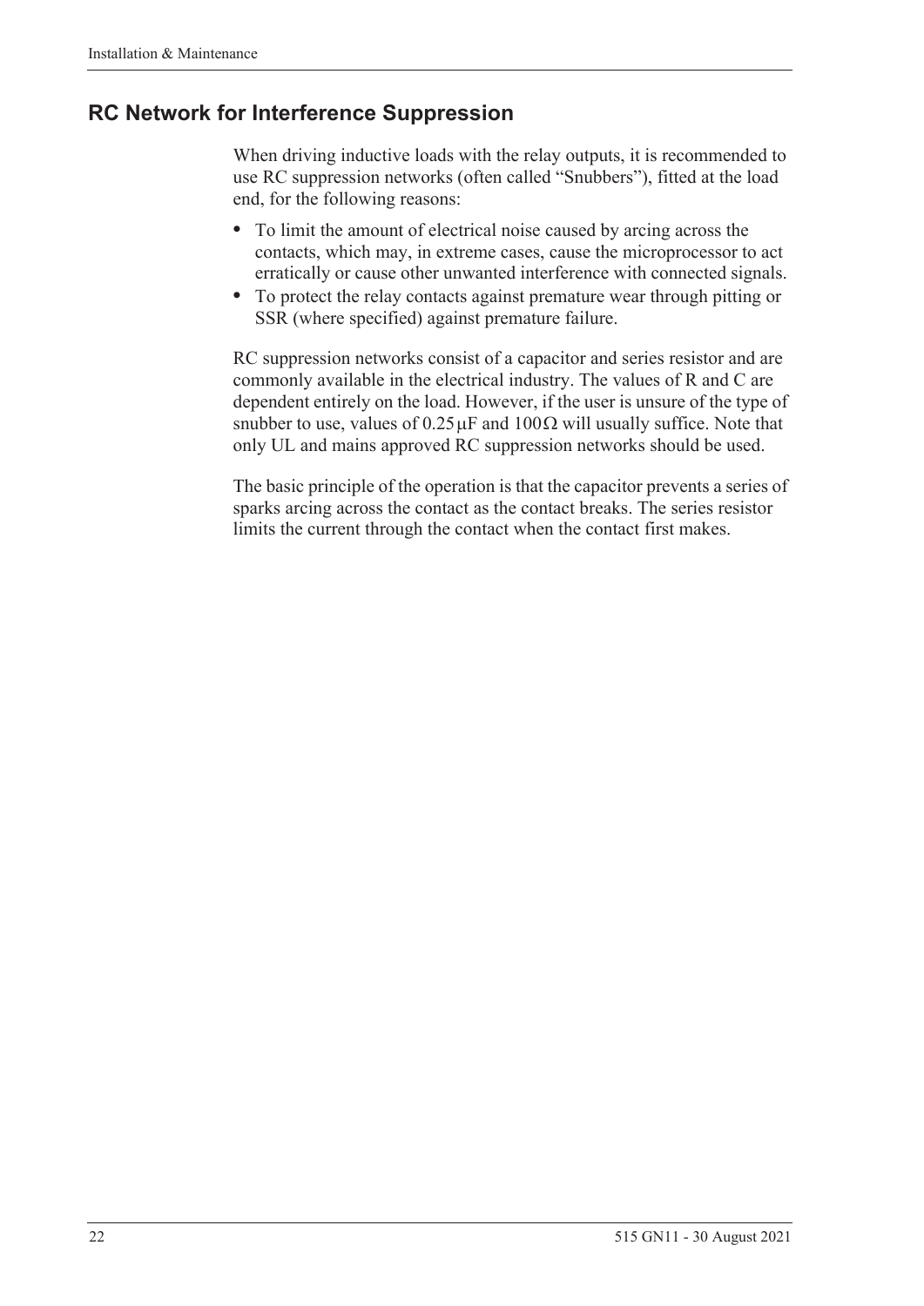## RC Network for Interference Suppression

When driving inductive loads with the relay outputs, it is recommended to use RC suppression networks (often called "Snubbers"), fitted at the load end, for the following reasons:

- To limit the amount of electrical noise caused by arcing across the contacts, which may, in extreme cases, cause the microprocessor to act erratically or cause other unwanted interference with connected signals.
- To protect the relay contacts against premature wear through pitting or SSR (where specified) against premature failure.

RC suppression networks consist of a capacitor and series resistor and are commonly available in the electrical industry. The values of R and C are dependent entirely on the load. However, if the user is unsure of the type of snubber to use, values of $0.25\,\mu F$ and $100\,\Omega$ will usually suffice. Note that only UL and mains approved RC suppression networks should be used.

The basic principle of the operation is that the capacitor prevents a series of sparks arcing across the contact as the contact breaks. The series resistor limits the current through the contact when the contact first makes.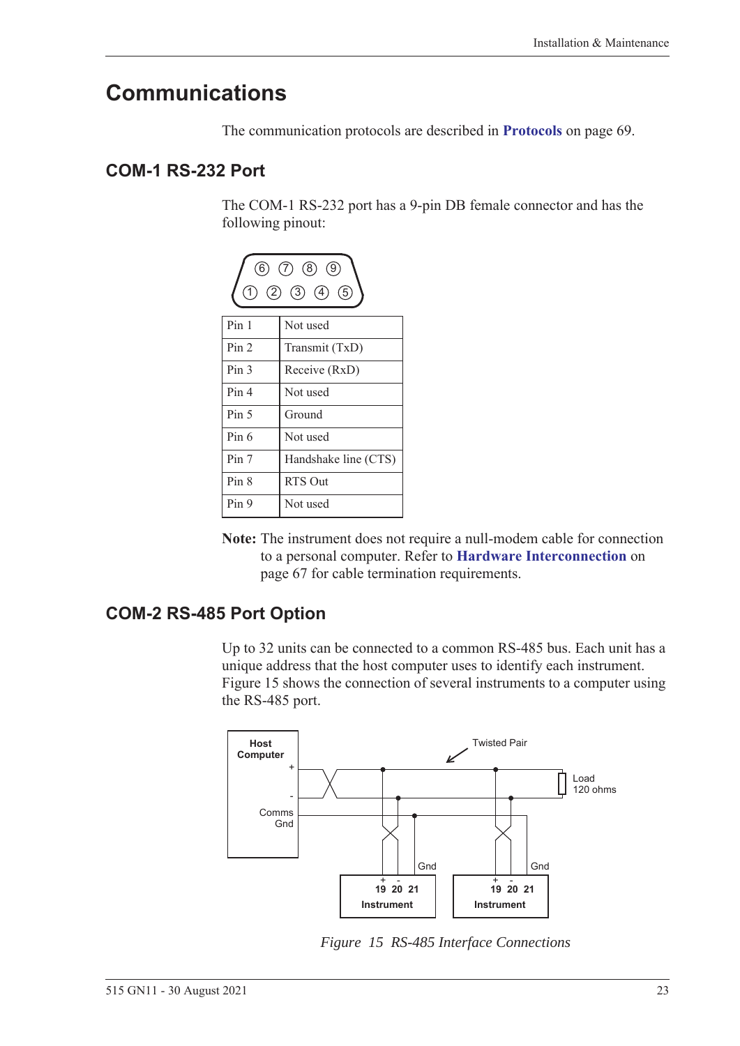# Communications

The communication protocols are described in **Protocols** on page 69.

## COM-1 RS-232 Port

The COM-1 RS-232 port has a 9-pin DB female connector and has the following pinout:

| Pin | Function |
|---|---|
| Pin 1 | Not used |
| Pin 2 | Transmit (TxD) |
| Pin 3 | Receive (RxD) |
| Pin 4 | Not used |
| Pin 5 | Ground |
| Pin 6 | Not used |
| Pin 7 | Handshake line (CTS) |
| Pin 8 | RTS Out |
| Pin 9 | Not used |

**Note:** The instrument does not require a null-modem cable for connection to a personal computer. Refer to **Hardware Interconnection** on page 67 for cable termination requirements.

## COM-2 RS-485 Port Option

Up to 32 units can be connected to a common RS-485 bus. Each unit has a unique address that the host computer uses to identify each instrument. Figure 15 shows the connection of several instruments to a computer using the RS-485 port.

*Figure 15 RS-485 Interface Connections*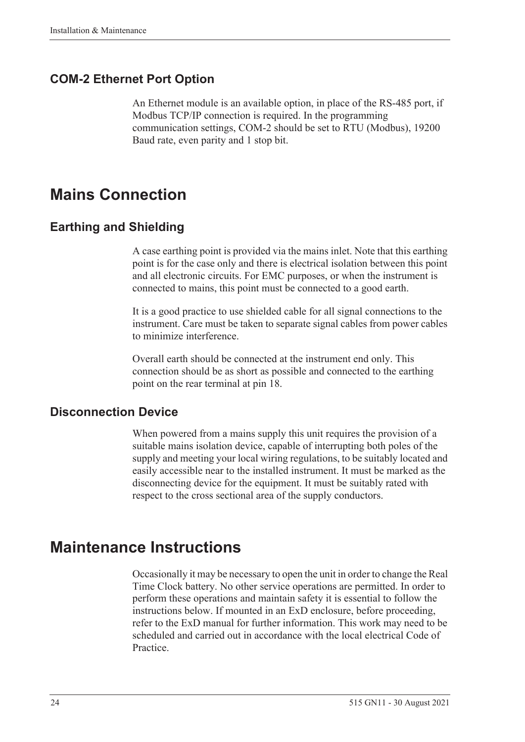### COM-2 Ethernet Port Option

An Ethernet module is an available option, in place of the RS-485 port, if Modbus TCP/IP connection is required. In the programming communication settings, COM-2 should be set to RTU (Modbus), 19200 Baud rate, even parity and 1 stop bit.

## Mains Connection

### Earthing and Shielding

A case earthing point is provided via the mains inlet. Note that this earthing point is for the case only and there is electrical isolation between this point and all electronic circuits. For EMC purposes, or when the instrument is connected to mains, this point must be connected to a good earth.

It is a good practice to use shielded cable for all signal connections to the instrument. Care must be taken to separate signal cables from power cables to minimize interference.

Overall earth should be connected at the instrument end only. This connection should be as short as possible and connected to the earthing point on the rear terminal at pin 18.

### Disconnection Device

When powered from a mains supply this unit requires the provision of a suitable mains isolation device, capable of interrupting both poles of the supply and meeting your local wiring regulations, to be suitably located and easily accessible near to the installed instrument. It must be marked as the disconnecting device for the equipment. It must be suitably rated with respect to the cross sectional area of the supply conductors.

## Maintenance Instructions

Occasionally it may be necessary to open the unit in order to change the Real Time Clock battery. No other service operations are permitted. In order to perform these operations and maintain safety it is essential to follow the instructions below. If mounted in an ExD enclosure, before proceeding, refer to the ExD manual for further information. This work may need to be scheduled and carried out in accordance with the local electrical Code of Practice.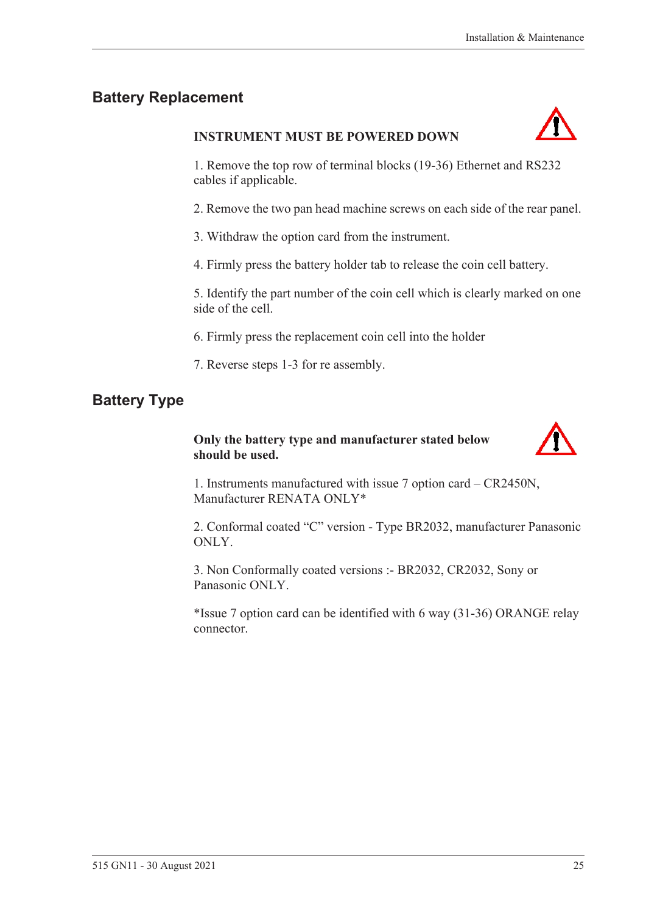## Battery Replacement

**INSTRUMENT MUST BE POWERED DOWN**

1. Remove the top row of terminal blocks (19-36) Ethernet and RS232 cables if applicable.

2. Remove the two pan head machine screws on each side of the rear panel.

3. Withdraw the option card from the instrument.

4. Firmly press the battery holder tab to release the coin cell battery.

5. Identify the part number of the coin cell which is clearly marked on one side of the cell.

6. Firmly press the replacement coin cell into the holder

7. Reverse steps 1-3 for re assembly.

## Battery Type

**Only the battery type and manufacturer stated below should be used.**

1. Instruments manufactured with issue 7 option card – CR2450N, Manufacturer RENATA ONLY*

2. Conformal coated “C” version - Type BR2032, manufacturer Panasonic ONLY.

3. Non Conformally coated versions :- BR2032, CR2032, Sony or Panasonic ONLY.

*Issue 7 option card can be identified with 6 way (31-36) ORANGE relay connector.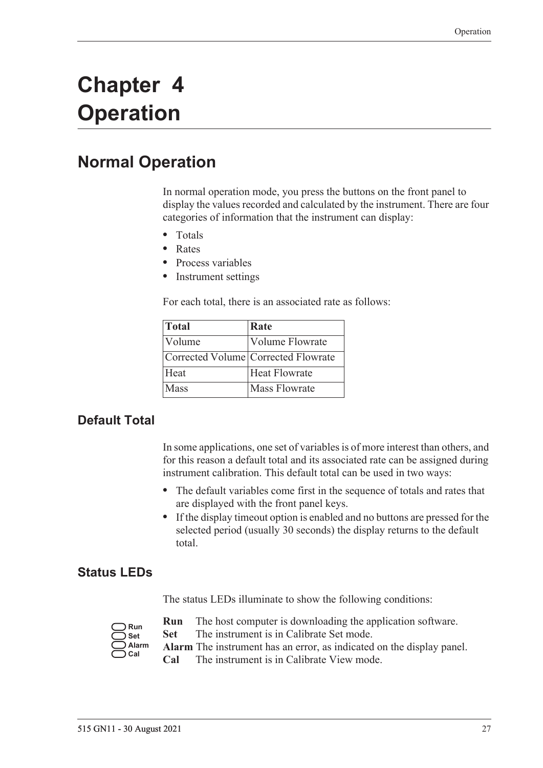# Chapter 4 Operation

## Normal Operation

In normal operation mode, you press the buttons on the front panel to display the values recorded and calculated by the instrument. There are four categories of information that the instrument can display:

- Totals
- Rates
- Process variables
- Instrument settings

For each total, there is an associated rate as follows:

| Total | Rate |
|---|---|
| Volume | Volume Flowrate |
| Corrected Volume | Corrected Flowrate |
| Heat | Heat Flowrate |
| Mass | Mass Flowrate |

### Default Total

In some applications, one set of variables is of more interest than others, and for this reason a default total and its associated rate can be assigned during instrument calibration. This default total can be used in two ways:

- The default variables come first in the sequence of totals and rates that are displayed with the front panel keys.
- If the display timeout option is enabled and no buttons are pressed for the selected period (usually 30 seconds) the display returns to the default total.

### Status LEDs

The status LEDs illuminate to show the following conditions:

**Run** The host computer is downloading the application software.
**Set** The instrument is in Calibrate Set mode.
**Alarm** The instrument has an error, as indicated on the display panel.
**Cal** The instrument is in Calibrate View mode.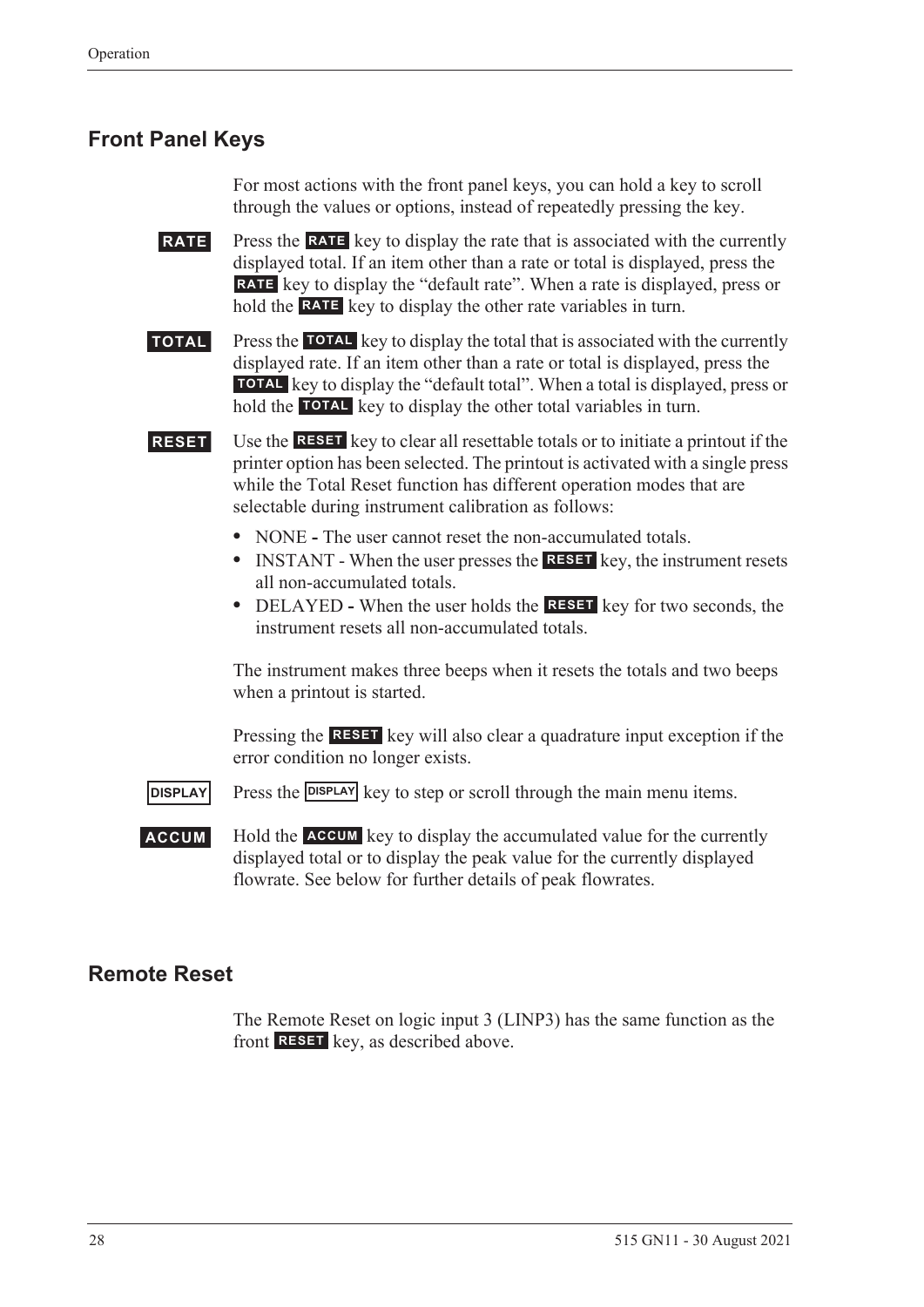## Front Panel Keys

For most actions with the front panel keys, you can hold a key to scroll through the values or options, instead of repeatedly pressing the key.

**RATE** Press the **RATE** key to display the rate that is associated with the currently displayed total. If an item other than a rate or total is displayed, press the **RATE** key to display the "default rate". When a rate is displayed, press or hold the **RATE** key to display the other rate variables in turn.

**TOTAL** Press the **TOTAL** key to display the total that is associated with the currently displayed rate. If an item other than a rate or total is displayed, press the **TOTAL** key to display the "default total". When a total is displayed, press or hold the **TOTAL** key to display the other total variables in turn.

**RESET** Use the **RESET** key to clear all resettable totals or to initiate a printout if the printer option has been selected. The printout is activated with a single press while the Total Reset function has different operation modes that are selectable during instrument calibration as follows:

- NONE **-** The user cannot reset the non-accumulated totals.
- INSTANT - When the user presses the **RESET** key, the instrument resets all non-accumulated totals.
- DELAYED **-** When the user holds the **RESET** key for two seconds, the instrument resets all non-accumulated totals.

The instrument makes three beeps when it resets the totals and two beeps when a printout is started.

Pressing the **RESET** key will also clear a quadrature input exception if the error condition no longer exists.

**DISPLAY** Press the **DISPLAY** key to step or scroll through the main menu items.

**ACCUM** Hold the **ACCUM** key to display the accumulated value for the currently displayed total or to display the peak value for the currently displayed flowrate. See below for further details of peak flowrates.

## Remote Reset

The Remote Reset on logic input 3 (LINP3) has the same function as the front **RESET** key, as described above.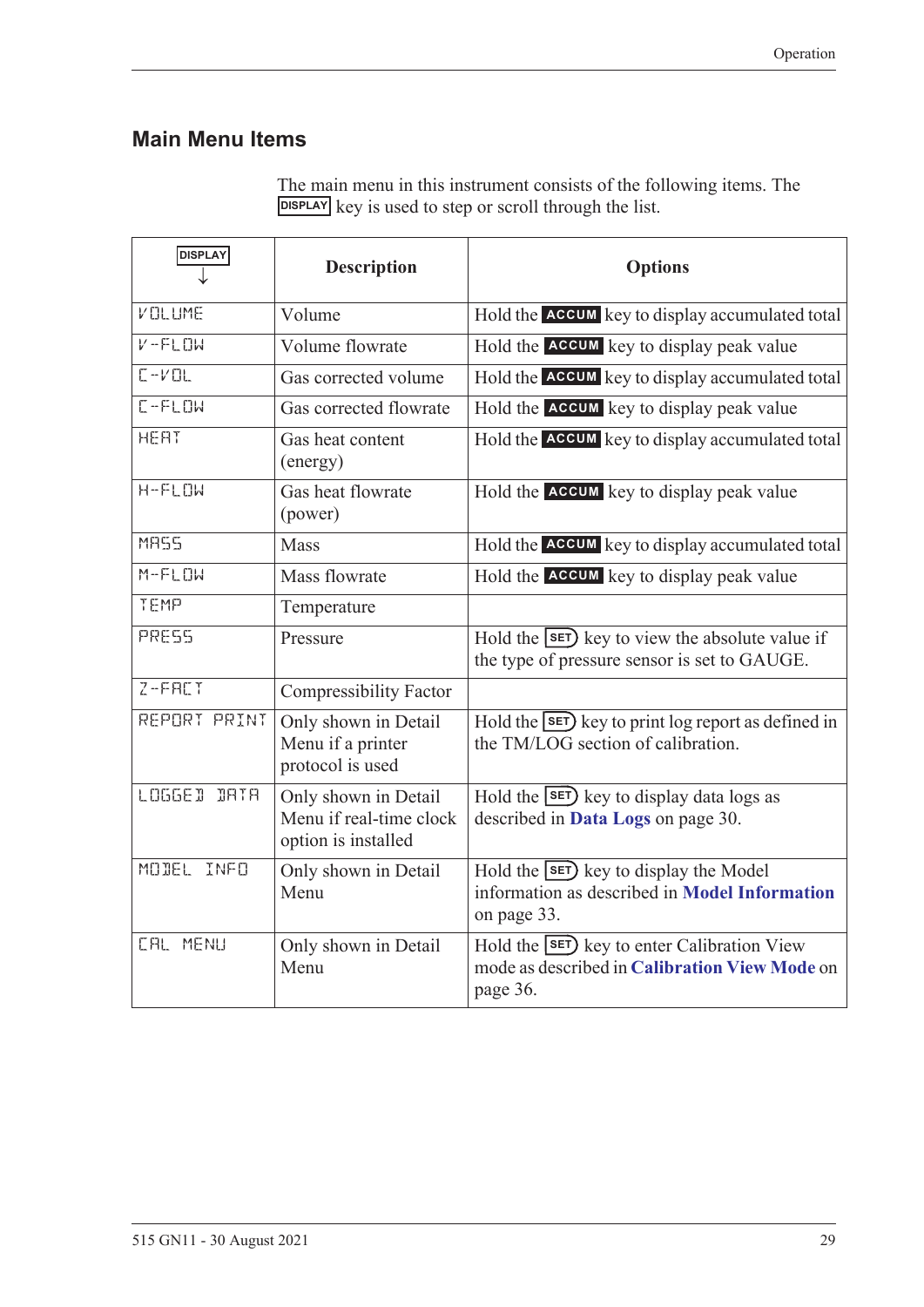## Main Menu Items

The main menu in this instrument consists of the following items. The DISPLAY key is used to step or scroll through the list.

| DISPLAY ↓ | Description | Options |
|---|---|---|
| VOLUME | Volume | Hold the ACCUM key to display accumulated total |
| V-FLOW | Volume flowrate | Hold the ACCUM key to display peak value |
| C-VOL | Gas corrected volume | Hold the ACCUM key to display accumulated total |
| C-FLOW | Gas corrected flowrate | Hold the ACCUM key to display peak value |
| HEAT | Gas heat content (energy) | Hold the ACCUM key to display accumulated total |
| H-FLOW | Gas heat flowrate (power) | Hold the ACCUM key to display peak value |
| MASS | Mass | Hold the ACCUM key to display accumulated total |
| M-FLOW | Mass flowrate | Hold the ACCUM key to display peak value |
| TEMP | Temperature | |
| PRESS | Pressure | Hold the SET key to view the absolute value if the type of pressure sensor is set to GAUGE. |
| Z-FACT | Compressibility Factor | |
| REPORT PRINT | Only shown in Detail Menu if a printer protocol is used | Hold the SET key to print log report as defined in the TM/LOG section of calibration. |
| LOGGED DATA | Only shown in Detail Menu if real-time clock option is installed | Hold the SET key to display data logs as described in **Data Logs** on page 30. |
| MODEL INFO | Only shown in Detail Menu | Hold the SET key to display the Model information as described in **Model Information** on page 33. |
| CAL MENU | Only shown in Detail Menu | Hold the SET key to enter Calibration View mode as described in **Calibration View Mode** on page 36. |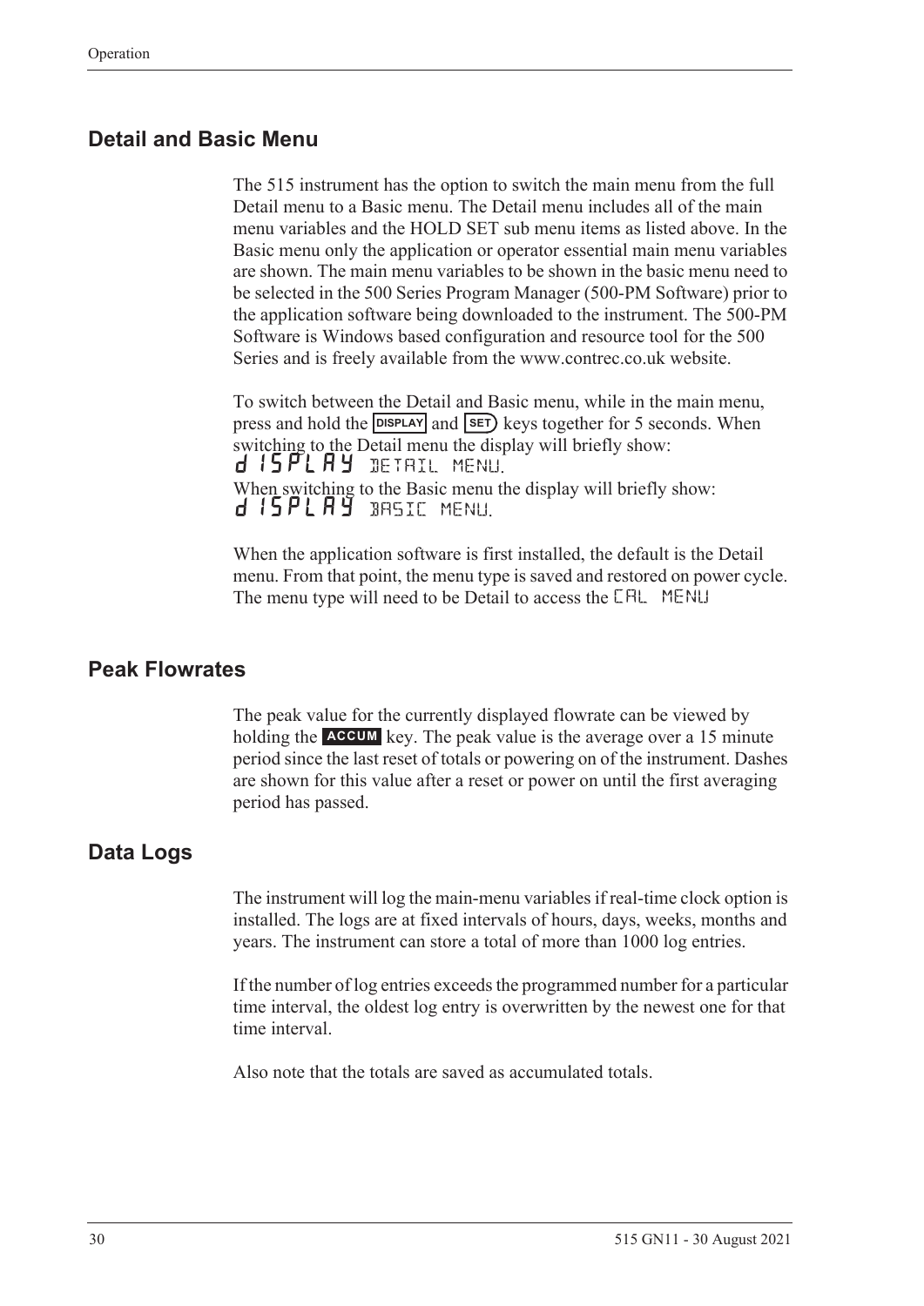## Detail and Basic Menu

The 515 instrument has the option to switch the main menu from the full Detail menu to a Basic menu. The Detail menu includes all of the main menu variables and the HOLD SET sub menu items as listed above. In the Basic menu only the application or operator essential main menu variables are shown. The main menu variables to be shown in the basic menu need to be selected in the 500 Series Program Manager (500-PM Software) prior to the application software being downloaded to the instrument. The 500-PM Software is Windows based configuration and resource tool for the 500 Series and is freely available from the www.contrec.co.uk website.

To switch between the Detail and Basic menu, while in the main menu, press and hold the **DISPLAY** and **SET** keys together for 5 seconds. When switching to the Detail menu the display will briefly show:
dISPLAY DETAIL MENU.
When switching to the Basic menu the display will briefly show:
dISPLAY BASIC MENU.

When the application software is first installed, the default is the Detail menu. From that point, the menu type is saved and restored on power cycle. The menu type will need to be Detail to access the CAL MENU

## Peak Flowrates

The peak value for the currently displayed flowrate can be viewed by holding the **ACCUM** key. The peak value is the average over a 15 minute period since the last reset of totals or powering on of the instrument. Dashes are shown for this value after a reset or power on until the first averaging period has passed.

## Data Logs

The instrument will log the main-menu variables if real-time clock option is installed. The logs are at fixed intervals of hours, days, weeks, months and years. The instrument can store a total of more than 1000 log entries.

If the number of log entries exceeds the programmed number for a particular time interval, the oldest log entry is overwritten by the newest one for that time interval.

Also note that the totals are saved as accumulated totals.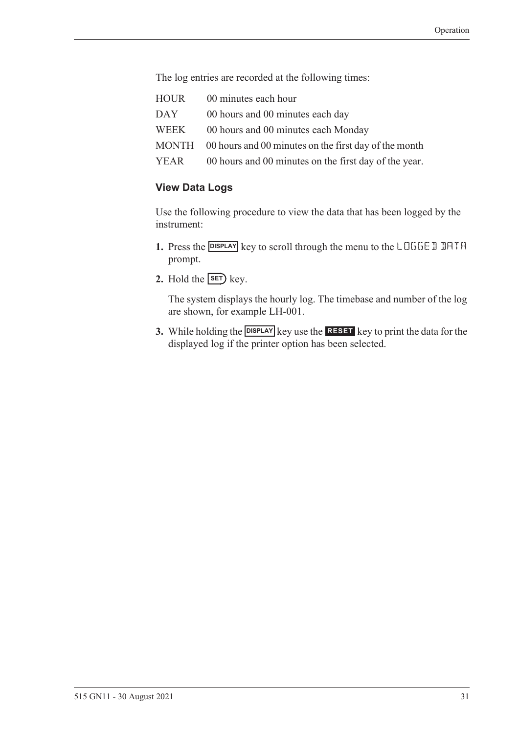The log entries are recorded at the following times:

| | |
|---|---|
| HOUR | 00 minutes each hour |
| DAY | 00 hours and 00 minutes each day |
| WEEK | 00 hours and 00 minutes each Monday |
| MONTH | 00 hours and 00 minutes on the first day of the month |
| YEAR | 00 hours and 00 minutes on the first day of the year. |

### View Data Logs

Use the following procedure to view the data that has been logged by the instrument:

1. Press the **DISPLAY** key to scroll through the menu to the LOGGED DATA prompt.
2. Hold the **SET** key.

   The system displays the hourly log. The timebase and number of the log are shown, for example LH-001.

3. While holding the **DISPLAY** key use the **RESET** key to print the data for the displayed log if the printer option has been selected.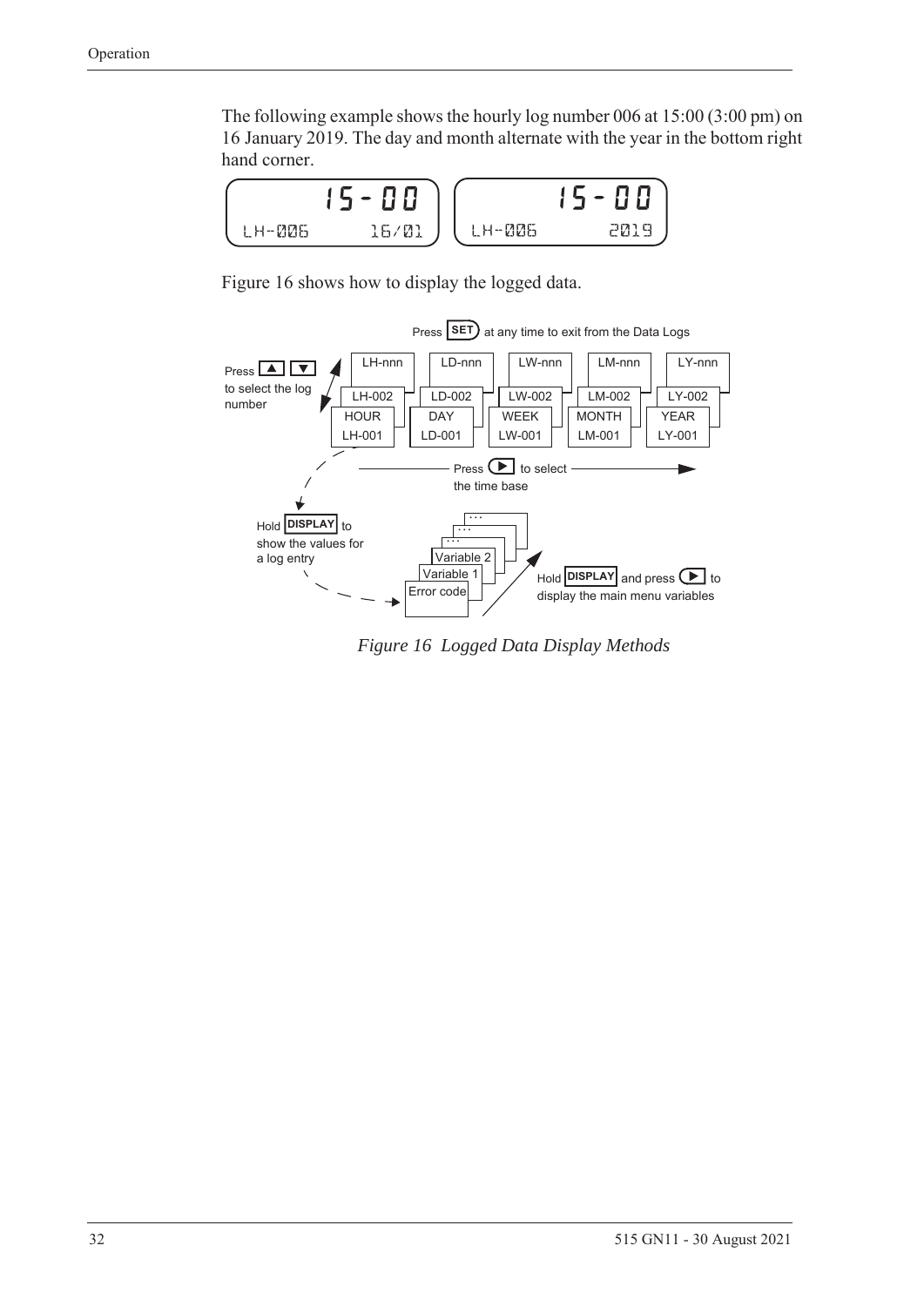The following example shows the hourly log number 006 at 15:00 (3:00 pm) on 16 January 2019. The day and month alternate with the year in the bottom right hand corner.

```
15-00          15-00
LH-006  16/01  LH-006  2019
```

Figure 16 shows how to display the logged data.

Press SET at any time to exit from the Data Logs

Press ▲ ▼ to select the log number

| HOUR | DAY | WEEK | MONTH | YEAR |
|---|---|---|---|---|
| LH-001 | LD-001 | LW-001 | LM-001 | LY-001 |
| LH-002 | LD-002 | LW-002 | LM-002 | LY-002 |
| LH-nnn | LD-nnn | LW-nnn | LM-nnn | LY-nnn |

Press ▶ to select the time base

Hold DISPLAY to show the values for a log entry

Error code, Variable 1, Variable 2, ...

Hold DISPLAY and press ▶ to display the main menu variables

*Figure 16 Logged Data Display Methods*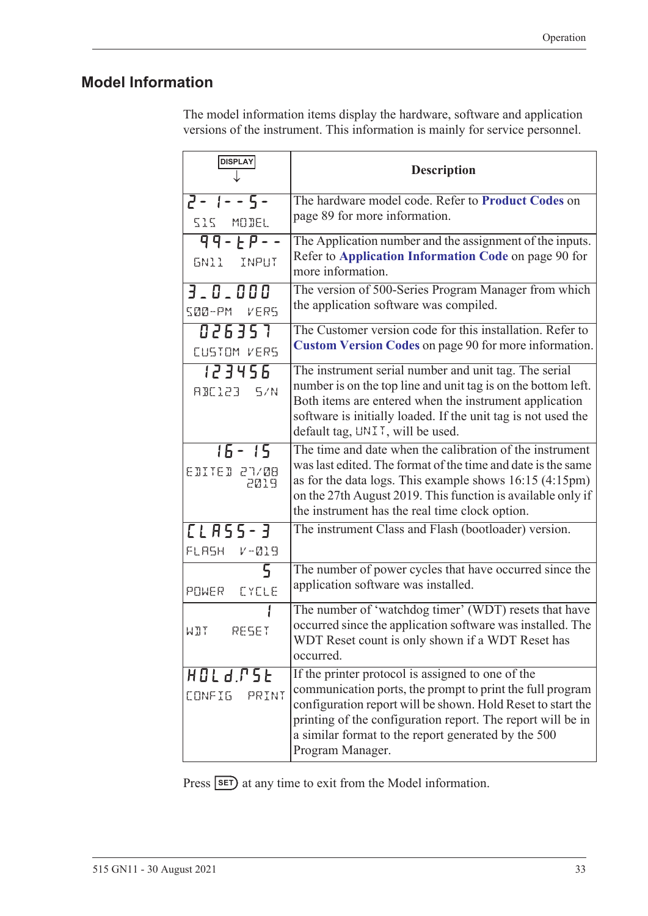## Model Information

The model information items display the hardware, software and application versions of the instrument. This information is mainly for service personnel.

| DISPLAY ↓ | Description |
|---|---|
| 2- 1-- 5-<br>515 MODEL | The hardware model code. Refer to **Product Codes** on page 89 for more information. |
| 99-tP--<br>GN11 INPUT | The Application number and the assignment of the inputs. Refer to **Application Information Code** on page 90 for more information. |
| 3_0_000<br>500-PM VERS | The version of 500-Series Program Manager from which the application software was compiled. |
| 026357<br>CUSTOM VERS | The Customer version code for this installation. Refer to **Custom Version Codes** on page 90 for more information. |
| 123456<br>ABC123 S/N | The instrument serial number and unit tag. The serial number is on the top line and unit tag is on the bottom left. Both items are entered when the instrument application software is initially loaded. If the unit tag is not used the default tag, UNIT, will be used. |
| 16- 15<br>EDITED 27/08 2019 | The time and date when the calibration of the instrument was last edited. The format of the time and date is the same as for the data logs. This example shows 16:15 (4:15pm) on the 27th August 2019. This function is available only if the instrument has the real time clock option. |
| CLASS-3<br>FLASH V-019 | The instrument Class and Flash (bootloader) version. |
| 5<br>POWER CYCLE | The number of power cycles that have occurred since the application software was installed. |
| 1<br>WDT RESET | The number of 'watchdog timer' (WDT) resets that have occurred since the application software was installed. The WDT Reset count is only shown if a WDT Reset has occurred. |
| HOLd.rSt<br>CONFIG PRINT | If the printer protocol is assigned to one of the communication ports, the prompt to print the full program configuration report will be shown. Hold Reset to start the printing of the configuration report. The report will be in a similar format to the report generated by the 500 Program Manager. |

Press SET at any time to exit from the Model information.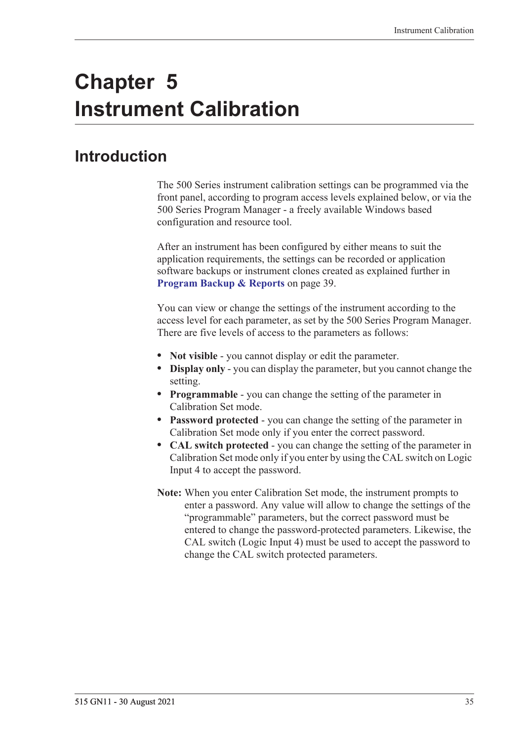# Chapter 5
# Instrument Calibration

## Introduction

The 500 Series instrument calibration settings can be programmed via the front panel, according to program access levels explained below, or via the 500 Series Program Manager - a freely available Windows based configuration and resource tool.

After an instrument has been configured by either means to suit the application requirements, the settings can be recorded or application software backups or instrument clones created as explained further in **Program Backup & Reports** on page 39.

You can view or change the settings of the instrument according to the access level for each parameter, as set by the 500 Series Program Manager. There are five levels of access to the parameters as follows:

- **Not visible** - you cannot display or edit the parameter.
- **Display only** - you can display the parameter, but you cannot change the setting.
- **Programmable** - you can change the setting of the parameter in Calibration Set mode.
- **Password protected** - you can change the setting of the parameter in Calibration Set mode only if you enter the correct password.
- **CAL switch protected** - you can change the setting of the parameter in Calibration Set mode only if you enter by using the CAL switch on Logic Input 4 to accept the password.

**Note:** When you enter Calibration Set mode, the instrument prompts to enter a password. Any value will allow to change the settings of the "programmable" parameters, but the correct password must be entered to change the password-protected parameters. Likewise, the CAL switch (Logic Input 4) must be used to accept the password to change the CAL switch protected parameters.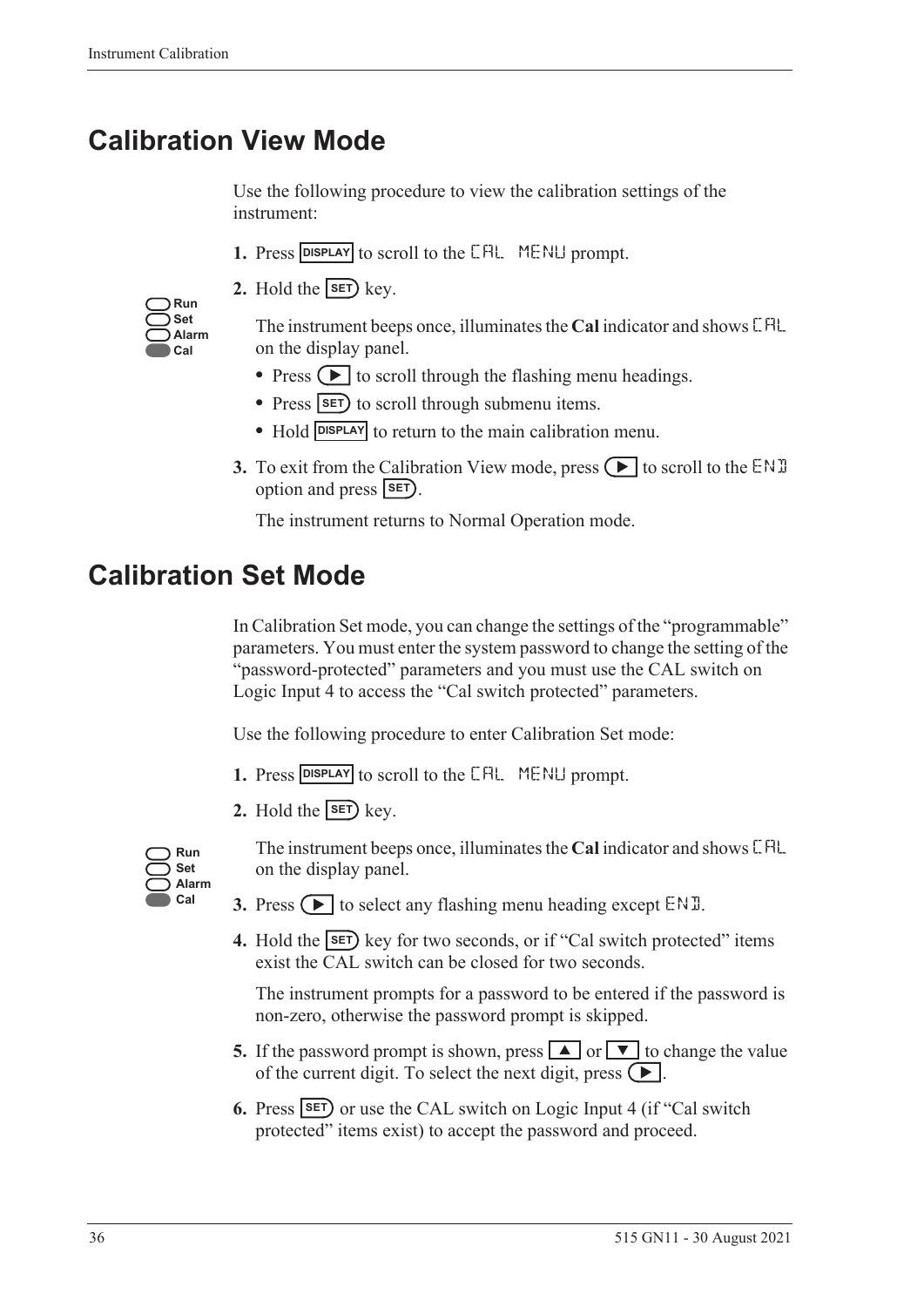# Calibration View Mode

Use the following procedure to view the calibration settings of the instrument:

1. Press DISPLAY to scroll to the CAL MENU prompt.
2. Hold the SET key.

   Run
   Set
   Alarm
   Cal

   The instrument beeps once, illuminates the **Cal** indicator and shows CAL on the display panel.

   - Press ▶ to scroll through the flashing menu headings.
   - Press SET to scroll through submenu items.
   - Hold DISPLAY to return to the main calibration menu.

3. To exit from the Calibration View mode, press ▶ to scroll to the END option and press SET.

   The instrument returns to Normal Operation mode.

# Calibration Set Mode

In Calibration Set mode, you can change the settings of the "programmable" parameters. You must enter the system password to change the setting of the "password-protected" parameters and you must use the CAL switch on Logic Input 4 to access the "Cal switch protected" parameters.

Use the following procedure to enter Calibration Set mode:

1. Press DISPLAY to scroll to the CAL MENU prompt.
2. Hold the SET key.

   Run
   Set
   Alarm
   Cal

   The instrument beeps once, illuminates the **Cal** indicator and shows CAL on the display panel.

3. Press ▶ to select any flashing menu heading except END.
4. Hold the SET key for two seconds, or if "Cal switch protected" items exist the CAL switch can be closed for two seconds.

   The instrument prompts for a password to be entered if the password is non-zero, otherwise the password prompt is skipped.

5. If the password prompt is shown, press ▲ or ▼ to change the value of the current digit. To select the next digit, press ▶.
6. Press SET or use the CAL switch on Logic Input 4 (if "Cal switch protected" items exist) to accept the password and proceed.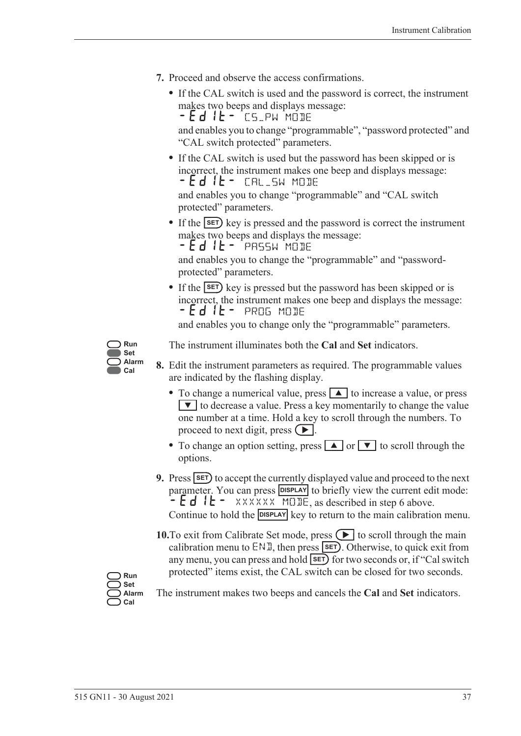7. Proceed and observe the access confirmations.
   - If the CAL switch is used and the password is correct, the instrument makes two beeps and displays message: -Edit- CS_PW MODE and enables you to change "programmable", "password protected" and "CAL switch protected" parameters.
   - If the CAL switch is used but the password has been skipped or is incorrect, the instrument makes one beep and displays message: -Edit- CAL_SW MODE and enables you to change "programmable" and "CAL switch protected" parameters.
   - If the SET key is pressed and the password is correct the instrument makes two beeps and displays the message: -Edit- PASSW MODE and enables you to change the "programmable" and "password-protected" parameters.
   - If the SET key is pressed but the password has been skipped or is incorrect, the instrument makes one beep and displays the message: -Edit- PROG MODE and enables you to change only the "programmable" parameters.

Run / Set / Alarm / Cal

The instrument illuminates both the **Cal** and **Set** indicators.

8. Edit the instrument parameters as required. The programmable values are indicated by the flashing display.
   - To change a numerical value, press ▲ to increase a value, or press ▼ to decrease a value. Press a key momentarily to change the value one number at a time. Hold a key to scroll through the numbers. To proceed to next digit, press ▶.
   - To change an option setting, press ▲ or ▼ to scroll through the options.
9. Press SET to accept the currently displayed value and proceed to the next parameter. You can press DISPLAY to briefly view the current edit mode: -Edit- XXXXXX MODE, as described in step 6 above. Continue to hold the DISPLAY key to return to the main calibration menu.
10. To exit from Calibrate Set mode, press ▶ to scroll through the main calibration menu to END, then press SET. Otherwise, to quick exit from any menu, you can press and hold SET for two seconds or, if "Cal switch protected" items exist, the CAL switch can be closed for two seconds.

Run / Set / Alarm / Cal

The instrument makes two beeps and cancels the **Cal** and **Set** indicators.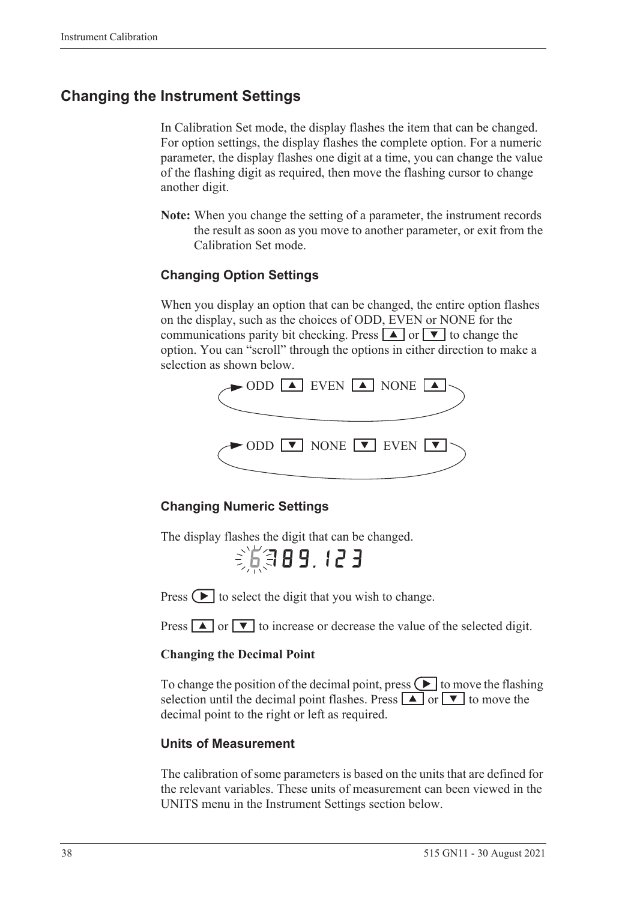## Changing the Instrument Settings

In Calibration Set mode, the display flashes the item that can be changed. For option settings, the display flashes the complete option. For a numeric parameter, the display flashes one digit at a time, you can change the value of the flashing digit as required, then move the flashing cursor to change another digit.

**Note:** When you change the setting of a parameter, the instrument records the result as soon as you move to another parameter, or exit from the Calibration Set mode.

### Changing Option Settings

When you display an option that can be changed, the entire option flashes on the display, such as the choices of ODD, EVEN or NONE for the communications parity bit checking. Press ▲ or ▼ to change the option. You can "scroll" through the options in either direction to make a selection as shown below.

ODD ▲ EVEN ▲ NONE ▲

ODD ▼ NONE ▼ EVEN ▼

### Changing Numeric Settings

The display flashes the digit that can be changed.

6789.123

Press ► to select the digit that you wish to change.

Press ▲ or ▼ to increase or decrease the value of the selected digit.

#### Changing the Decimal Point

To change the position of the decimal point, press ► to move the flashing selection until the decimal point flashes. Press ▲ or ▼ to move the decimal point to the right or left as required.

### Units of Measurement

The calibration of some parameters is based on the units that are defined for the relevant variables. These units of measurement can been viewed in the UNITS menu in the Instrument Settings section below.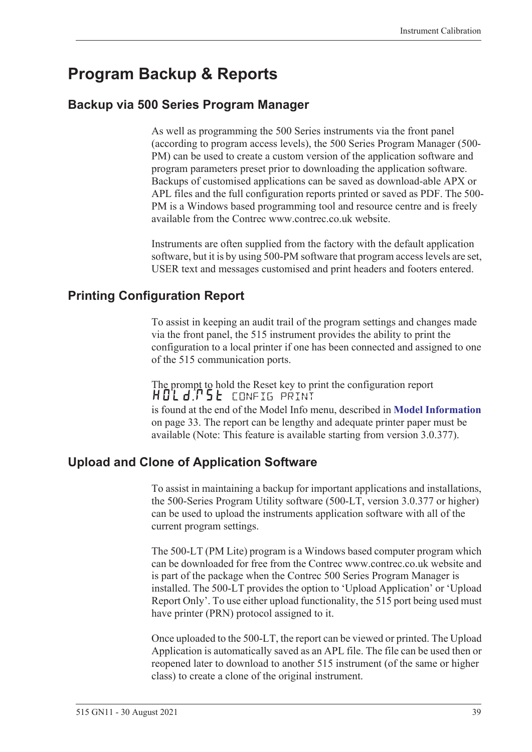# Program Backup & Reports

## Backup via 500 Series Program Manager

As well as programming the 500 Series instruments via the front panel (according to program access levels), the 500 Series Program Manager (500-PM) can be used to create a custom version of the application software and program parameters preset prior to downloading the application software. Backups of customised applications can be saved as download-able APX or APL files and the full configuration reports printed or saved as PDF. The 500-PM is a Windows based programming tool and resource centre and is freely available from the Contrec www.contrec.co.uk website.

Instruments are often supplied from the factory with the default application software, but it is by using 500-PM software that program access levels are set, USER text and messages customised and print headers and footers entered.

## Printing Configuration Report

To assist in keeping an audit trail of the program settings and changes made via the front panel, the 515 instrument provides the ability to print the configuration to a local printer if one has been connected and assigned to one of the 515 communication ports.

The prompt to hold the Reset key to print the configuration report

HOLd.rSt CONFIG PRINT

is found at the end of the Model Info menu, described in **Model Information** on page 33. The report can be lengthy and adequate printer paper must be available (Note: This feature is available starting from version 3.0.377).

## Upload and Clone of Application Software

To assist in maintaining a backup for important applications and installations, the 500-Series Program Utility software (500-LT, version 3.0.377 or higher) can be used to upload the instruments application software with all of the current program settings.

The 500-LT (PM Lite) program is a Windows based computer program which can be downloaded for free from the Contrec www.contrec.co.uk website and is part of the package when the Contrec 500 Series Program Manager is installed. The 500-LT provides the option to 'Upload Application' or 'Upload Report Only'. To use either upload functionality, the 515 port being used must have printer (PRN) protocol assigned to it.

Once uploaded to the 500-LT, the report can be viewed or printed. The Upload Application is automatically saved as an APL file. The file can be used then or reopened later to download to another 515 instrument (of the same or higher class) to create a clone of the original instrument.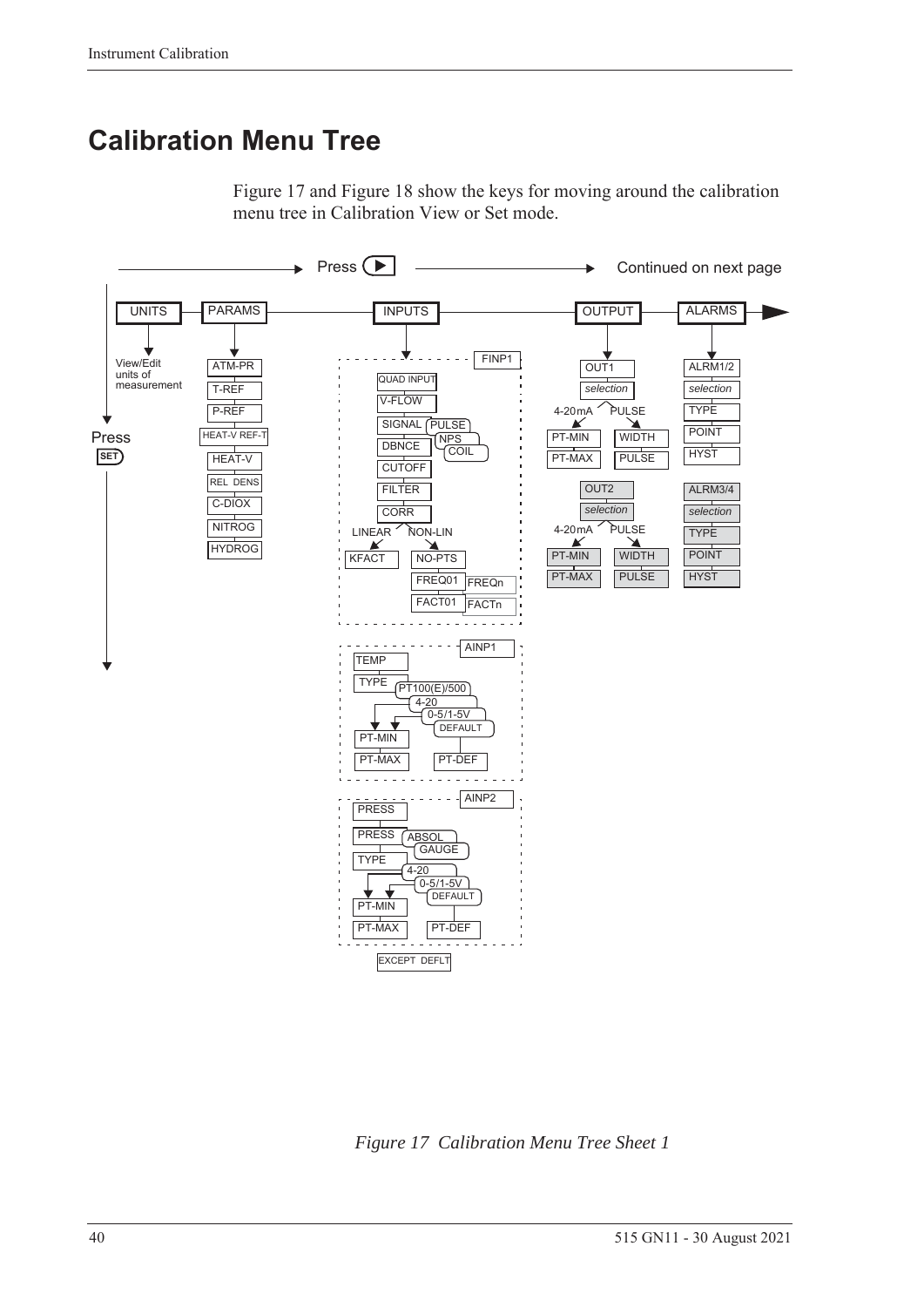# Calibration Menu Tree

Figure 17 and Figure 18 show the keys for moving around the calibration menu tree in Calibration View or Set mode.

Press ▶ Continued on next page

UNITS — View/Edit units of measurement

PARAMS — ATM-PR, T-REF, P-REF, HEAT-V REF-T, HEAT-V, REL DENS, C-DIOX, NITROG, HYDROG

INPUTS — FINP1: QUAD INPUT, V-FLOW, SIGNAL (PULSE, NPS, COIL), DBNCE, CUTOFF, FILTER, CORR (LINEAR: KFACT; NON-LIN: NO-PTS, FREQ01 … FREQn, FACT01 … FACTn)

AINP1: TEMP, TYPE (PT100(E)/500, 4-20, 0-5/1-5V, DEFAULT), PT-MIN, PT-MAX, PT-DEF

AINP2: PRESS, PRESS (ABSOL, GAUGE), TYPE (4-20, 0-5/1-5V, DEFAULT), PT-MIN, PT-MAX, PT-DEF

EXCEPT DEFLT

OUTPUT — OUT1: selection (4-20mA: PT-MIN, PT-MAX; PULSE: WIDTH, PULSE); OUT2: selection (4-20mA: PT-MIN, PT-MAX; PULSE: WIDTH, PULSE)

ALARMS — ALRM1/2: selection, TYPE, POINT, HYST; ALRM3/4: selection, TYPE, POINT, HYST

Press SET

*Figure 17 Calibration Menu Tree Sheet 1*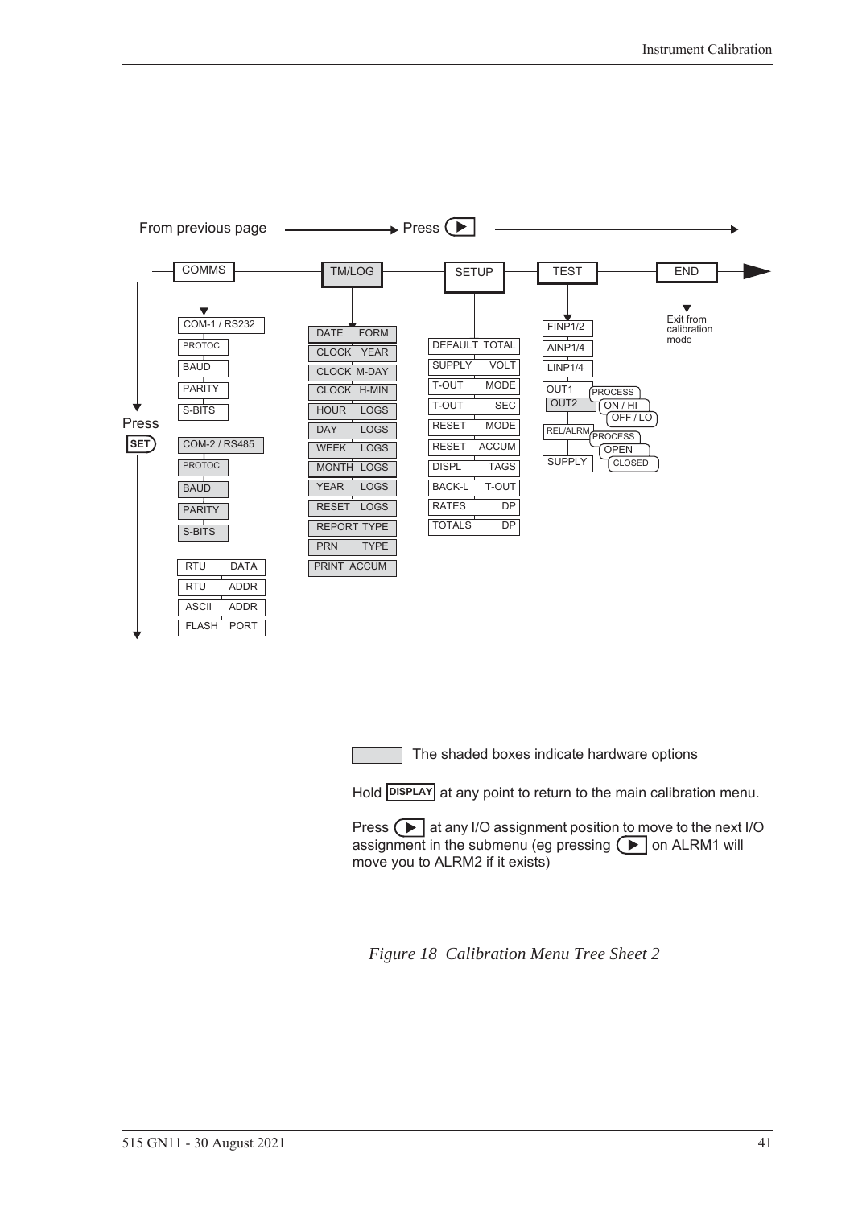From previous page → Press ▶

COMMS — TM/LOG — SETUP — TEST — END

Press SET

**COMMS**
- COM-1 / RS232
  - PROTOC
  - BAUD
  - PARITY
  - S-BITS
- COM-2 / RS485
  - PROTOC
  - BAUD
  - PARITY
  - S-BITS
- RTU DATA
- RTU ADDR
- ASCII ADDR
- FLASH PORT

**TM/LOG**
- DATE FORM
- CLOCK YEAR
- CLOCK M-DAY
- CLOCK H-MIN
- HOUR LOGS
- DAY LOGS
- WEEK LOGS
- MONTH LOGS
- YEAR LOGS
- RESET LOGS
- REPORT TYPE
- PRN TYPE
- PRINT ACCUM

**SETUP**
- DEFAULT TOTAL
- SUPPLY VOLT
- T-OUT MODE
- T-OUT SEC
- RESET MODE
- RESET ACCUM
- DISPL TAGS
- BACK-L T-OUT
- RATES DP
- TOTALS DP

**TEST**
- FINP1/2
- AINP1/4
- LINP1/4
- OUT1 / OUT2
  - PROCESS
  - ON / HI
  - OFF / LO
- REL/ALRM
  - PROCESS
  - OPEN
  - CLOSED
- SUPPLY

**END**
- Exit from calibration mode

The shaded boxes indicate hardware options

Hold DISPLAY at any point to return to the main calibration menu.

Press ▶ at any I/O assignment position to move to the next I/O assignment in the submenu (eg pressing ▶ on ALRM1 will move you to ALRM2 if it exists)

*Figure 18 Calibration Menu Tree Sheet 2*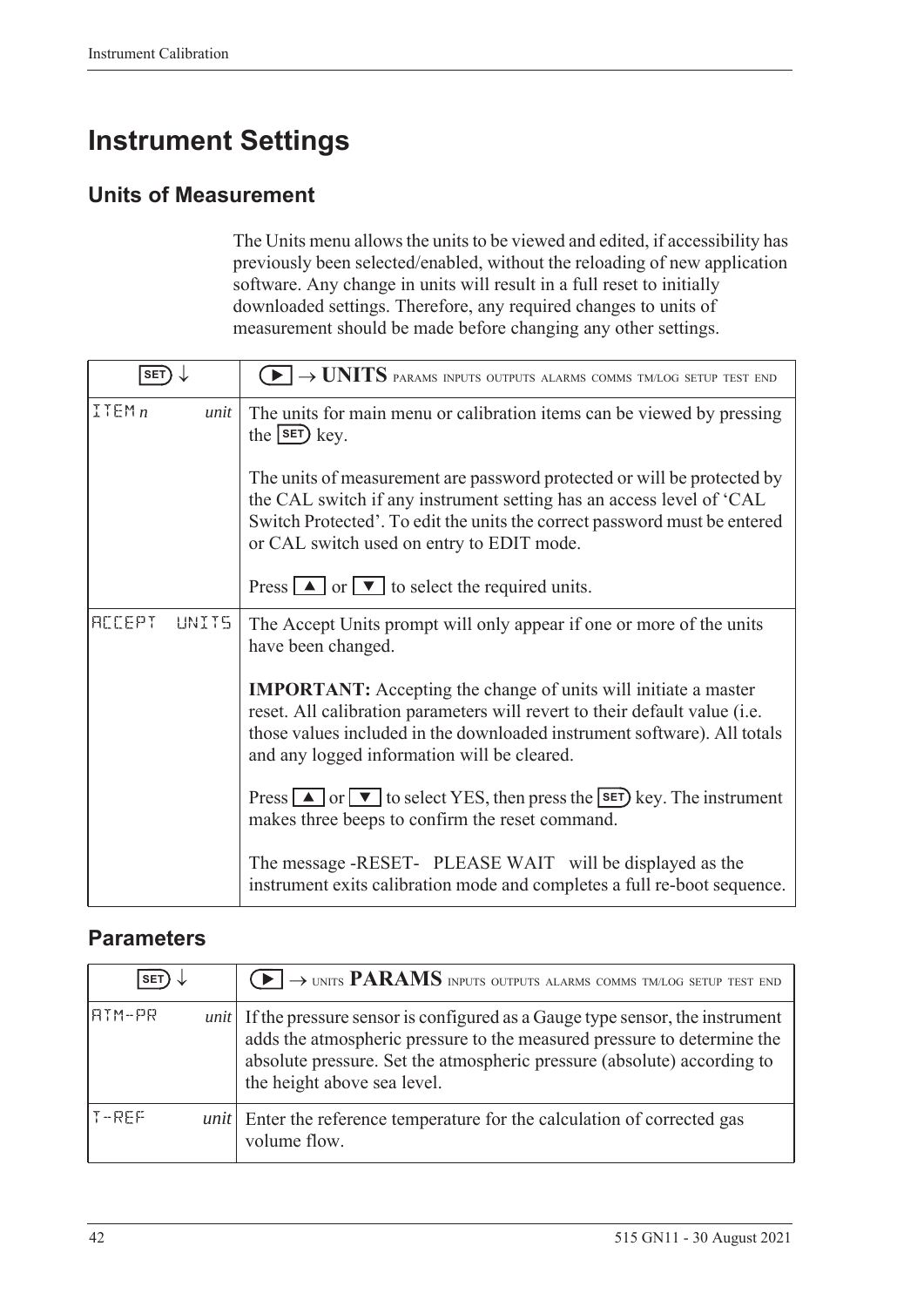# Instrument Settings

## Units of Measurement

The Units menu allows the units to be viewed and edited, if accessibility has previously been selected/enabled, without the reloading of new application software. Any change in units will result in a full reset to initially downloaded settings. Therefore, any required changes to units of measurement should be made before changing any other settings.

| SET ↓ | ▶ → **UNITS** PARAMS INPUTS OUTPUTS ALARMS COMMS TM/LOG SETUP TEST END |
|---|---|
| ITEM *n* *unit* | The units for main menu or calibration items can be viewed by pressing the SET key.<br><br>The units of measurement are password protected or will be protected by the CAL switch if any instrument setting has an access level of 'CAL Switch Protected'. To edit the units the correct password must be entered or CAL switch used on entry to EDIT mode.<br><br>Press ▲ or ▼ to select the required units. |
| ACCEPT UNITS | The Accept Units prompt will only appear if one or more of the units have been changed.<br><br>**IMPORTANT:** Accepting the change of units will initiate a master reset. All calibration parameters will revert to their default value (i.e. those values included in the downloaded instrument software). All totals and any logged information will be cleared.<br><br>Press ▲ or ▼ to select YES, then press the SET key. The instrument makes three beeps to confirm the reset command.<br><br>The message -RESET- PLEASE WAIT will be displayed as the instrument exits calibration mode and completes a full re-boot sequence. |

## Parameters

| SET ↓ | ▶ → UNITS **PARAMS** INPUTS OUTPUTS ALARMS COMMS TM/LOG SETUP TEST END |
|---|---|
| ATM-PR *unit* | If the pressure sensor is configured as a Gauge type sensor, the instrument adds the atmospheric pressure to the measured pressure to determine the absolute pressure. Set the atmospheric pressure (absolute) according to the height above sea level. |
| T-REF *unit* | Enter the reference temperature for the calculation of corrected gas volume flow. |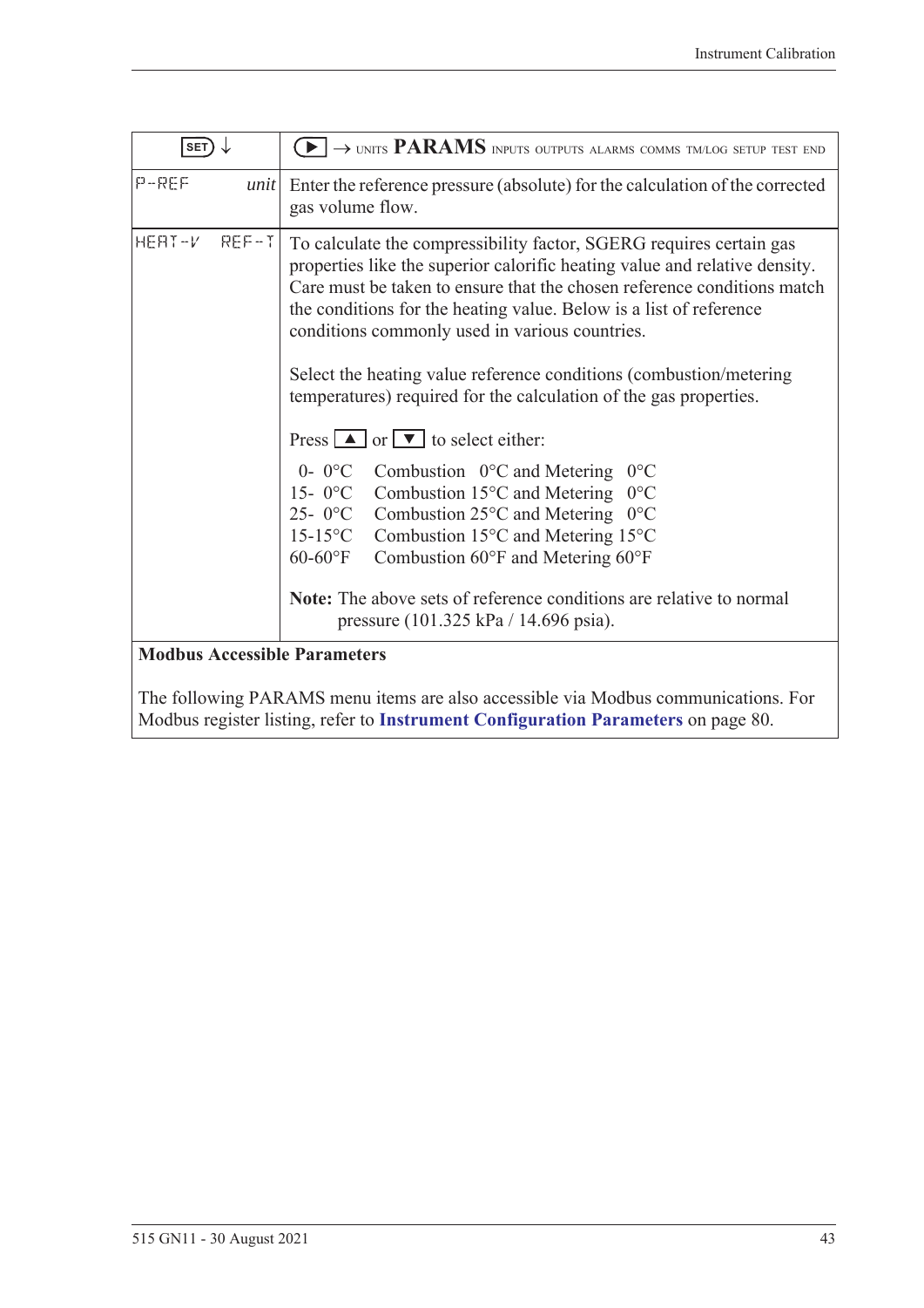| SET ↓ | ▶ → UNITS **PARAMS** INPUTS OUTPUTS ALARMS COMMS TM/LOG SETUP TEST END |
|---|---|
| P-REF *unit* | Enter the reference pressure (absolute) for the calculation of the corrected gas volume flow. |
| HEAT-V REF-T | To calculate the compressibility factor, SGERG requires certain gas properties like the superior calorific heating value and relative density. Care must be taken to ensure that the chosen reference conditions match the conditions for the heating value. Below is a list of reference conditions commonly used in various countries.<br><br>Select the heating value reference conditions (combustion/metering temperatures) required for the calculation of the gas properties.<br><br>Press ▲ or ▼ to select either:<br><br>0- 0°C Combustion 0°C and Metering 0°C<br>15- 0°C Combustion 15°C and Metering 0°C<br>25- 0°C Combustion 25°C and Metering 0°C<br>15-15°C Combustion 15°C and Metering 15°C<br>60-60°F Combustion 60°F and Metering 60°F<br><br>**Note:** The above sets of reference conditions are relative to normal pressure (101.325 kPa / 14.696 psia). |

**Modbus Accessible Parameters**

The following PARAMS menu items are also accessible via Modbus communications. For Modbus register listing, refer to **Instrument Configuration Parameters** on page 80.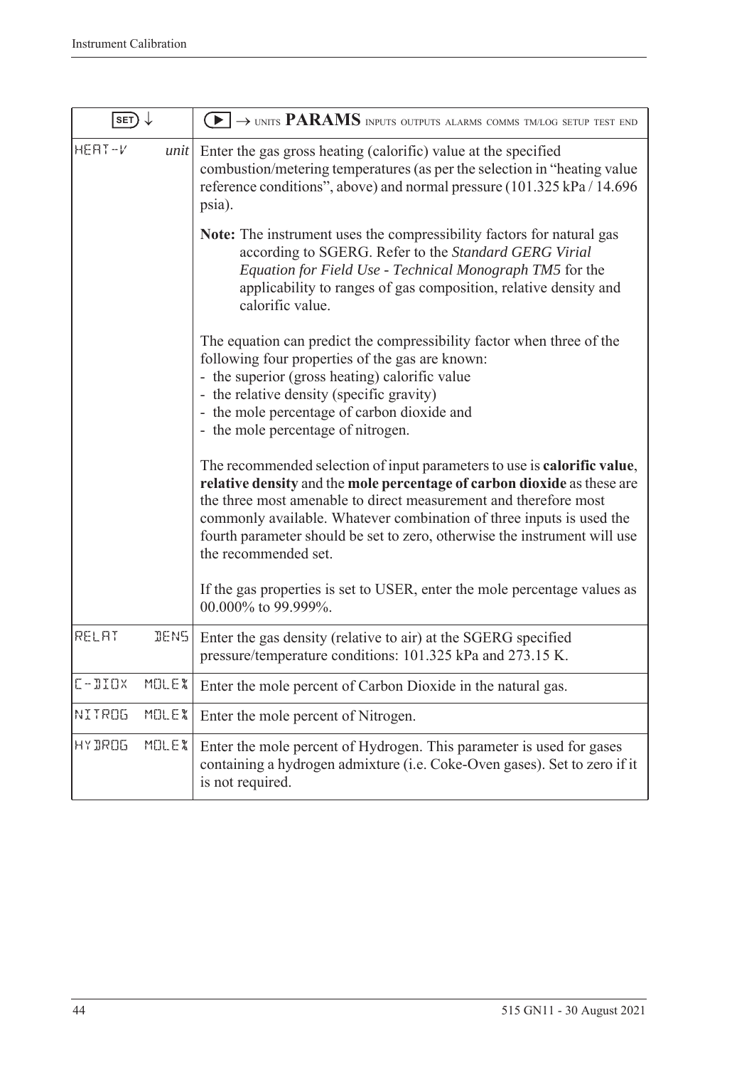| SET ↓ | ▶ → UNITS **PARAMS** INPUTS OUTPUTS ALARMS COMMS TM/LOG SETUP TEST END |
|---|---|
| HEAT-V *unit* | Enter the gas gross heating (calorific) value at the specified combustion/metering temperatures (as per the selection in "heating value reference conditions", above) and normal pressure (101.325 kPa / 14.696 psia).<br><br>**Note:** The instrument uses the compressibility factors for natural gas according to SGERG. Refer to the *Standard GERG Virial Equation for Field Use - Technical Monograph TM5* for the applicability to ranges of gas composition, relative density and calorific value.<br><br>The equation can predict the compressibility factor when three of the following four properties of the gas are known:<br>- the superior (gross heating) calorific value<br>- the relative density (specific gravity)<br>- the mole percentage of carbon dioxide and<br>- the mole percentage of nitrogen.<br><br>The recommended selection of input parameters to use is **calorific value**, **relative density** and the **mole percentage of carbon dioxide** as these are the three most amenable to direct measurement and therefore most commonly available. Whatever combination of three inputs is used the fourth parameter should be set to zero, otherwise the instrument will use the recommended set.<br><br>If the gas properties is set to USER, enter the mole percentage values as 00.000% to 99.999%. |
| RELAT DENS | Enter the gas density (relative to air) at the SGERG specified pressure/temperature conditions: 101.325 kPa and 273.15 K. |
| C-DIOX MOLE% | Enter the mole percent of Carbon Dioxide in the natural gas. |
| NITROG MOLE% | Enter the mole percent of Nitrogen. |
| HYDROG MOLE% | Enter the mole percent of Hydrogen. This parameter is used for gases containing a hydrogen admixture (i.e. Coke-Oven gases). Set to zero if it is not required. |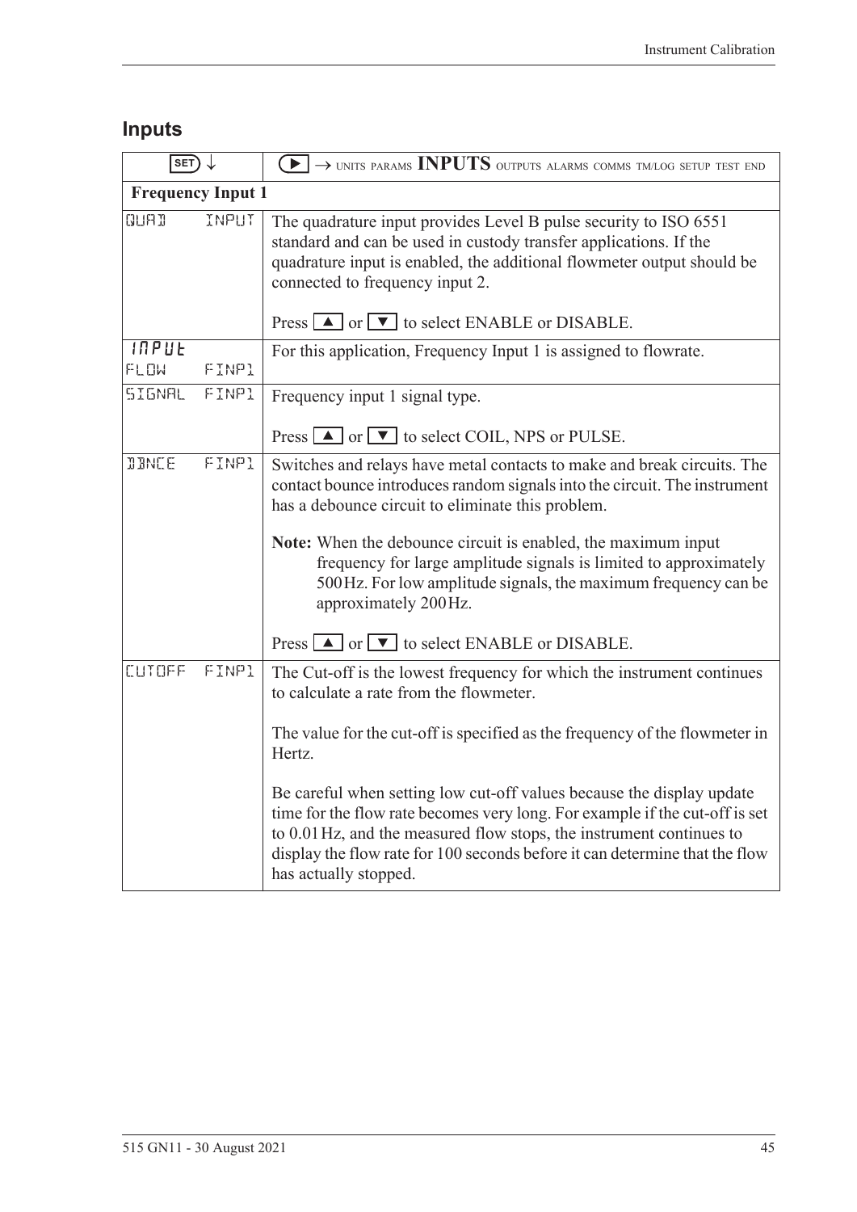## Inputs

| SET ↓ | ▶ → UNITS PARAMS **INPUTS** OUTPUTS ALARMS COMMS TM/LOG SETUP TEST END |
|---|---|
| **Frequency Input 1** | |
| QUAD INPUT | The quadrature input provides Level B pulse security to ISO 6551 standard and can be used in custody transfer applications. If the quadrature input is enabled, the additional flowmeter output should be connected to frequency input 2.<br><br>Press ▲ or ▼ to select ENABLE or DISABLE. |
| INPUT<br>FLOW FINP1 | For this application, Frequency Input 1 is assigned to flowrate. |
| SIGNAL FINP1 | Frequency input 1 signal type.<br><br>Press ▲ or ▼ to select COIL, NPS or PULSE. |
| DBNCE FINP1 | Switches and relays have metal contacts to make and break circuits. The contact bounce introduces random signals into the circuit. The instrument has a debounce circuit to eliminate this problem.<br><br>**Note:** When the debounce circuit is enabled, the maximum input frequency for large amplitude signals is limited to approximately 500 Hz. For low amplitude signals, the maximum frequency can be approximately 200 Hz.<br><br>Press ▲ or ▼ to select ENABLE or DISABLE. |
| CUTOFF FINP1 | The Cut-off is the lowest frequency for which the instrument continues to calculate a rate from the flowmeter.<br><br>The value for the cut-off is specified as the frequency of the flowmeter in Hertz.<br><br>Be careful when setting low cut-off values because the display update time for the flow rate becomes very long. For example if the cut-off is set to 0.01 Hz, and the measured flow stops, the instrument continues to display the flow rate for 100 seconds before it can determine that the flow has actually stopped. |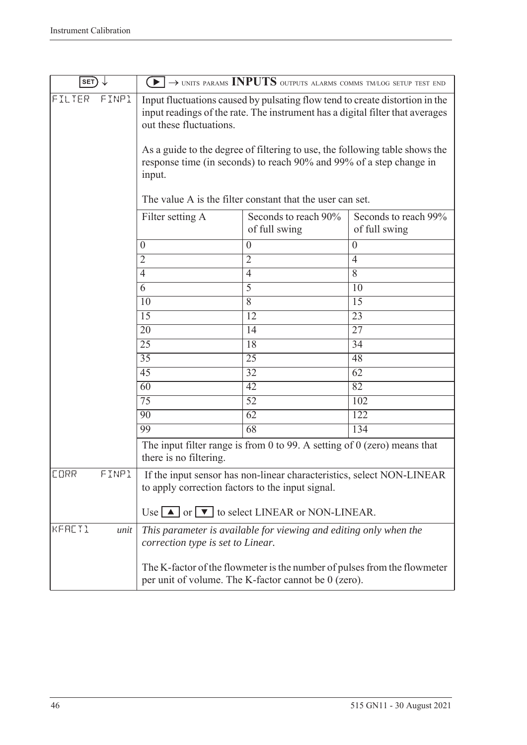| SET ↓ | ▶ → UNITS PARAMS **INPUTS** OUTPUTS ALARMS COMMS TM/LOG SETUP TEST END |
|---|---|
| FILTER FINP1 | Input fluctuations caused by pulsating flow tend to create distortion in the input readings of the rate. The instrument has a digital filter that averages out these fluctuations.<br><br>As a guide to the degree of filtering to use, the following table shows the response time (in seconds) to reach 90% and 99% of a step change in input.<br><br>The value A is the filter constant that the user can set. |

| Filter setting A | Seconds to reach 90% of full swing | Seconds to reach 99% of full swing |
|---|---|---|
| 0 | 0 | 0 |
| 2 | 2 | 4 |
| 4 | 4 | 8 |
| 6 | 5 | 10 |
| 10 | 8 | 15 |
| 15 | 12 | 23 |
| 20 | 14 | 27 |
| 25 | 18 | 34 |
| 35 | 25 | 48 |
| 45 | 32 | 62 |
| 60 | 42 | 82 |
| 75 | 52 | 102 |
| 90 | 62 | 122 |
| 99 | 68 | 134 |

The input filter range is from 0 to 99. A setting of 0 (zero) means that there is no filtering.

| | |
|---|---|
| CORR FINP1 | If the input sensor has non-linear characteristics, select NON-LINEAR to apply correction factors to the input signal.<br><br>Use ▲ or ▼ to select LINEAR or NON-LINEAR. |
| KFACT1 *unit* | *This parameter is available for viewing and editing only when the correction type is set to Linear.*<br><br>The K-factor of the flowmeter is the number of pulses from the flowmeter per unit of volume. The K-factor cannot be 0 (zero). |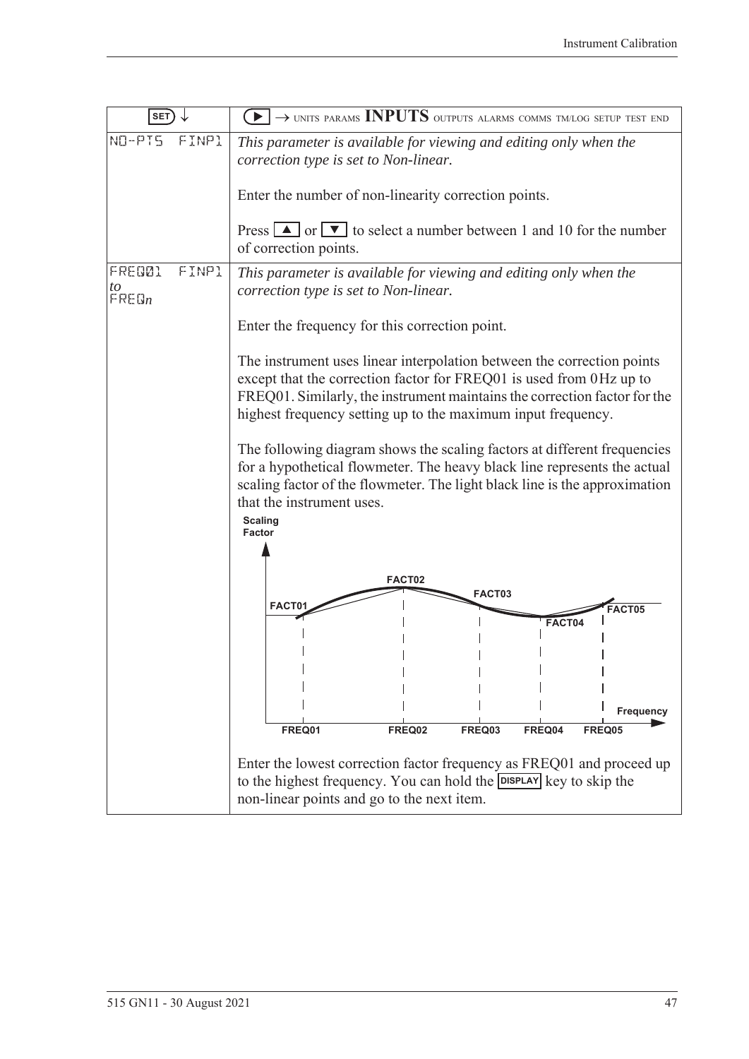| SET ↓ | ▶ → UNITS PARAMS **INPUTS** OUTPUTS ALARMS COMMS TM/LOG SETUP TEST END |
|---|---|
| NO-PTS FINP1 | *This parameter is available for viewing and editing only when the correction type is set to Non-linear.*<br><br>Enter the number of non-linearity correction points.<br><br>Press ▲ or ▼ to select a number between 1 and 10 for the number of correction points. |
| FREQ01 FINP1<br>*to*<br>FREQ*n* | *This parameter is available for viewing and editing only when the correction type is set to Non-linear.*<br><br>Enter the frequency for this correction point.<br><br>The instrument uses linear interpolation between the correction points except that the correction factor for FREQ01 is used from 0 Hz up to FREQ01. Similarly, the instrument maintains the correction factor for the highest frequency setting up to the maximum input frequency.<br><br>The following diagram shows the scaling factors at different frequencies for a hypothetical flowmeter. The heavy black line represents the actual scaling factor of the flowmeter. The light black line is the approximation that the instrument uses.<br><br>Scaling Factor; FACT01, FACT02, FACT03, FACT04, FACT05; Frequency; FREQ01, FREQ02, FREQ03, FREQ04, FREQ05<br><br>Enter the lowest correction factor frequency as FREQ01 and proceed up to the highest frequency. You can hold the DISPLAY key to skip the non-linear points and go to the next item. |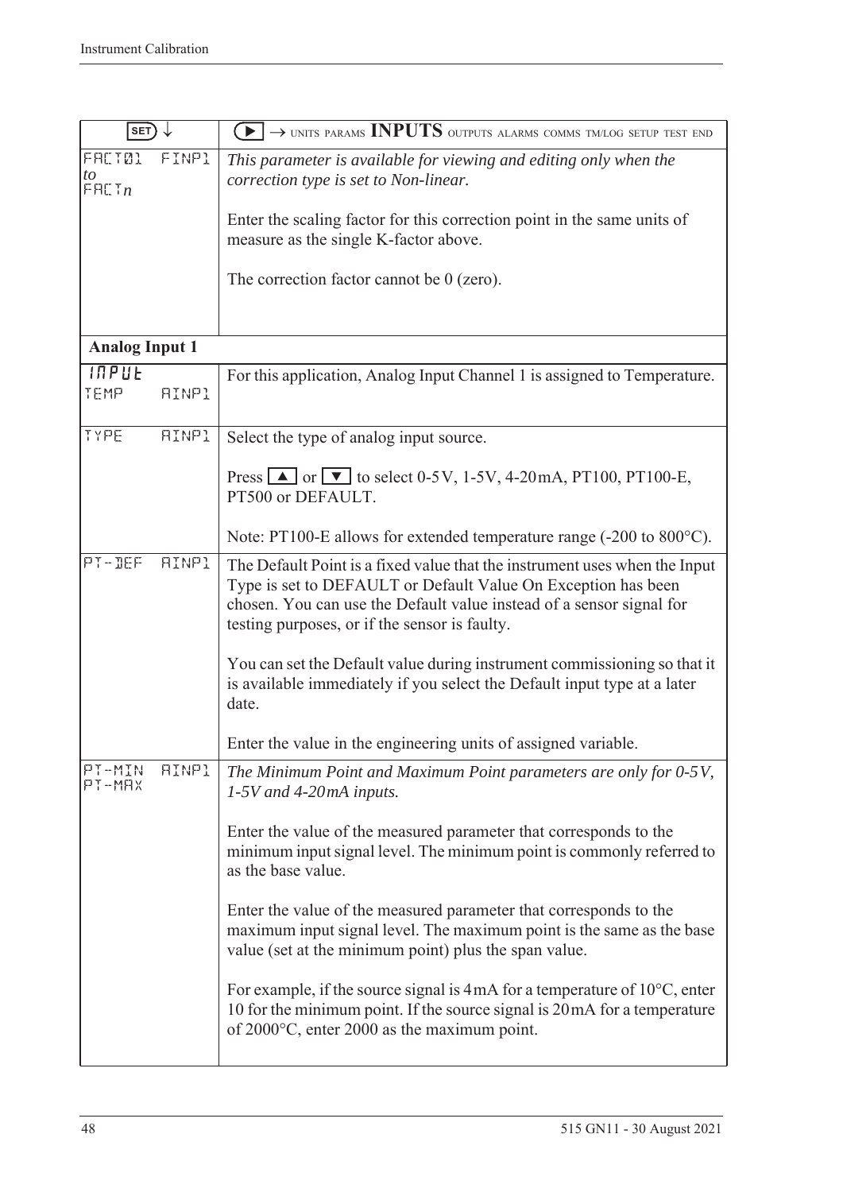| SET ↓ | ▶ → UNITS PARAMS **INPUTS** OUTPUTS ALARMS COMMS TM/LOG SETUP TEST END |
|---|---|
| FACT01 FINP1 *to* FACT*n* | *This parameter is available for viewing and editing only when the correction type is set to Non-linear.*<br><br>Enter the scaling factor for this correction point in the same units of measure as the single K-factor above.<br><br>The correction factor cannot be 0 (zero). |
| **Analog Input 1** | |
| INPUT TEMP AINP1 | For this application, Analog Input Channel 1 is assigned to Temperature. |
| TYPE AINP1 | Select the type of analog input source.<br><br>Press ▲ or ▼ to select 0-5V, 1-5V, 4-20mA, PT100, PT100-E, PT500 or DEFAULT.<br><br>Note: PT100-E allows for extended temperature range (-200 to 800°C). |
| PT-DEF AINP1 | The Default Point is a fixed value that the instrument uses when the Input Type is set to DEFAULT or Default Value On Exception has been chosen. You can use the Default value instead of a sensor signal for testing purposes, or if the sensor is faulty.<br><br>You can set the Default value during instrument commissioning so that it is available immediately if you select the Default input type at a later date.<br><br>Enter the value in the engineering units of assigned variable. |
| PT-MIN AINP1 PT-MAX | *The Minimum Point and Maximum Point parameters are only for 0-5V, 1-5V and 4-20mA inputs.*<br><br>Enter the value of the measured parameter that corresponds to the minimum input signal level. The minimum point is commonly referred to as the base value.<br><br>Enter the value of the measured parameter that corresponds to the maximum input signal level. The maximum point is the same as the base value (set at the minimum point) plus the span value.<br><br>For example, if the source signal is 4mA for a temperature of 10°C, enter 10 for the minimum point. If the source signal is 20mA for a temperature of 2000°C, enter 2000 as the maximum point. |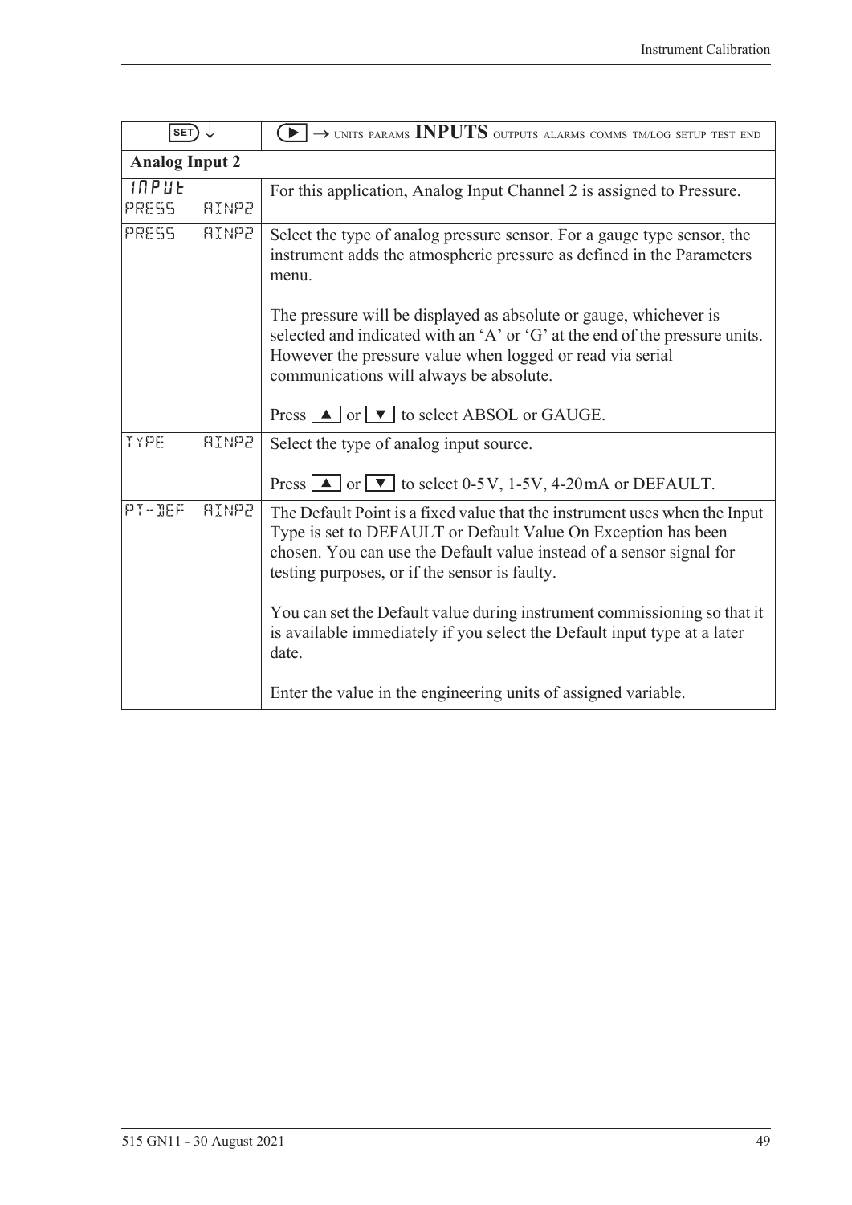| SET ↓ | ▶ → UNITS PARAMS **INPUTS** OUTPUTS ALARMS COMMS TM/LOG SETUP TEST END |
|---|---|
| **Analog Input 2** | |
| INPUT<br>PRESS AINP2 | For this application, Analog Input Channel 2 is assigned to Pressure. |
| PRESS AINP2 | Select the type of analog pressure sensor. For a gauge type sensor, the instrument adds the atmospheric pressure as defined in the Parameters menu.<br><br>The pressure will be displayed as absolute or gauge, whichever is selected and indicated with an 'A' or 'G' at the end of the pressure units. However the pressure value when logged or read via serial communications will always be absolute.<br><br>Press ▲ or ▼ to select ABSOL or GAUGE. |
| TYPE AINP2 | Select the type of analog input source.<br><br>Press ▲ or ▼ to select 0-5V, 1-5V, 4-20mA or DEFAULT. |
| PT-DEF AINP2 | The Default Point is a fixed value that the instrument uses when the Input Type is set to DEFAULT or Default Value On Exception has been chosen. You can use the Default value instead of a sensor signal for testing purposes, or if the sensor is faulty.<br><br>You can set the Default value during instrument commissioning so that it is available immediately if you select the Default input type at a later date.<br><br>Enter the value in the engineering units of assigned variable. |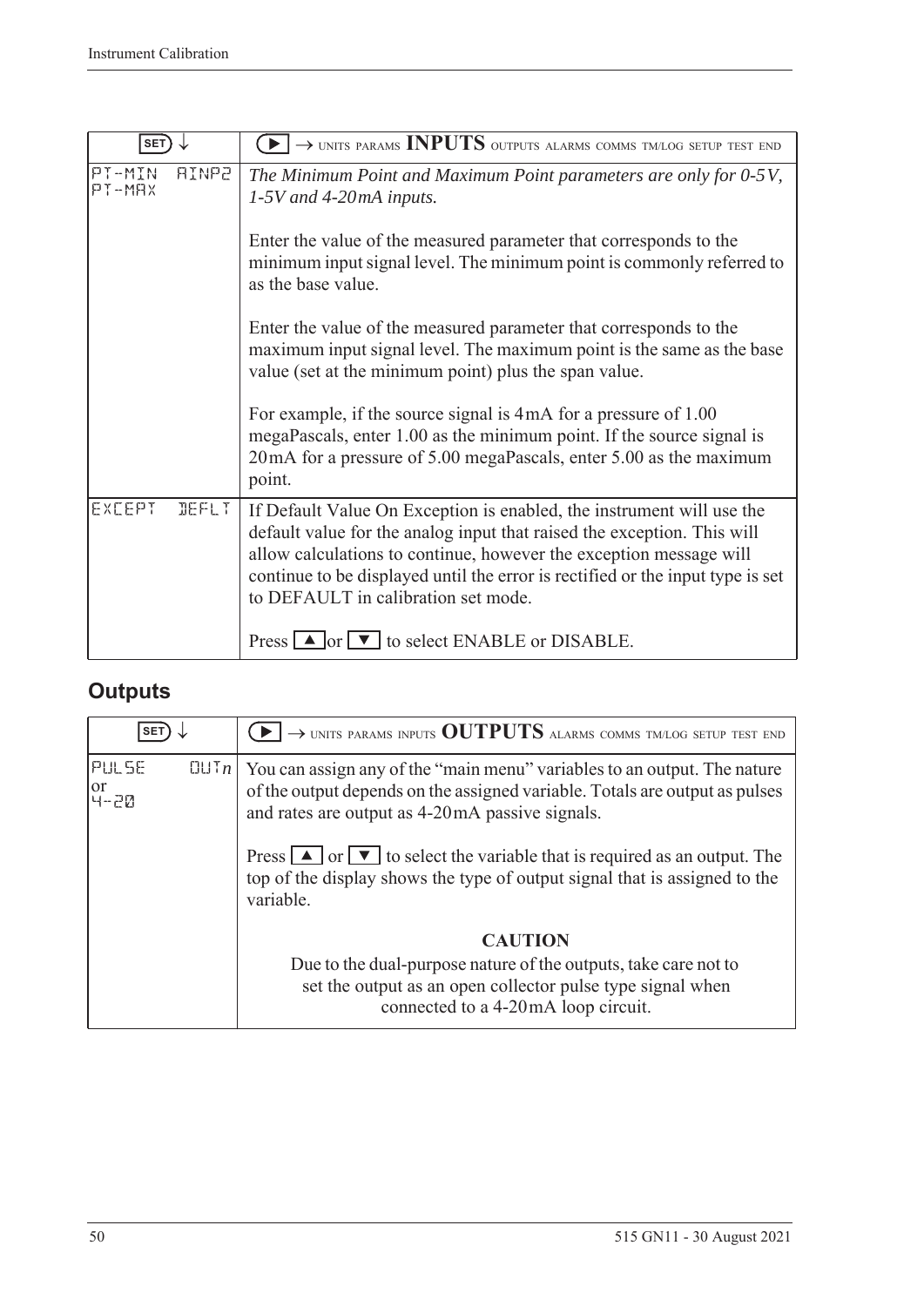| SET ↓ | ▶ → UNITS PARAMS **INPUTS** OUTPUTS ALARMS COMMS TM/LOG SETUP TEST END |
|---|---|
| PT-MIN AINP2<br>PT-MAX | *The Minimum Point and Maximum Point parameters are only for 0-5V, 1-5V and 4-20mA inputs.*<br><br>Enter the value of the measured parameter that corresponds to the minimum input signal level. The minimum point is commonly referred to as the base value.<br><br>Enter the value of the measured parameter that corresponds to the maximum input signal level. The maximum point is the same as the base value (set at the minimum point) plus the span value.<br><br>For example, if the source signal is 4mA for a pressure of 1.00 megaPascals, enter 1.00 as the minimum point. If the source signal is 20mA for a pressure of 5.00 megaPascals, enter 5.00 as the maximum point. |
| EXCEPT DEFLT | If Default Value On Exception is enabled, the instrument will use the default value for the analog input that raised the exception. This will allow calculations to continue, however the exception message will continue to be displayed until the error is rectified or the input type is set to DEFAULT in calibration set mode.<br><br>Press ▲ or ▼ to select ENABLE or DISABLE. |

## Outputs

| SET ↓ | ▶ → UNITS PARAMS INPUTS **OUTPUTS** ALARMS COMMS TM/LOG SETUP TEST END |
|---|---|
| PULSE OUT*n*<br>or<br>4-20 | You can assign any of the "main menu" variables to an output. The nature of the output depends on the assigned variable. Totals are output as pulses and rates are output as 4-20mA passive signals.<br><br>Press ▲ or ▼ to select the variable that is required as an output. The top of the display shows the type of output signal that is assigned to the variable.<br><br>**CAUTION**<br>Due to the dual-purpose nature of the outputs, take care not to set the output as an open collector pulse type signal when connected to a 4-20mA loop circuit. |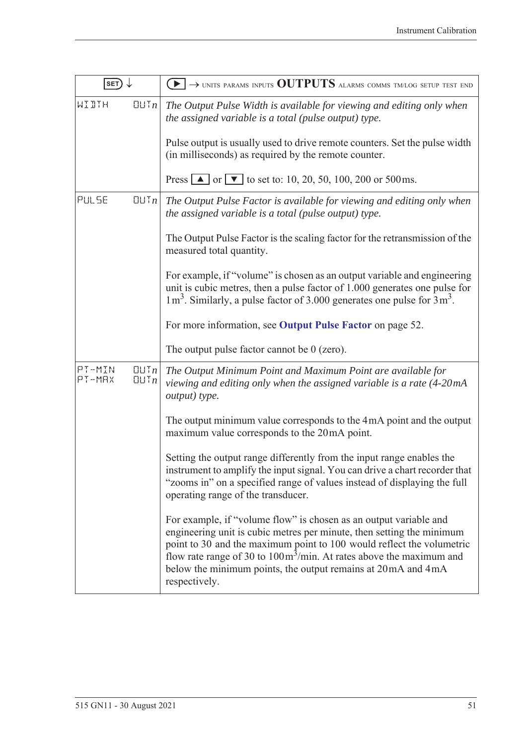| SET ↓ | ▶ → UNITS PARAMS INPUTS **OUTPUTS** ALARMS COMMS TM/LOG SETUP TEST END |
|---|---|
| WIDTH OUT*n* | *The Output Pulse Width is available for viewing and editing only when the assigned variable is a total (pulse output) type.*<br><br>Pulse output is usually used to drive remote counters. Set the pulse width (in milliseconds) as required by the remote counter.<br><br>Press ▲ or ▼ to set to: 10, 20, 50, 100, 200 or 500ms. |
| PULSE OUT*n* | *The Output Pulse Factor is available for viewing and editing only when the assigned variable is a total (pulse output) type.*<br><br>The Output Pulse Factor is the scaling factor for the retransmission of the measured total quantity.<br><br>For example, if "volume" is chosen as an output variable and engineering unit is cubic metres, then a pulse factor of 1.000 generates one pulse for 1 $m^3$. Similarly, a pulse factor of 3.000 generates one pulse for 3 $m^3$.<br><br>For more information, see **Output Pulse Factor** on page 52.<br><br>The output pulse factor cannot be 0 (zero). |
| PT-MIN OUT*n*<br>PT-MAX OUT*n* | *The Output Minimum Point and Maximum Point are available for viewing and editing only when the assigned variable is a rate (4-20mA output) type.*<br><br>The output minimum value corresponds to the 4mA point and the output maximum value corresponds to the 20mA point.<br><br>Setting the output range differently from the input range enables the instrument to amplify the input signal. You can drive a chart recorder that "zooms in" on a specified range of values instead of displaying the full operating range of the transducer.<br><br>For example, if "volume flow" is chosen as an output variable and engineering unit is cubic metres per minute, then setting the minimum point to 30 and the maximum point to 100 would reflect the volumetric flow rate range of 30 to 100 $m^3$/min. At rates above the maximum and below the minimum points, the output remains at 20mA and 4mA respectively. |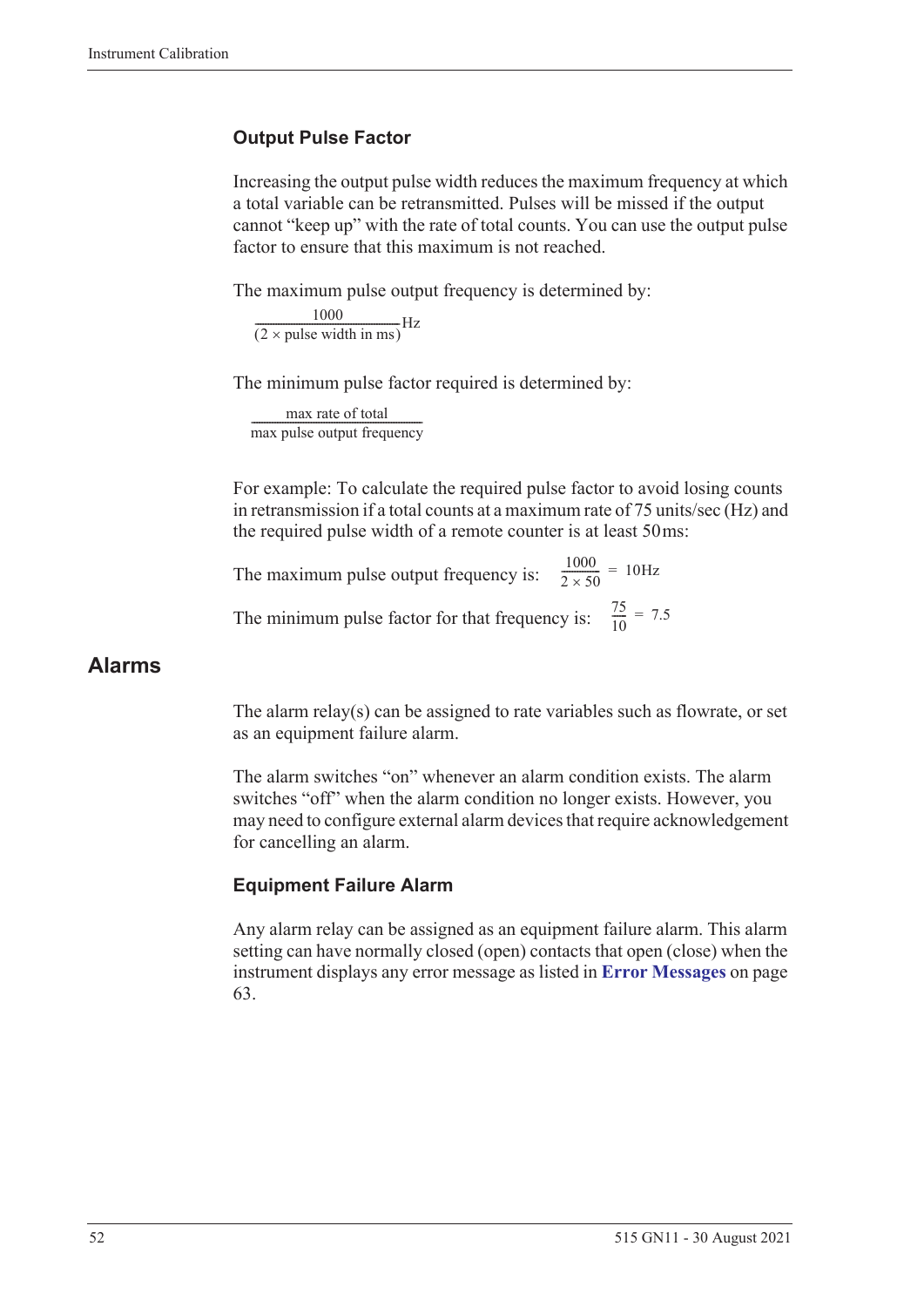### Output Pulse Factor

Increasing the output pulse width reduces the maximum frequency at which a total variable can be retransmitted. Pulses will be missed if the output cannot "keep up" with the rate of total counts. You can use the output pulse factor to ensure that this maximum is not reached.

The maximum pulse output frequency is determined by:

$$\frac{1000}{(2 \times \text{pulse width in ms})}\text{Hz}$$

The minimum pulse factor required is determined by:

$$\frac{\text{max rate of total}}{\text{max pulse output frequency}}$$

For example: To calculate the required pulse factor to avoid losing counts in retransmission if a total counts at a maximum rate of 75 units/sec (Hz) and the required pulse width of a remote counter is at least 50 ms:

The maximum pulse output frequency is: $\frac{1000}{2 \times 50} = 10\text{Hz}$

The minimum pulse factor for that frequency is: $\frac{75}{10} = 7.5$

## Alarms

The alarm relay(s) can be assigned to rate variables such as flowrate, or set as an equipment failure alarm.

The alarm switches "on" whenever an alarm condition exists. The alarm switches "off" when the alarm condition no longer exists. However, you may need to configure external alarm devices that require acknowledgement for cancelling an alarm.

### Equipment Failure Alarm

Any alarm relay can be assigned as an equipment failure alarm. This alarm setting can have normally closed (open) contacts that open (close) when the instrument displays any error message as listed in **Error Messages** on page 63.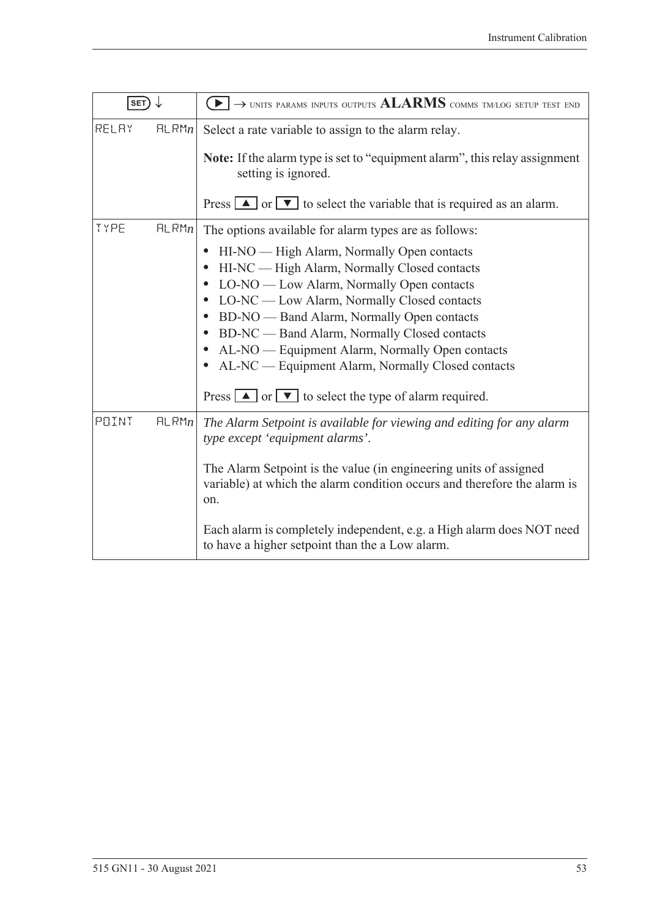| SET ↓ | ▶ → UNITS PARAMS INPUTS OUTPUTS **ALARMS** COMMS TM/LOG SETUP TEST END |
|---|---|
| RELAY ALRM*n* | Select a rate variable to assign to the alarm relay.<br><br>**Note:** If the alarm type is set to "equipment alarm", this relay assignment setting is ignored.<br><br>Press ▲ or ▼ to select the variable that is required as an alarm. |
| TYPE ALRM*n* | The options available for alarm types are as follows:<br><br>• HI-NO — High Alarm, Normally Open contacts<br>• HI-NC — High Alarm, Normally Closed contacts<br>• LO-NO — Low Alarm, Normally Open contacts<br>• LO-NC — Low Alarm, Normally Closed contacts<br>• BD-NO — Band Alarm, Normally Open contacts<br>• BD-NC — Band Alarm, Normally Closed contacts<br>• AL-NO — Equipment Alarm, Normally Open contacts<br>• AL-NC — Equipment Alarm, Normally Closed contacts<br><br>Press ▲ or ▼ to select the type of alarm required. |
| POINT ALRM*n* | *The Alarm Setpoint is available for viewing and editing for any alarm type except 'equipment alarms'.*<br><br>The Alarm Setpoint is the value (in engineering units of assigned variable) at which the alarm condition occurs and therefore the alarm is on.<br><br>Each alarm is completely independent, e.g. a High alarm does NOT need to have a higher setpoint than the a Low alarm. |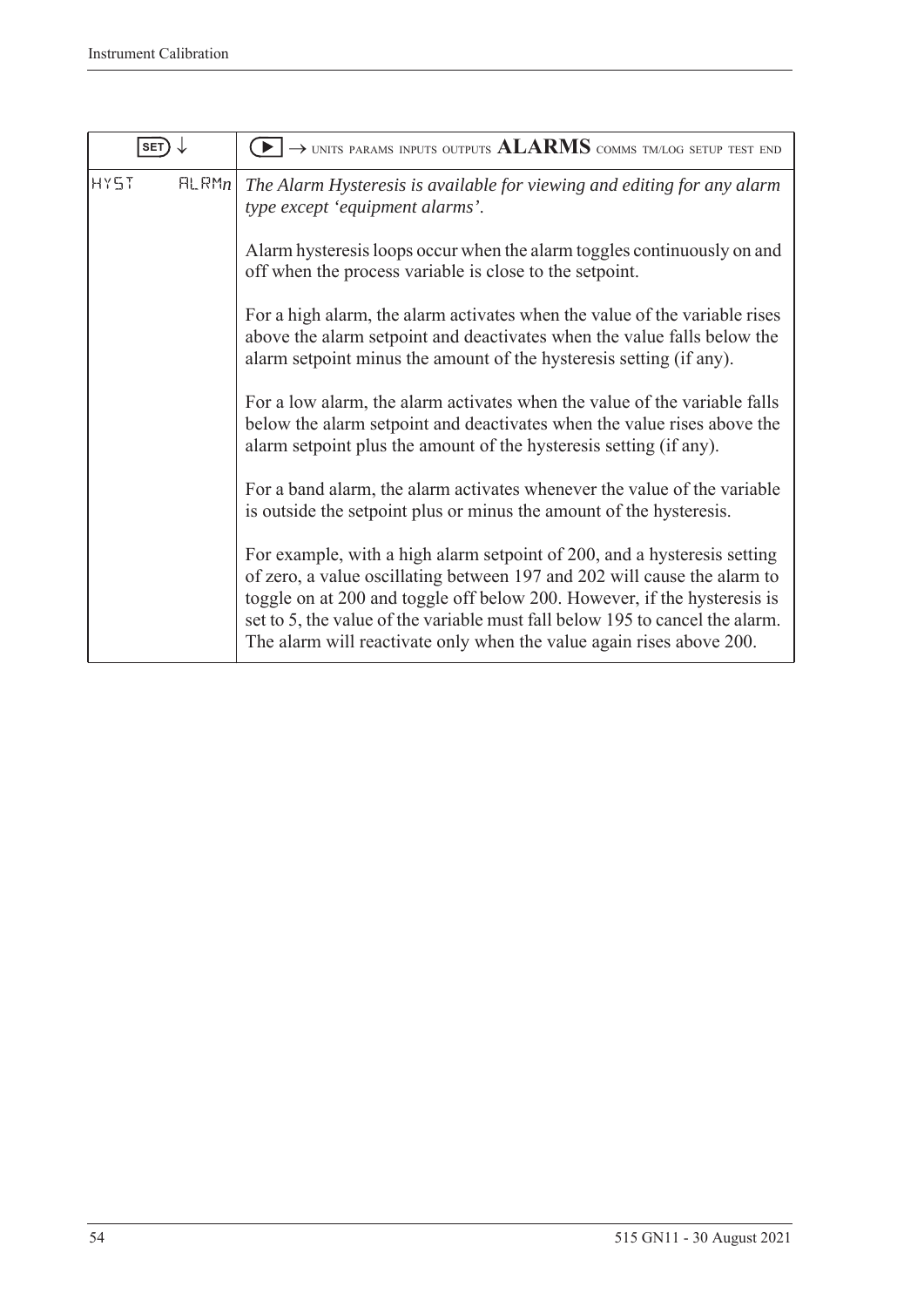| SET ↓ | ▶ → UNITS PARAMS INPUTS OUTPUTS **ALARMS** COMMS TM/LOG SETUP TEST END |
|---|---|
| HYST ALRM*n* | *The Alarm Hysteresis is available for viewing and editing for any alarm type except 'equipment alarms'.*<br><br>Alarm hysteresis loops occur when the alarm toggles continuously on and off when the process variable is close to the setpoint.<br><br>For a high alarm, the alarm activates when the value of the variable rises above the alarm setpoint and deactivates when the value falls below the alarm setpoint minus the amount of the hysteresis setting (if any).<br><br>For a low alarm, the alarm activates when the value of the variable falls below the alarm setpoint and deactivates when the value rises above the alarm setpoint plus the amount of the hysteresis setting (if any).<br><br>For a band alarm, the alarm activates whenever the value of the variable is outside the setpoint plus or minus the amount of the hysteresis.<br><br>For example, with a high alarm setpoint of 200, and a hysteresis setting of zero, a value oscillating between 197 and 202 will cause the alarm to toggle on at 200 and toggle off below 200. However, if the hysteresis is set to 5, the value of the variable must fall below 195 to cancel the alarm. The alarm will reactivate only when the value again rises above 200. |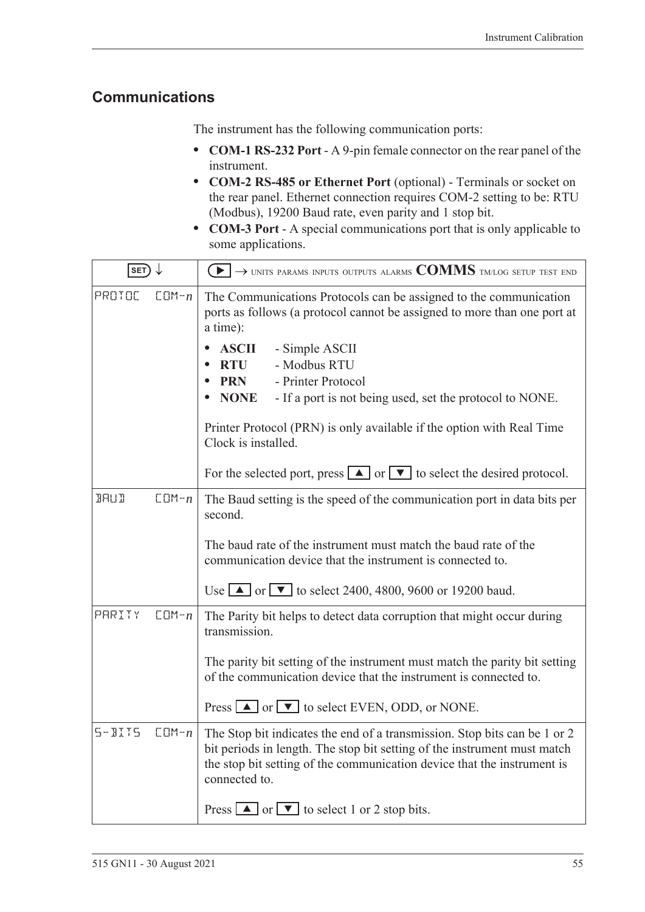## Communications

The instrument has the following communication ports:

- **COM-1 RS-232 Port** - A 9-pin female connector on the rear panel of the instrument.
- **COM-2 RS-485 or Ethernet Port** (optional) - Terminals or socket on the rear panel. Ethernet connection requires COM-2 setting to be: RTU (Modbus), 19200 Baud rate, even parity and 1 stop bit.
- **COM-3 Port** - A special communications port that is only applicable to some applications.

| SET ↓ | ▶ → UNITS PARAMS INPUTS OUTPUTS ALARMS **COMMS** TM/LOG SETUP TEST END |
|---|---|
| PROTOC COM-*n* | The Communications Protocols can be assigned to the communication ports as follows (a protocol cannot be assigned to more than one port at a time):<br>• **ASCII** - Simple ASCII<br>• **RTU** - Modbus RTU<br>• **PRN** - Printer Protocol<br>• **NONE** - If a port is not being used, set the protocol to NONE.<br><br>Printer Protocol (PRN) is only available if the option with Real Time Clock is installed.<br><br>For the selected port, press ▲ or ▼ to select the desired protocol. |
| BAUD COM-*n* | The Baud setting is the speed of the communication port in data bits per second.<br><br>The baud rate of the instrument must match the baud rate of the communication device that the instrument is connected to.<br><br>Use ▲ or ▼ to select 2400, 4800, 9600 or 19200 baud. |
| PARITY COM-*n* | The Parity bit helps to detect data corruption that might occur during transmission.<br><br>The parity bit setting of the instrument must match the parity bit setting of the communication device that the instrument is connected to.<br><br>Press ▲ or ▼ to select EVEN, ODD, or NONE. |
| S-BITS COM-*n* | The Stop bit indicates the end of a transmission. Stop bits can be 1 or 2 bit periods in length. The stop bit setting of the instrument must match the stop bit setting of the communication device that the instrument is connected to.<br><br>Press ▲ or ▼ to select 1 or 2 stop bits. |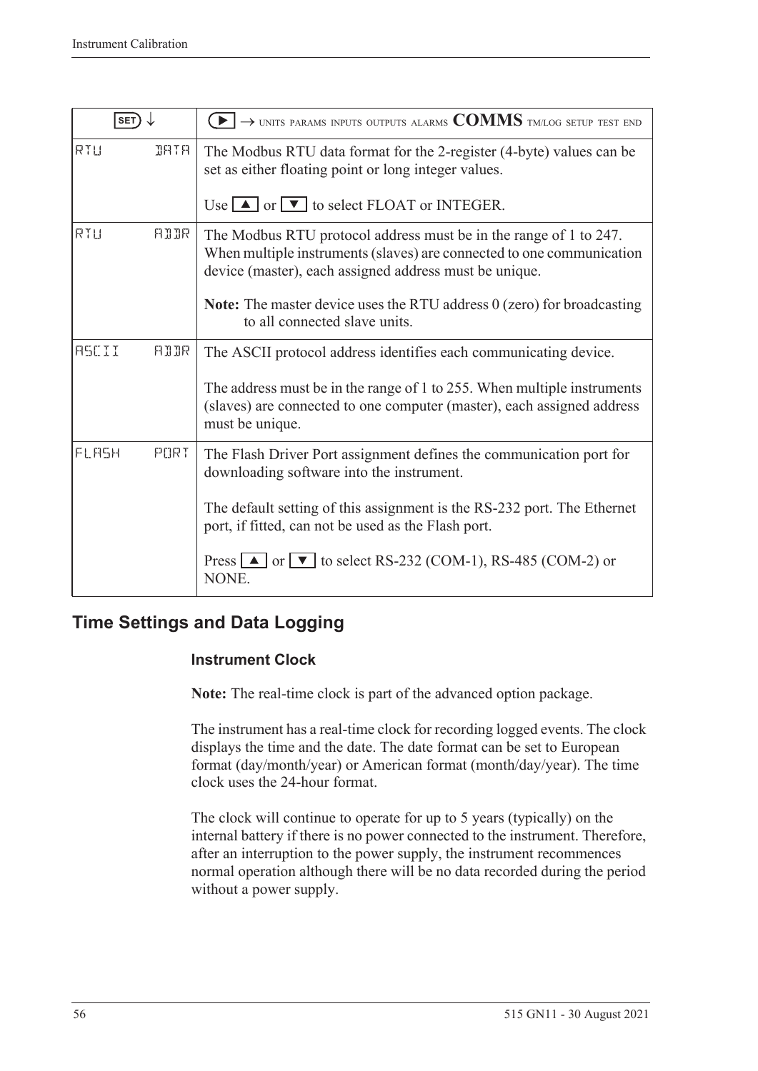| SET ↓ | ▶ → UNITS PARAMS INPUTS OUTPUTS ALARMS **COMMS** TM/LOG SETUP TEST END |
|---|---|
| RTU DATA | The Modbus RTU data format for the 2-register (4-byte) values can be set as either floating point or long integer values.<br><br>Use ▲ or ▼ to select FLOAT or INTEGER. |
| RTU ADDR | The Modbus RTU protocol address must be in the range of 1 to 247. When multiple instruments (slaves) are connected to one communication device (master), each assigned address must be unique.<br><br>**Note:** The master device uses the RTU address 0 (zero) for broadcasting to all connected slave units. |
| ASCII ADDR | The ASCII protocol address identifies each communicating device.<br><br>The address must be in the range of 1 to 255. When multiple instruments (slaves) are connected to one computer (master), each assigned address must be unique. |
| FLASH PORT | The Flash Driver Port assignment defines the communication port for downloading software into the instrument.<br><br>The default setting of this assignment is the RS-232 port. The Ethernet port, if fitted, can not be used as the Flash port.<br><br>Press ▲ or ▼ to select RS-232 (COM-1), RS-485 (COM-2) or NONE. |

## Time Settings and Data Logging

### Instrument Clock

**Note:** The real-time clock is part of the advanced option package.

The instrument has a real-time clock for recording logged events. The clock displays the time and the date. The date format can be set to European format (day/month/year) or American format (month/day/year). The time clock uses the 24-hour format.

The clock will continue to operate for up to 5 years (typically) on the internal battery if there is no power connected to the instrument. Therefore, after an interruption to the power supply, the instrument recommences normal operation although there will be no data recorded during the period without a power supply.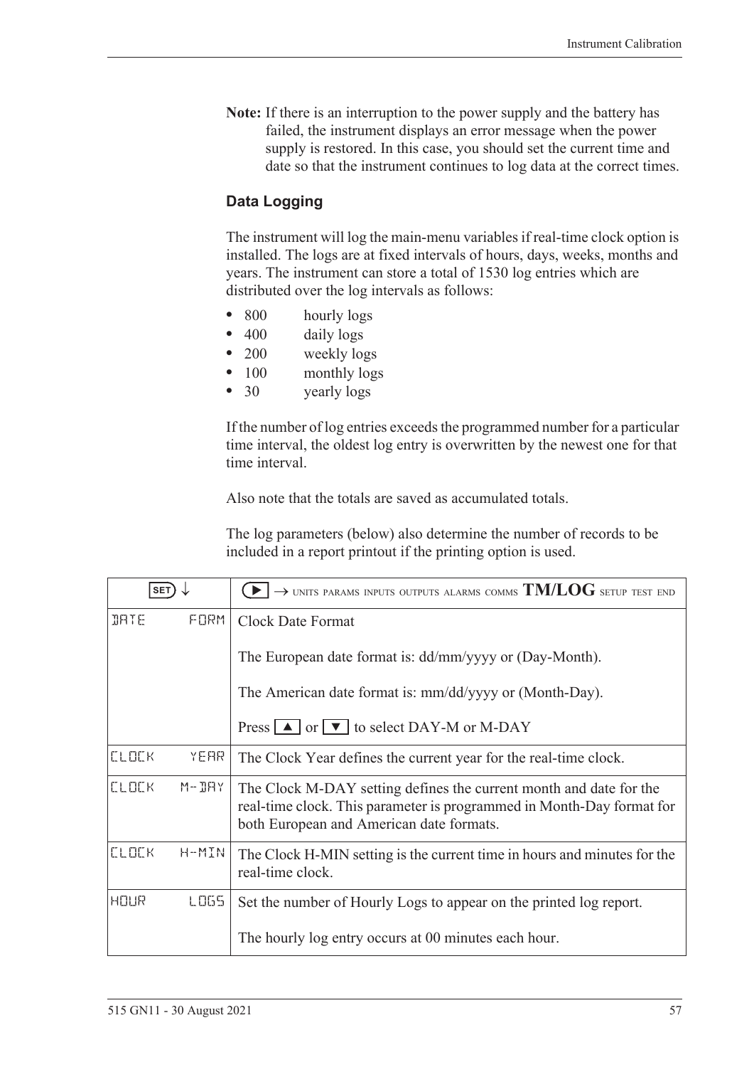**Note:** If there is an interruption to the power supply and the battery has failed, the instrument displays an error message when the power supply is restored. In this case, you should set the current time and date so that the instrument continues to log data at the correct times.

### Data Logging

The instrument will log the main-menu variables if real-time clock option is installed. The logs are at fixed intervals of hours, days, weeks, months and years. The instrument can store a total of 1530 log entries which are distributed over the log intervals as follows:

- 800 hourly logs
- 400 daily logs
- 200 weekly logs
- 100 monthly logs
- 30 yearly logs

If the number of log entries exceeds the programmed number for a particular time interval, the oldest log entry is overwritten by the newest one for that time interval.

Also note that the totals are saved as accumulated totals.

The log parameters (below) also determine the number of records to be included in a report printout if the printing option is used.

| SET ↓ | ▶ → UNITS PARAMS INPUTS OUTPUTS ALARMS COMMS **TM/LOG** SETUP TEST END |
|---|---|
| DATE FORM | Clock Date Format<br><br>The European date format is: dd/mm/yyyy or (Day-Month).<br><br>The American date format is: mm/dd/yyyy or (Month-Day).<br><br>Press ▲ or ▼ to select DAY-M or M-DAY |
| CLOCK YEAR | The Clock Year defines the current year for the real-time clock. |
| CLOCK M-DAY | The Clock M-DAY setting defines the current month and date for the real-time clock. This parameter is programmed in Month-Day format for both European and American date formats. |
| CLOCK H-MIN | The Clock H-MIN setting is the current time in hours and minutes for the real-time clock. |
| HOUR LOGS | Set the number of Hourly Logs to appear on the printed log report.<br><br>The hourly log entry occurs at 00 minutes each hour. |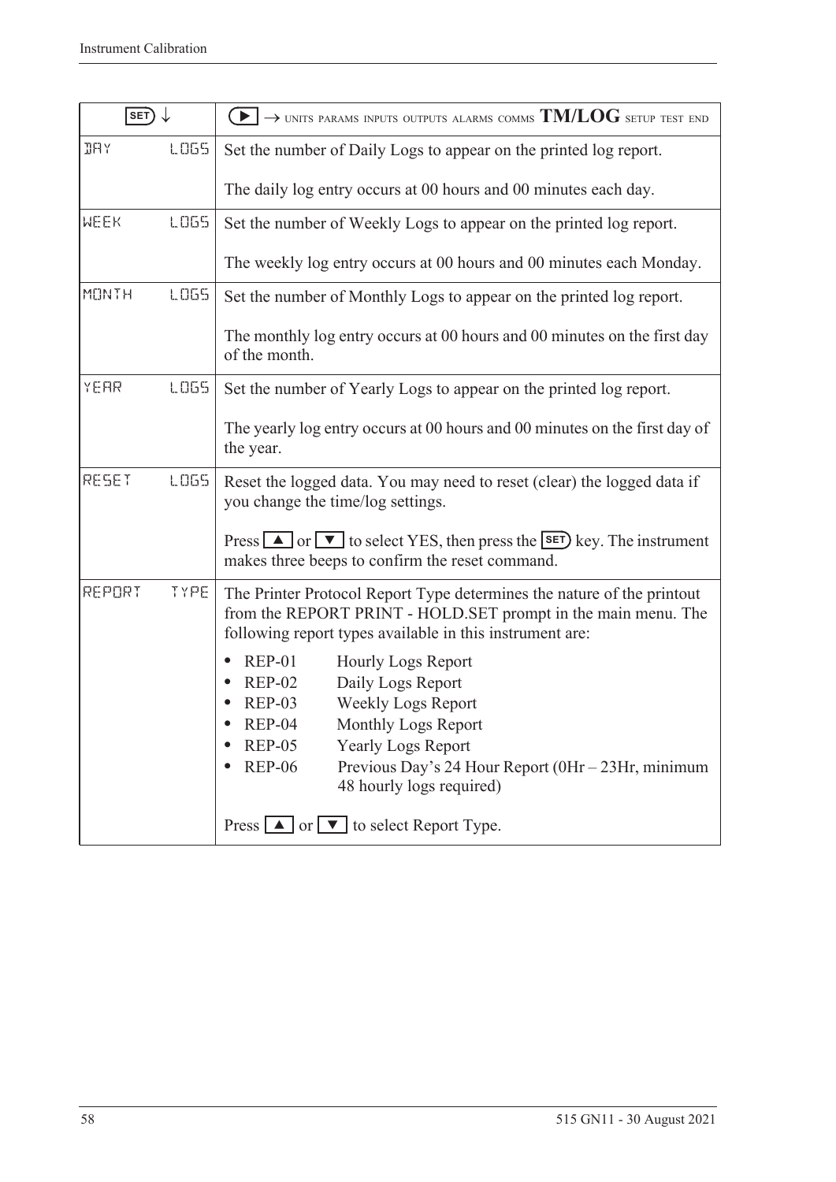| SET ↓ | ▶ → UNITS PARAMS INPUTS OUTPUTS ALARMS COMMS **TM/LOG** SETUP TEST END |
|---|---|
| DAY LOGS | Set the number of Daily Logs to appear on the printed log report.<br><br>The daily log entry occurs at 00 hours and 00 minutes each day. |
| WEEK LOGS | Set the number of Weekly Logs to appear on the printed log report.<br><br>The weekly log entry occurs at 00 hours and 00 minutes each Monday. |
| MONTH LOGS | Set the number of Monthly Logs to appear on the printed log report.<br><br>The monthly log entry occurs at 00 hours and 00 minutes on the first day of the month. |
| YEAR LOGS | Set the number of Yearly Logs to appear on the printed log report.<br><br>The yearly log entry occurs at 00 hours and 00 minutes on the first day of the year. |
| RESET LOGS | Reset the logged data. You may need to reset (clear) the logged data if you change the time/log settings.<br><br>Press ▲ or ▼ to select YES, then press the SET key. The instrument makes three beeps to confirm the reset command. |
| REPORT TYPE | The Printer Protocol Report Type determines the nature of the printout from the REPORT PRINT - HOLD.SET prompt in the main menu. The following report types available in this instrument are:<br><br>• REP-01 Hourly Logs Report<br>• REP-02 Daily Logs Report<br>• REP-03 Weekly Logs Report<br>• REP-04 Monthly Logs Report<br>• REP-05 Yearly Logs Report<br>• REP-06 Previous Day's 24 Hour Report (0Hr – 23Hr, minimum 48 hourly logs required)<br><br>Press ▲ or ▼ to select Report Type. |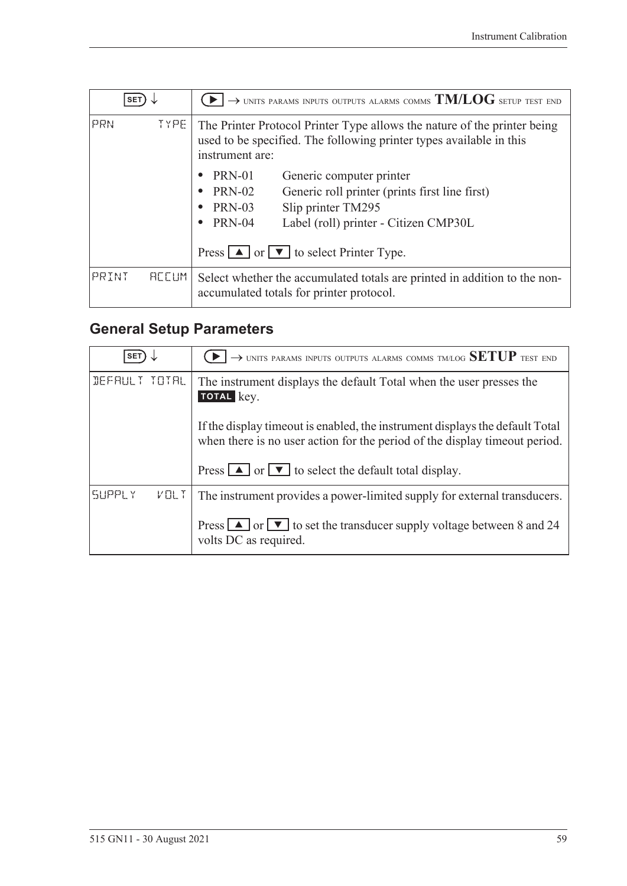| SET ↓ | ▶ → UNITS PARAMS INPUTS OUTPUTS ALARMS COMMS **TM/LOG** SETUP TEST END |
|---|---|
| PRN TYPE | The Printer Protocol Printer Type allows the nature of the printer being used to be specified. The following printer types available in this instrument are:<br>• PRN-01 Generic computer printer<br>• PRN-02 Generic roll printer (prints first line first)<br>• PRN-03 Slip printer TM295<br>• PRN-04 Label (roll) printer - Citizen CMP30L<br><br>Press ▲ or ▼ to select Printer Type. |
| PRINT ACCUM | Select whether the accumulated totals are printed in addition to the non-accumulated totals for printer protocol. |

## General Setup Parameters

| SET ↓ | ▶ → UNITS PARAMS INPUTS OUTPUTS ALARMS COMMS TM/LOG **SETUP** TEST END |
|---|---|
| DEFAULT TOTAL | The instrument displays the default Total when the user presses the **TOTAL** key.<br><br>If the display timeout is enabled, the instrument displays the default Total when there is no user action for the period of the display timeout period.<br><br>Press ▲ or ▼ to select the default total display. |
| SUPPLY VOLT | The instrument provides a power-limited supply for external transducers.<br><br>Press ▲ or ▼ to set the transducer supply voltage between 8 and 24 volts DC as required. |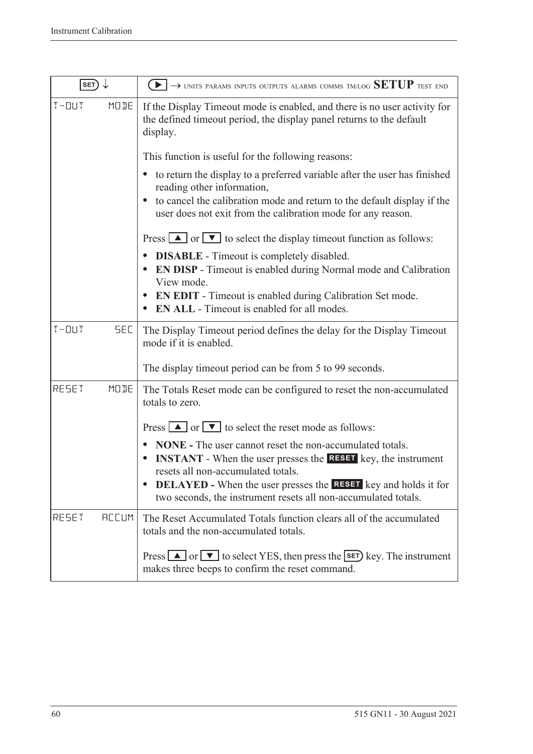| SET ↓ | ▶ → UNITS PARAMS INPUTS OUTPUTS ALARMS COMMS TM/LOG **SETUP** TEST END |
|---|---|
| T-OUT MODE | If the Display Timeout mode is enabled, and there is no user activity for the defined timeout period, the display panel returns to the default display.<br><br>This function is useful for the following reasons:<br>• to return the display to a preferred variable after the user has finished reading other information,<br>• to cancel the calibration mode and return to the default display if the user does not exit from the calibration mode for any reason.<br><br>Press ▲ or ▼ to select the display timeout function as follows:<br>• **DISABLE** - Timeout is completely disabled.<br>• **EN DISP** - Timeout is enabled during Normal mode and Calibration View mode.<br>• **EN EDIT** - Timeout is enabled during Calibration Set mode.<br>• **EN ALL** - Timeout is enabled for all modes. |
| T-OUT SEC | The Display Timeout period defines the delay for the Display Timeout mode if it is enabled.<br><br>The display timeout period can be from 5 to 99 seconds. |
| RESET MODE | The Totals Reset mode can be configured to reset the non-accumulated totals to zero.<br><br>Press ▲ or ▼ to select the reset mode as follows:<br>• **NONE -** The user cannot reset the non-accumulated totals.<br>• **INSTANT** - When the user presses the **RESET** key, the instrument resets all non-accumulated totals.<br>• **DELAYED -** When the user presses the **RESET** key and holds it for two seconds, the instrument resets all non-accumulated totals. |
| RESET ACCUM | The Reset Accumulated Totals function clears all of the accumulated totals and the non-accumulated totals.<br><br>Press ▲ or ▼ to select YES, then press the SET key. The instrument makes three beeps to confirm the reset command. |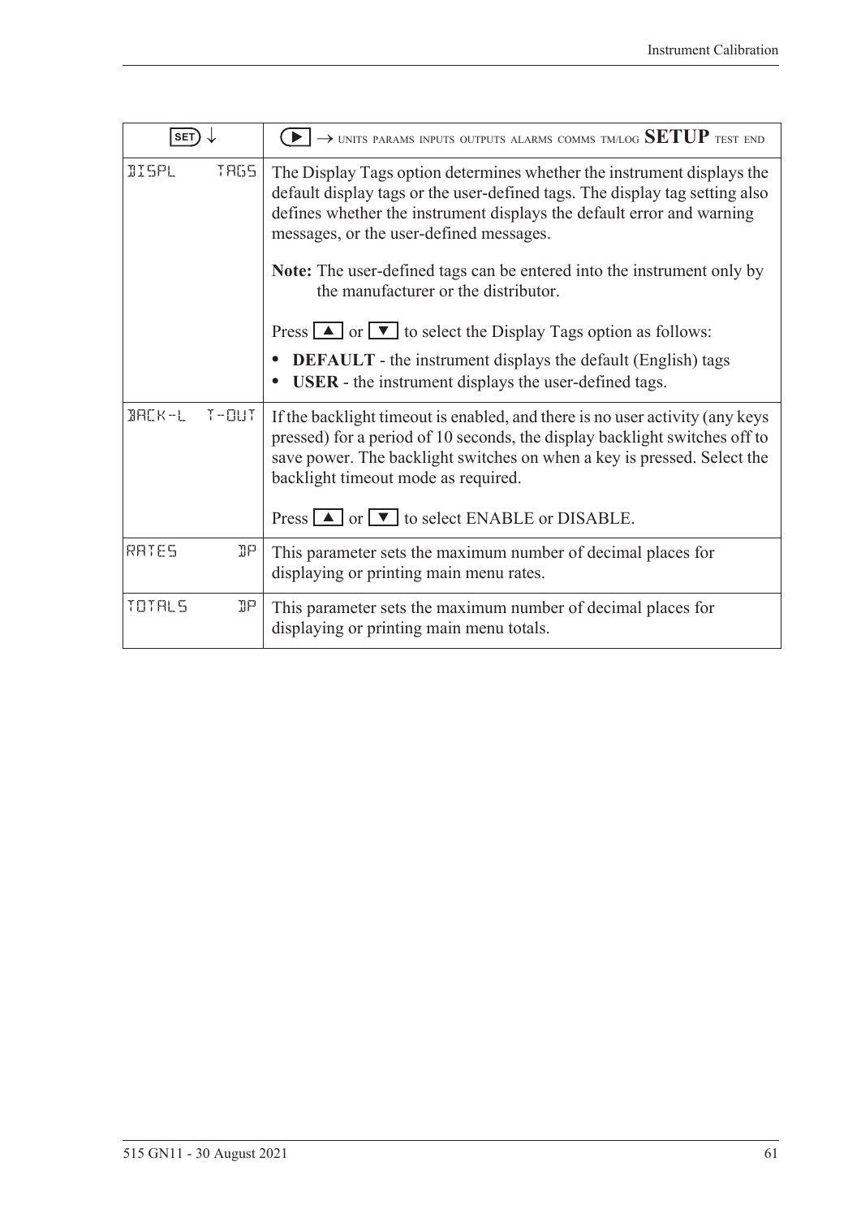| SET ↓ | ▶ → UNITS PARAMS INPUTS OUTPUTS ALARMS COMMS TM/LOG **SETUP** TEST END |
|---|---|
| DISPL TAGS | The Display Tags option determines whether the instrument displays the default display tags or the user-defined tags. The display tag setting also defines whether the instrument displays the default error and warning messages, or the user-defined messages.<br><br>**Note:** The user-defined tags can be entered into the instrument only by the manufacturer or the distributor.<br><br>Press ▲ or ▼ to select the Display Tags option as follows:<br>• **DEFAULT** - the instrument displays the default (English) tags<br>• **USER** - the instrument displays the user-defined tags. |
| BACK-L T-OUT | If the backlight timeout is enabled, and there is no user activity (any keys pressed) for a period of 10 seconds, the display backlight switches off to save power. The backlight switches on when a key is pressed. Select the backlight timeout mode as required.<br><br>Press ▲ or ▼ to select ENABLE or DISABLE. |
| RATES DP | This parameter sets the maximum number of decimal places for displaying or printing main menu rates. |
| TOTALS DP | This parameter sets the maximum number of decimal places for displaying or printing main menu totals. |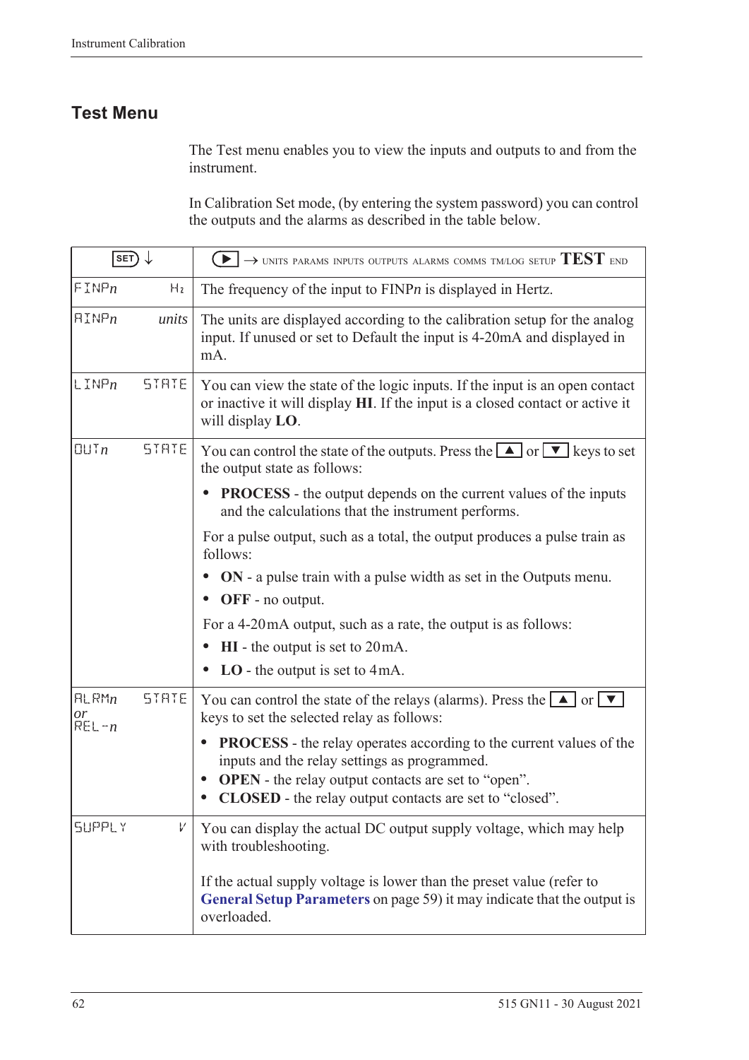## Test Menu

The Test menu enables you to view the inputs and outputs to and from the instrument.

In Calibration Set mode, (by entering the system password) you can control the outputs and the alarms as described in the table below.

| SET ↓ | ▶ → UNITS PARAMS INPUTS OUTPUTS ALARMS COMMS TM/LOG SETUP **TEST** END |
|---|---|
| FINP*n* &nbsp;&nbsp;&nbsp; Hz | The frequency of the input to FINP*n* is displayed in Hertz. |
| AINP*n* &nbsp;&nbsp;&nbsp; *units* | The units are displayed according to the calibration setup for the analog input. If unused or set to Default the input is 4-20mA and displayed in mA. |
| LINP*n* &nbsp;&nbsp;&nbsp; STATE | You can view the state of the logic inputs. If the input is an open contact or inactive it will display **HI**. If the input is a closed contact or active it will display **LO**. |
| OUT*n* &nbsp;&nbsp;&nbsp; STATE | You can control the state of the outputs. Press the ▲ or ▼ keys to set the output state as follows:<br>• **PROCESS** - the output depends on the current values of the inputs and the calculations that the instrument performs.<br>For a pulse output, such as a total, the output produces a pulse train as follows:<br>• **ON** - a pulse train with a pulse width as set in the Outputs menu.<br>• **OFF** - no output.<br>For a 4-20mA output, such as a rate, the output is as follows:<br>• **HI** - the output is set to 20mA.<br>• **LO** - the output is set to 4mA. |
| ALRM*n* *or* REL-*n* &nbsp;&nbsp;&nbsp; STATE | You can control the state of the relays (alarms). Press the ▲ or ▼ keys to set the selected relay as follows:<br>• **PROCESS** - the relay operates according to the current values of the inputs and the relay settings as programmed.<br>• **OPEN** - the relay output contacts are set to "open".<br>• **CLOSED** - the relay output contacts are set to "closed". |
| SUPPLY &nbsp;&nbsp;&nbsp; V | You can display the actual DC output supply voltage, which may help with troubleshooting.<br><br>If the actual supply voltage is lower than the preset value (refer to **General Setup Parameters** on page 59) it may indicate that the output is overloaded. |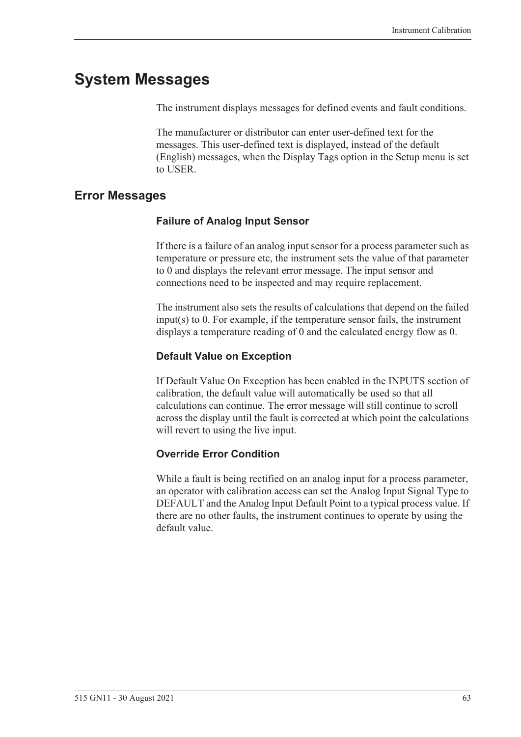# System Messages

The instrument displays messages for defined events and fault conditions.

The manufacturer or distributor can enter user-defined text for the messages. This user-defined text is displayed, instead of the default (English) messages, when the Display Tags option in the Setup menu is set to USER.

## Error Messages

### Failure of Analog Input Sensor

If there is a failure of an analog input sensor for a process parameter such as temperature or pressure etc, the instrument sets the value of that parameter to 0 and displays the relevant error message. The input sensor and connections need to be inspected and may require replacement.

The instrument also sets the results of calculations that depend on the failed input(s) to 0. For example, if the temperature sensor fails, the instrument displays a temperature reading of 0 and the calculated energy flow as 0.

### Default Value on Exception

If Default Value On Exception has been enabled in the INPUTS section of calibration, the default value will automatically be used so that all calculations can continue. The error message will still continue to scroll across the display until the fault is corrected at which point the calculations will revert to using the live input.

### Override Error Condition

While a fault is being rectified on an analog input for a process parameter, an operator with calibration access can set the Analog Input Signal Type to DEFAULT and the Analog Input Default Point to a typical process value. If there are no other faults, the instrument continues to operate by using the default value.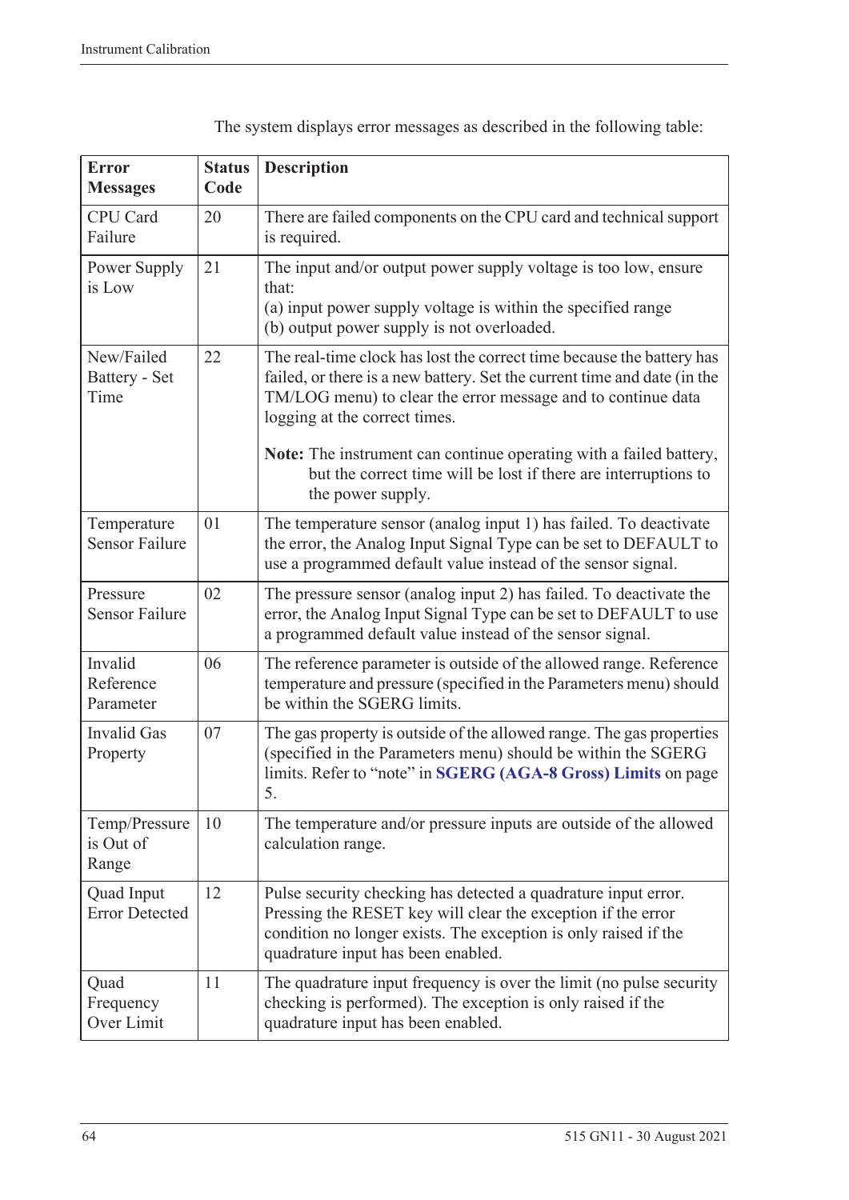The system displays error messages as described in the following table:

| Error Messages | Status Code | Description |
|---|---|---|
| CPU Card Failure | 20 | There are failed components on the CPU card and technical support is required. |
| Power Supply is Low | 21 | The input and/or output power supply voltage is too low, ensure that:<br>(a) input power supply voltage is within the specified range<br>(b) output power supply is not overloaded. |
| New/Failed Battery - Set Time | 22 | The real-time clock has lost the correct time because the battery has failed, or there is a new battery. Set the current time and date (in the TM/LOG menu) to clear the error message and to continue data logging at the correct times.<br><br>**Note:** The instrument can continue operating with a failed battery, but the correct time will be lost if there are interruptions to the power supply. |
| Temperature Sensor Failure | 01 | The temperature sensor (analog input 1) has failed. To deactivate the error, the Analog Input Signal Type can be set to DEFAULT to use a programmed default value instead of the sensor signal. |
| Pressure Sensor Failure | 02 | The pressure sensor (analog input 2) has failed. To deactivate the error, the Analog Input Signal Type can be set to DEFAULT to use a programmed default value instead of the sensor signal. |
| Invalid Reference Parameter | 06 | The reference parameter is outside of the allowed range. Reference temperature and pressure (specified in the Parameters menu) should be within the SGERG limits. |
| Invalid Gas Property | 07 | The gas property is outside of the allowed range. The gas properties (specified in the Parameters menu) should be within the SGERG limits. Refer to "note" in **SGERG (AGA-8 Gross) Limits** on page 5. |
| Temp/Pressure is Out of Range | 10 | The temperature and/or pressure inputs are outside of the allowed calculation range. |
| Quad Input Error Detected | 12 | Pulse security checking has detected a quadrature input error. Pressing the RESET key will clear the exception if the error condition no longer exists. The exception is only raised if the quadrature input has been enabled. |
| Quad Frequency Over Limit | 11 | The quadrature input frequency is over the limit (no pulse security checking is performed). The exception is only raised if the quadrature input has been enabled. |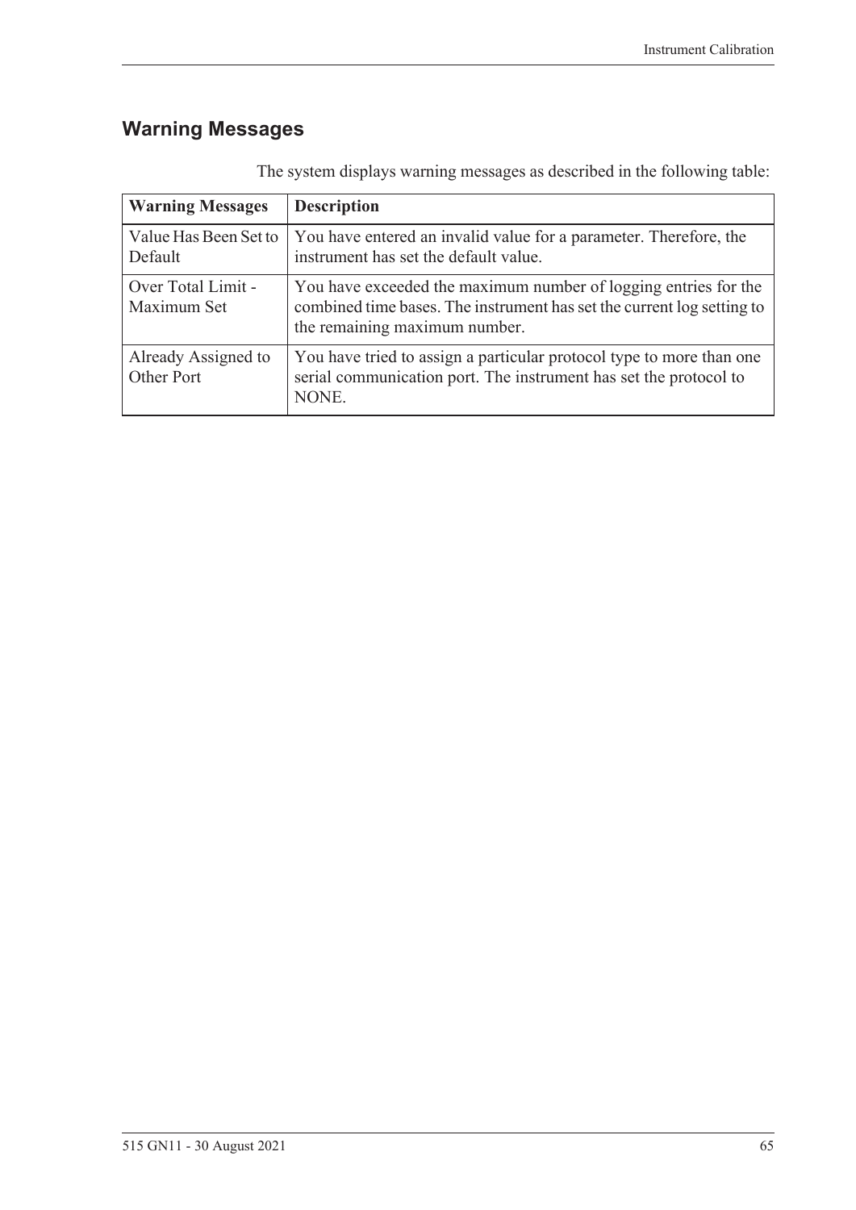## Warning Messages

The system displays warning messages as described in the following table:

| Warning Messages | Description |
|---|---|
| Value Has Been Set to Default | You have entered an invalid value for a parameter. Therefore, the instrument has set the default value. |
| Over Total Limit - Maximum Set | You have exceeded the maximum number of logging entries for the combined time bases. The instrument has set the current log setting to the remaining maximum number. |
| Already Assigned to Other Port | You have tried to assign a particular protocol type to more than one serial communication port. The instrument has set the protocol to NONE. |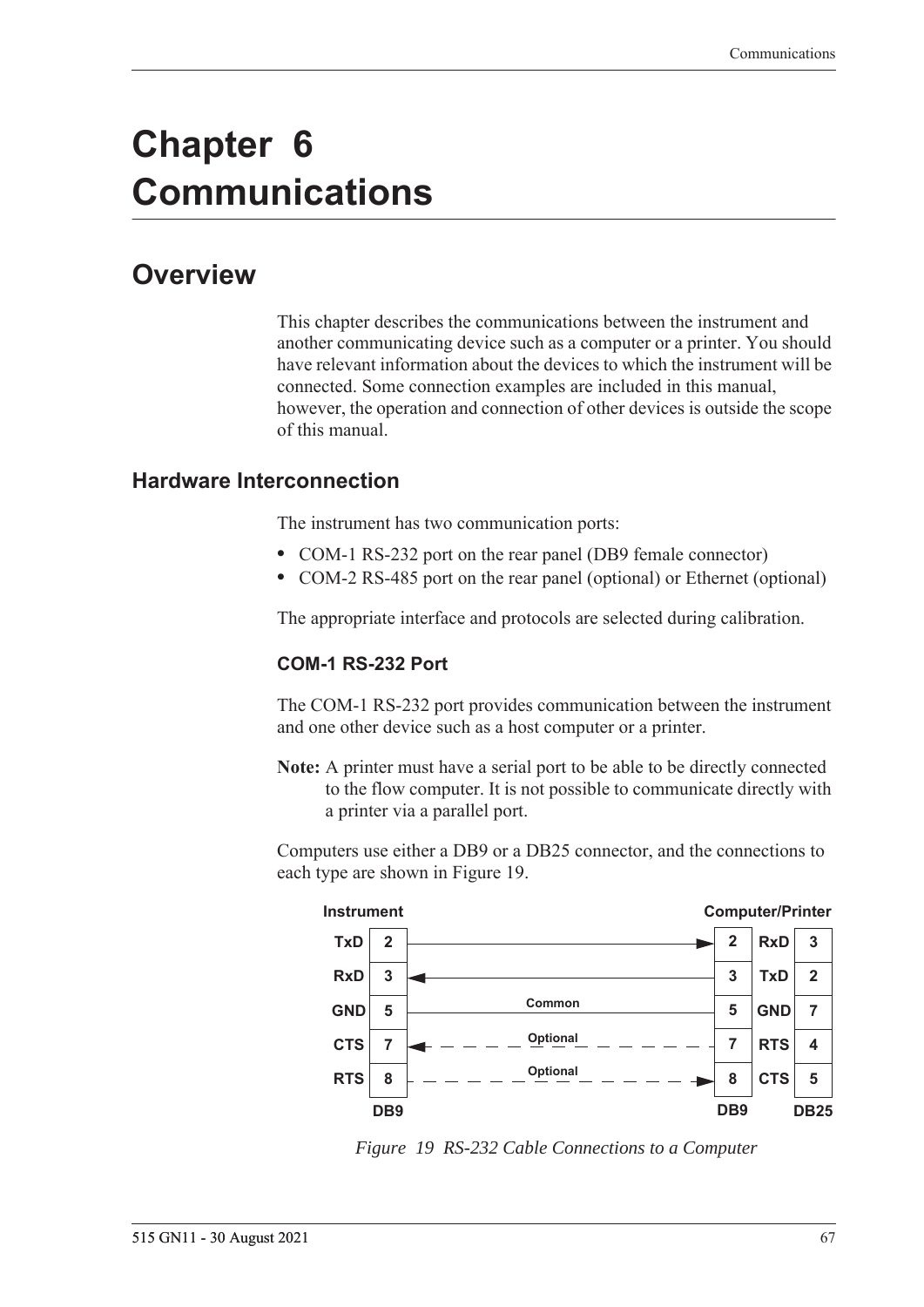# Chapter 6 Communications

## Overview

This chapter describes the communications between the instrument and another communicating device such as a computer or a printer. You should have relevant information about the devices to which the instrument will be connected. Some connection examples are included in this manual, however, the operation and connection of other devices is outside the scope of this manual.

### Hardware Interconnection

The instrument has two communication ports:

- COM-1 RS-232 port on the rear panel (DB9 female connector)
- COM-2 RS-485 port on the rear panel (optional) or Ethernet (optional)

The appropriate interface and protocols are selected during calibration.

#### COM-1 RS-232 Port

The COM-1 RS-232 port provides communication between the instrument and one other device such as a host computer or a printer.

**Note:** A printer must have a serial port to be able to be directly connected to the flow computer. It is not possible to communicate directly with a printer via a parallel port.

Computers use either a DB9 or a DB25 connector, and the connections to each type are shown in Figure 19.

| Instrument | DB9 | Connection | Computer/Printer DB9 | Signal | DB25 |
|---|---|---|---|---|---|
| TxD | 2 | → | 2 | RxD | 3 |
| RxD | 3 | ← | 3 | TxD | 2 |
| GND | 5 | Common | 5 | GND | 7 |
| CTS | 7 | ← Optional | 7 | RTS | 4 |
| RTS | 8 | Optional → | 8 | CTS | 5 |

*Figure 19 RS-232 Cable Connections to a Computer*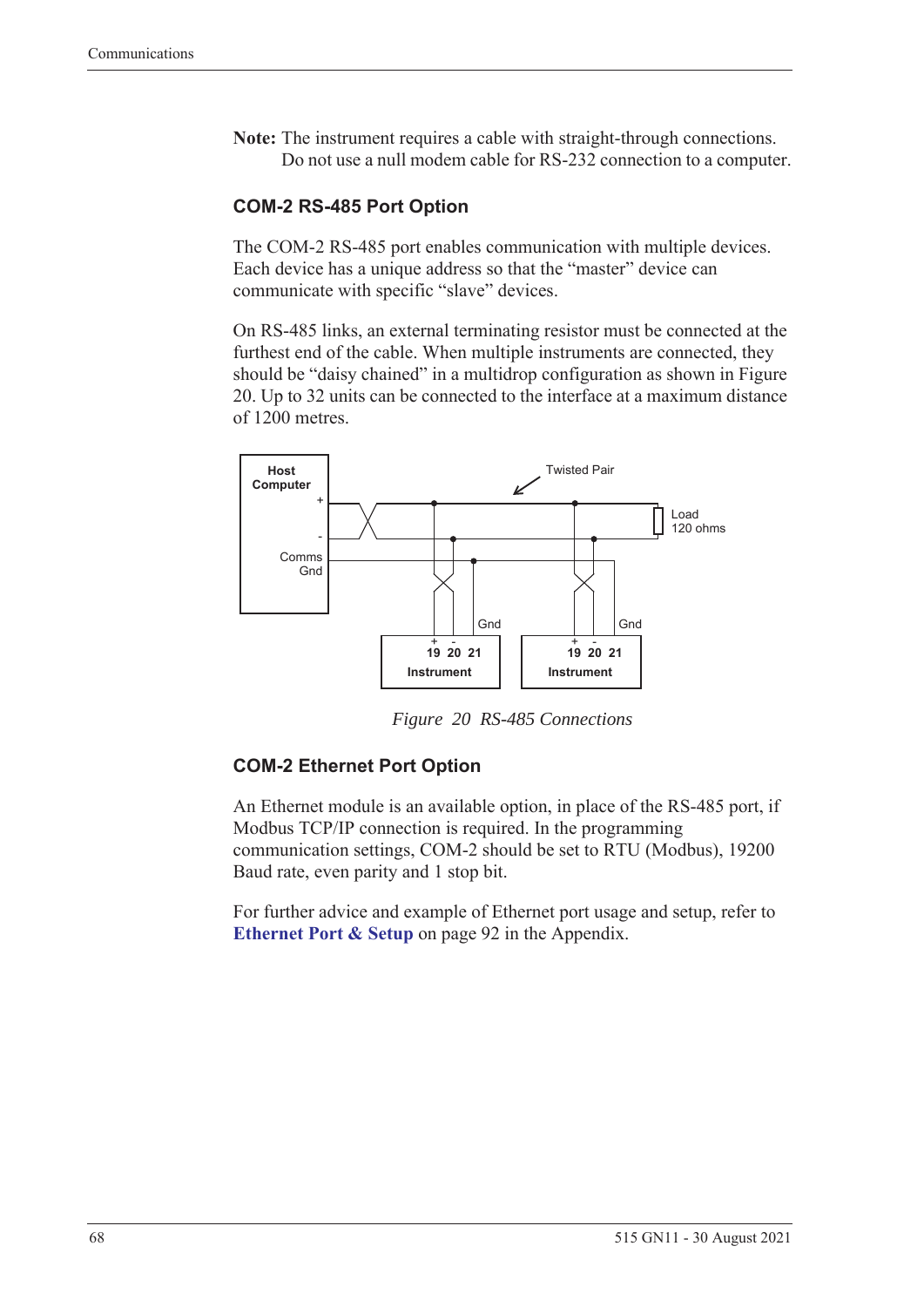**Note:** The instrument requires a cable with straight-through connections. Do not use a null modem cable for RS-232 connection to a computer.

### COM-2 RS-485 Port Option

The COM-2 RS-485 port enables communication with multiple devices. Each device has a unique address so that the "master" device can communicate with specific "slave" devices.

On RS-485 links, an external terminating resistor must be connected at the furthest end of the cable. When multiple instruments are connected, they should be "daisy chained" in a multidrop configuration as shown in Figure 20. Up to 32 units can be connected to the interface at a maximum distance of 1200 metres.

*Figure 20 RS-485 Connections*

### COM-2 Ethernet Port Option

An Ethernet module is an available option, in place of the RS-485 port, if Modbus TCP/IP connection is required. In the programming communication settings, COM-2 should be set to RTU (Modbus), 19200 Baud rate, even parity and 1 stop bit.

For further advice and example of Ethernet port usage and setup, refer to **Ethernet Port & Setup** on page 92 in the Appendix.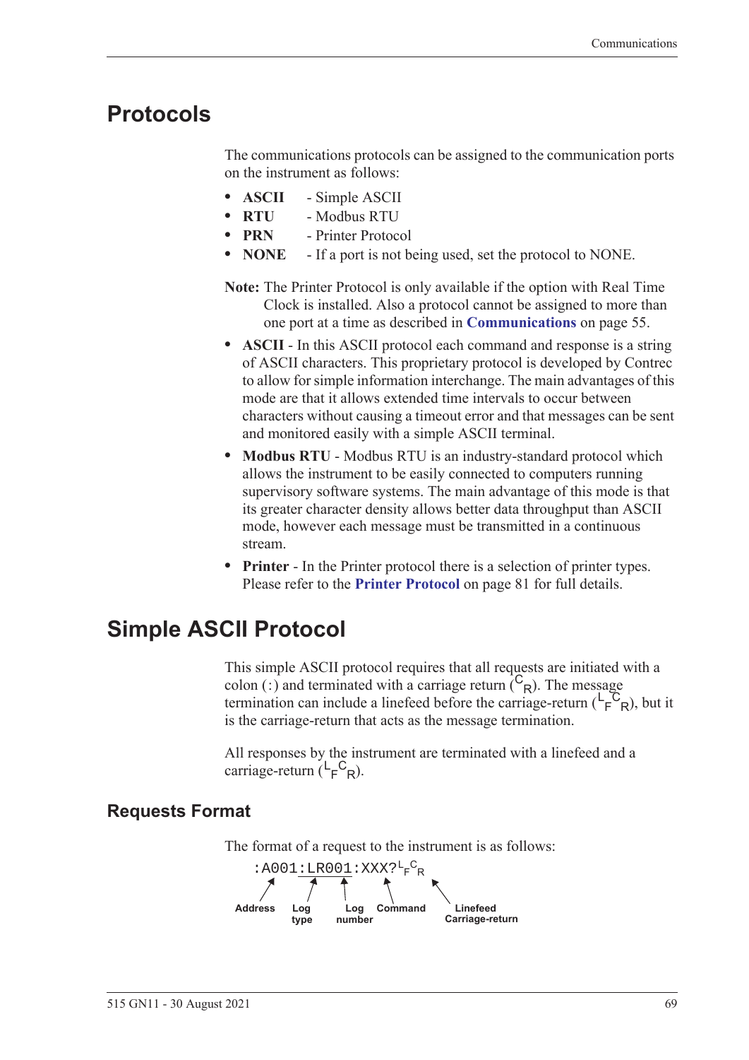# Protocols

The communications protocols can be assigned to the communication ports on the instrument as follows:

- **ASCII** - Simple ASCII
- **RTU** - Modbus RTU
- **PRN** - Printer Protocol
- **NONE** - If a port is not being used, set the protocol to NONE.

**Note:** The Printer Protocol is only available if the option with Real Time Clock is installed. Also a protocol cannot be assigned to more than one port at a time as described in **Communications** on page 55.

- **ASCII** - In this ASCII protocol each command and response is a string of ASCII characters. This proprietary protocol is developed by Contrec to allow for simple information interchange. The main advantages of this mode are that it allows extended time intervals to occur between characters without causing a timeout error and that messages can be sent and monitored easily with a simple ASCII terminal.
- **Modbus RTU** - Modbus RTU is an industry-standard protocol which allows the instrument to be easily connected to computers running supervisory software systems. The main advantage of this mode is that its greater character density allows better data throughput than ASCII mode, however each message must be transmitted in a continuous stream.
- **Printer** - In the Printer protocol there is a selection of printer types. Please refer to the **Printer Protocol** on page 81 for full details.

# Simple ASCII Protocol

This simple ASCII protocol requires that all requests are initiated with a colon (:) and terminated with a carriage return ($^{C}{}_{R}$). The message termination can include a linefeed before the carriage-return ($^{L}{}_{F}{}^{C}{}_{R}$), but it is the carriage-return that acts as the message termination.

All responses by the instrument are terminated with a linefeed and a carriage-return ($^{L}{}_{F}{}^{C}{}_{R}$).

## Requests Format

The format of a request to the instrument is as follows:

```
:A001:LR001:XXX?LFCR
```

Address — Log type — Log number — Command — Linefeed Carriage-return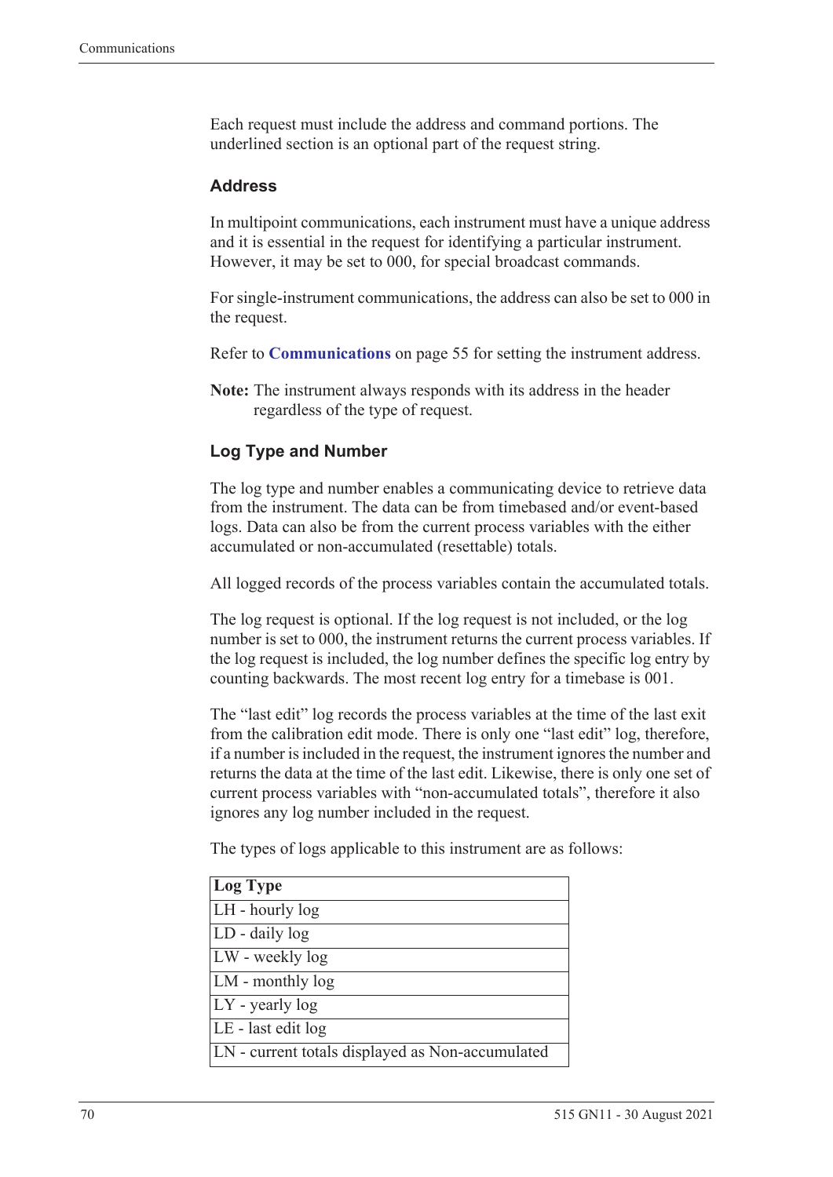Each request must include the address and command portions. The underlined section is an optional part of the request string.

### Address

In multipoint communications, each instrument must have a unique address and it is essential in the request for identifying a particular instrument. However, it may be set to 000, for special broadcast commands.

For single-instrument communications, the address can also be set to 000 in the request.

Refer to **Communications** on page 55 for setting the instrument address.

**Note:** The instrument always responds with its address in the header regardless of the type of request.

### Log Type and Number

The log type and number enables a communicating device to retrieve data from the instrument. The data can be from timebased and/or event-based logs. Data can also be from the current process variables with the either accumulated or non-accumulated (resettable) totals.

All logged records of the process variables contain the accumulated totals.

The log request is optional. If the log request is not included, or the log number is set to 000, the instrument returns the current process variables. If the log request is included, the log number defines the specific log entry by counting backwards. The most recent log entry for a timebase is 001.

The "last edit" log records the process variables at the time of the last exit from the calibration edit mode. There is only one "last edit" log, therefore, if a number is included in the request, the instrument ignores the number and returns the data at the time of the last edit. Likewise, there is only one set of current process variables with "non-accumulated totals", therefore it also ignores any log number included in the request.

The types of logs applicable to this instrument are as follows:

| Log Type |
|---|
| LH - hourly log |
| LD - daily log |
| LW - weekly log |
| LM - monthly log |
| LY - yearly log |
| LE - last edit log |
| LN - current totals displayed as Non-accumulated |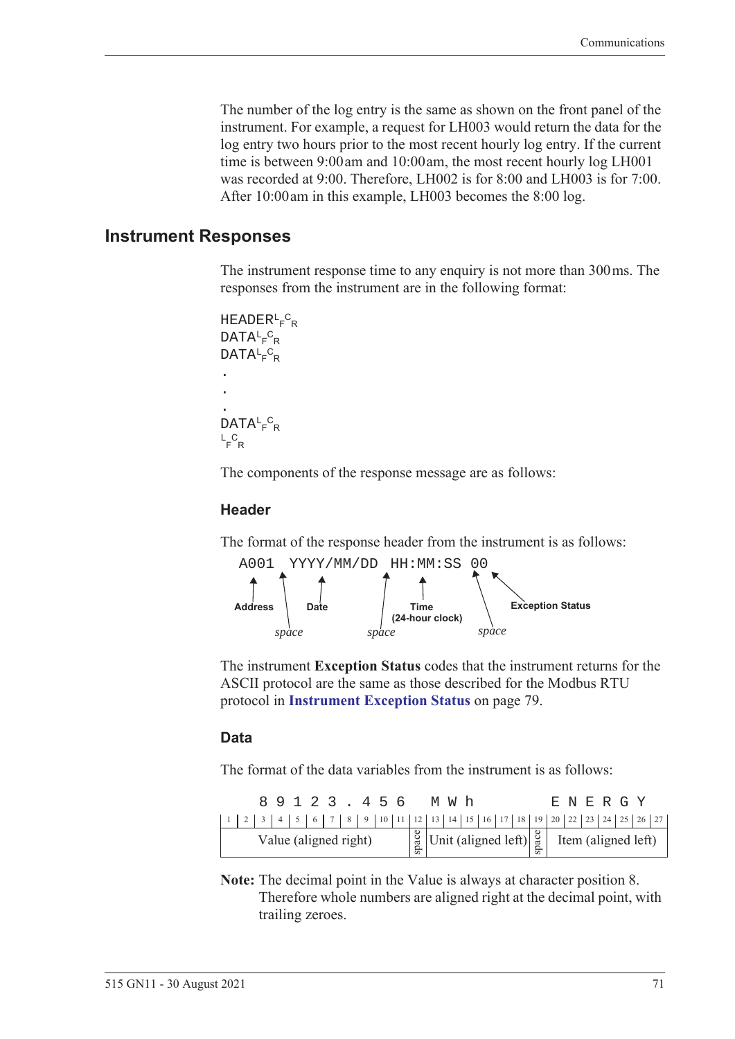The number of the log entry is the same as shown on the front panel of the instrument. For example, a request for LH003 would return the data for the log entry two hours prior to the most recent hourly log entry. If the current time is between 9:00 am and 10:00 am, the most recent hourly log LH001 was recorded at 9:00. Therefore, LH002 is for 8:00 and LH003 is for 7:00. After 10:00 am in this example, LH003 becomes the 8:00 log.

## Instrument Responses

The instrument response time to any enquiry is not more than 300 ms. The responses from the instrument are in the following format:

```
HEADER LF CR
DATA LF CR
DATA LF CR
.
.
.
DATA LF CR
LF CR
```

The components of the response message are as follows:

### Header

The format of the response header from the instrument is as follows:

```
A001 YYYY/MM/DD HH:MM:SS 00
```

- Address: A001
- *space*
- Date: YYYY/MM/DD
- *space*
- Time (24-hour clock): HH:MM:SS
- *space*
- Exception Status: 00

The instrument **Exception Status** codes that the instrument returns for the ASCII protocol are the same as those described for the Modbus RTU protocol in **Instrument Exception Status** on page 79.

### Data

The format of the data variables from the instrument is as follows:

```
  8 9 1 2 3 . 4 5 6   M W h         E N E R G Y
```

| 1–11 | 12 | 13–18 | 19 | 20–27 |
|---|---|---|---|---|
| Value (aligned right) | space | Unit (aligned left) | space | Item (aligned left) |

**Note:** The decimal point in the Value is always at character position 8. Therefore whole numbers are aligned right at the decimal point, with trailing zeroes.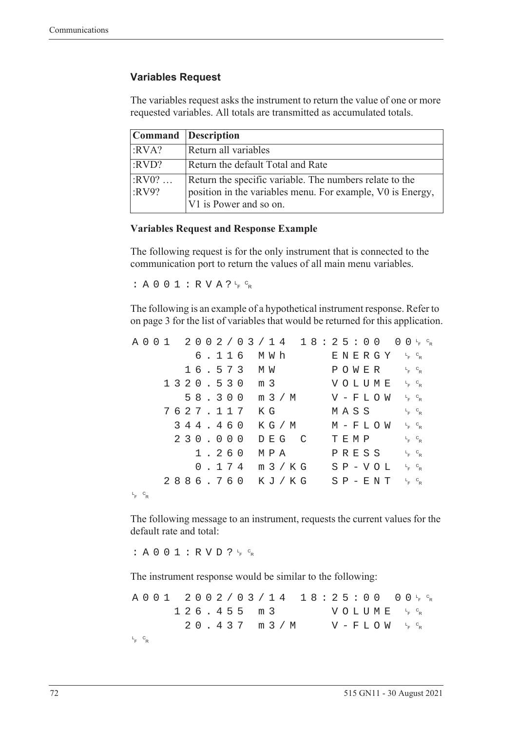### Variables Request

The variables request asks the instrument to return the value of one or more requested variables. All totals are transmitted as accumulated totals.

| Command | Description |
|---|---|
| :RVA? | Return all variables |
| :RVD? | Return the default Total and Rate |
| :RV0? … :RV9? | Return the specific variable. The numbers relate to the position in the variables menu. For example, V0 is Energy, V1 is Power and so on. |

**Variables Request and Response Example**

The following request is for the only instrument that is connected to the communication port to return the values of all main menu variables.

```
:A001:RVA?LFCR
```

The following is an example of a hypothetical instrument response. Refer to on page 3 for the list of variables that would be returned for this application.

```
A001  2002/03/14  18:25:00  00LFCR
        6.116  MWh      ENERGY  LFCR
       16.573  MW       POWER   LFCR
     1320.530  m3       VOLUME  LFCR
       58.300  m3/M     V-FLOW  LFCR
     7627.117  KG       MASS    LFCR
      344.460  KG/M     M-FLOW  LFCR
      230.000  DEG C    TEMP    LFCR
        1.260  MPA      PRESS   LFCR
        0.174  m3/KG    SP-VOL  LFCR
     2886.760  KJ/KG    SP-ENT  LFCR
LFCR
```

The following message to an instrument, requests the current values for the default rate and total:

```
:A001:RVD?LFCR
```

The instrument response would be similar to the following:

```
A001  2002/03/14  18:25:00  00LFCR
      126.455  m3       VOLUME  LFCR
       20.437  m3/M     V-FLOW  LFCR
LFCR
```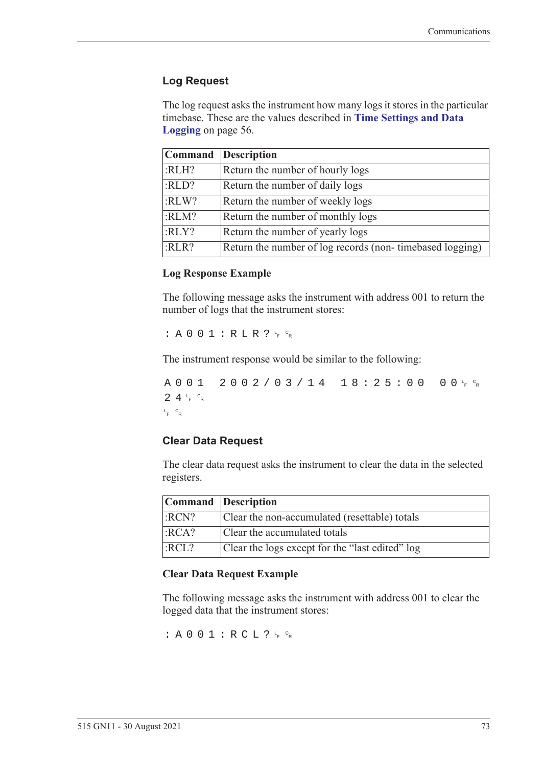### Log Request

The log request asks the instrument how many logs it stores in the particular timebase. These are the values described in **Time Settings and Data Logging** on page 56.

| Command | Description |
|---|---|
| :RLH? | Return the number of hourly logs |
| :RLD? | Return the number of daily logs |
| :RLW? | Return the number of weekly logs |
| :RLM? | Return the number of monthly logs |
| :RLY? | Return the number of yearly logs |
| :RLR? | Return the number of log records (non- timebased logging) |

#### Log Response Example

The following message asks the instrument with address 001 to return the number of logs that the instrument stores:

```
:A001:RLR?LFCR
```

The instrument response would be similar to the following:

```
A001 2002/03/14 18:25:00 00LFCR
24LFCR
LFCR
```

### Clear Data Request

The clear data request asks the instrument to clear the data in the selected registers.

| Command | Description |
|---|---|
| :RCN? | Clear the non-accumulated (resettable) totals |
| :RCA? | Clear the accumulated totals |
| :RCL? | Clear the logs except for the “last edited” log |

#### Clear Data Request Example

The following message asks the instrument with address 001 to clear the logged data that the instrument stores:

```
:A001:RCL?LFCR
```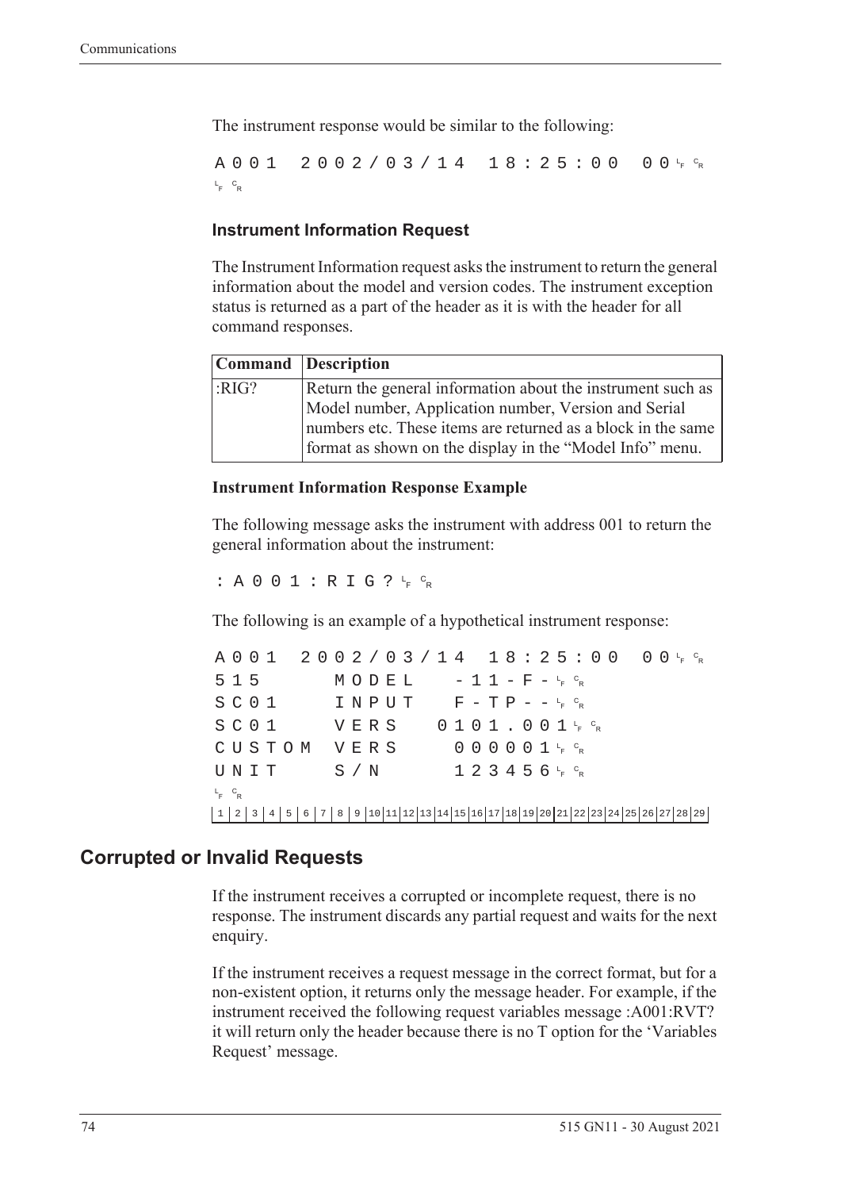The instrument response would be similar to the following:

```
A001  2002/03/14  18:25:00  00LF CR
LF CR
```

### Instrument Information Request

The Instrument Information request asks the instrument to return the general information about the model and version codes. The instrument exception status is returned as a part of the header as it is with the header for all command responses.

| Command | Description |
|---|---|
| :RIG? | Return the general information about the instrument such as Model number, Application number, Version and Serial numbers etc. These items are returned as a block in the same format as shown on the display in the "Model Info" menu. |

#### Instrument Information Response Example

The following message asks the instrument with address 001 to return the general information about the instrument:

```
:A001:RIG?LF CR
```

The following is an example of a hypothetical instrument response:

```
A001  2002/03/14  18:25:00  00LF CR
515     MODEL    -11-F-LF CR
SC01    INPUT    F-TP--LF CR
SC01    VERS   0101.001LF CR
CUSTOM  VERS     000001LF CR
UNIT    S/N      123456LF CR
LF CR
1 2 3 4 5 6 7 8 9 10 11 12 13 14 15 16 17 18 19 20 21 22 23 24 25 26 27 28 29
```

## Corrupted or Invalid Requests

If the instrument receives a corrupted or incomplete request, there is no response. The instrument discards any partial request and waits for the next enquiry.

If the instrument receives a request message in the correct format, but for a non-existent option, it returns only the message header. For example, if the instrument received the following request variables message :A001:RVT? it will return only the header because there is no T option for the 'Variables Request' message.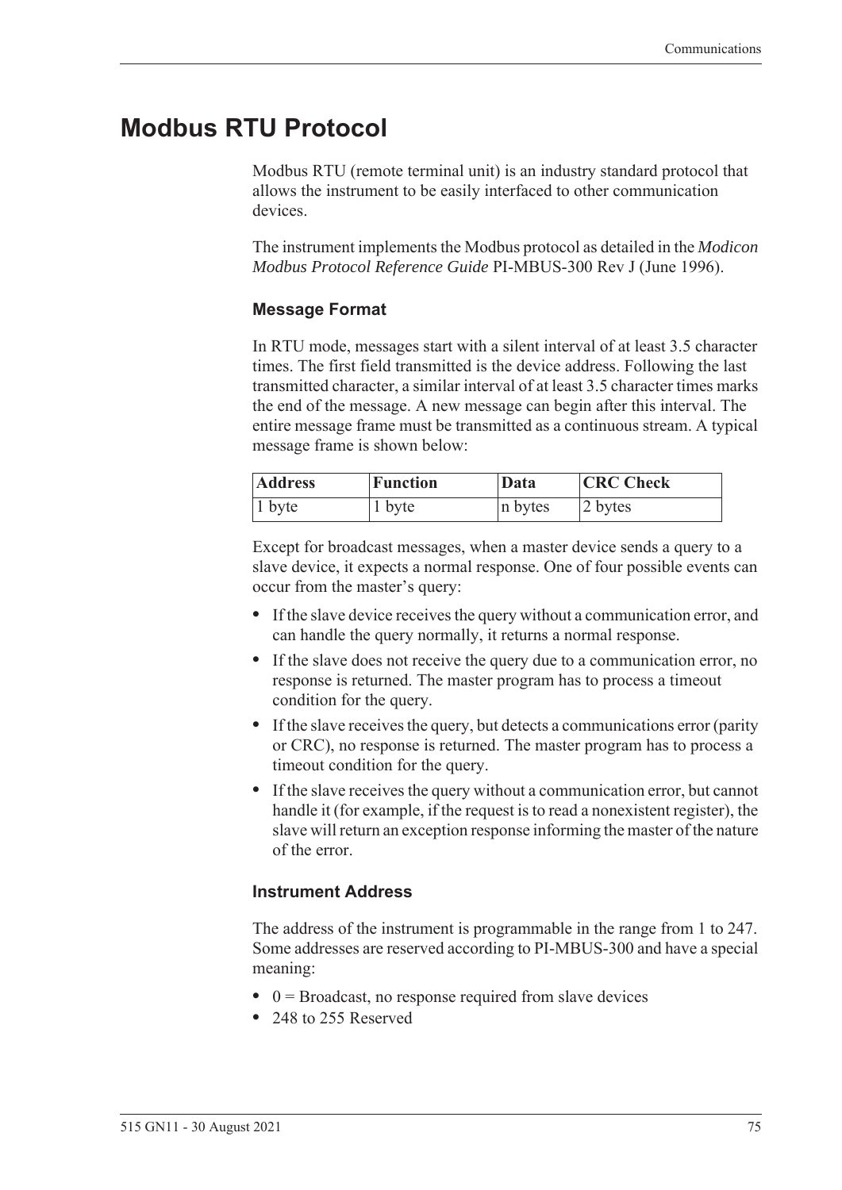# Modbus RTU Protocol

Modbus RTU (remote terminal unit) is an industry standard protocol that allows the instrument to be easily interfaced to other communication devices.

The instrument implements the Modbus protocol as detailed in the *Modicon Modbus Protocol Reference Guide* PI-MBUS-300 Rev J (June 1996).

### Message Format

In RTU mode, messages start with a silent interval of at least 3.5 character times. The first field transmitted is the device address. Following the last transmitted character, a similar interval of at least 3.5 character times marks the end of the message. A new message can begin after this interval. The entire message frame must be transmitted as a continuous stream. A typical message frame is shown below:

| Address | Function | Data | CRC Check |
|---|---|---|---|
| 1 byte | 1 byte | n bytes | 2 bytes |

Except for broadcast messages, when a master device sends a query to a slave device, it expects a normal response. One of four possible events can occur from the master's query:

- If the slave device receives the query without a communication error, and can handle the query normally, it returns a normal response.
- If the slave does not receive the query due to a communication error, no response is returned. The master program has to process a timeout condition for the query.
- If the slave receives the query, but detects a communications error (parity or CRC), no response is returned. The master program has to process a timeout condition for the query.
- If the slave receives the query without a communication error, but cannot handle it (for example, if the request is to read a nonexistent register), the slave will return an exception response informing the master of the nature of the error.

### Instrument Address

The address of the instrument is programmable in the range from 1 to 247. Some addresses are reserved according to PI-MBUS-300 and have a special meaning:

- 0 = Broadcast, no response required from slave devices
- 248 to 255 Reserved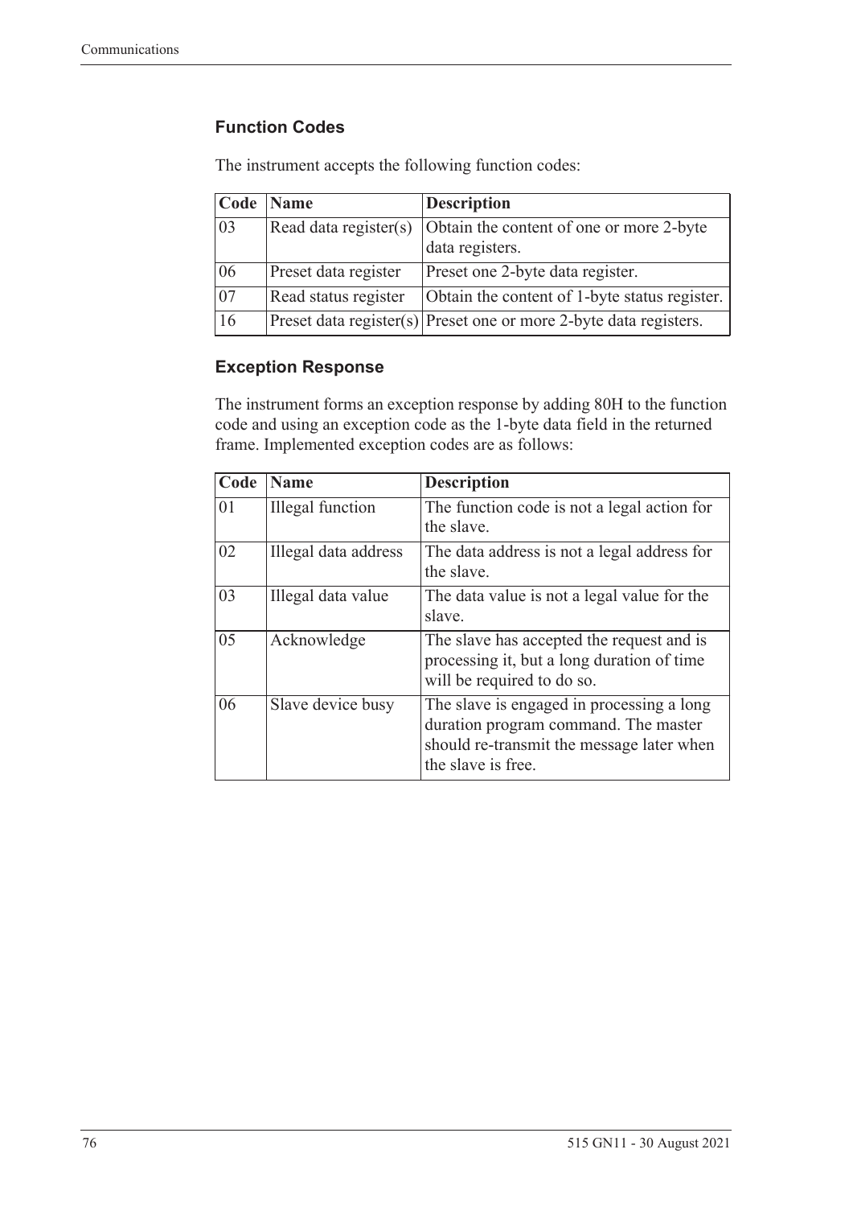### Function Codes

The instrument accepts the following function codes:

| Code | Name | Description |
|---|---|---|
| 03 | Read data register(s) | Obtain the content of one or more 2-byte data registers. |
| 06 | Preset data register | Preset one 2-byte data register. |
| 07 | Read status register | Obtain the content of 1-byte status register. |
| 16 | Preset data register(s) | Preset one or more 2-byte data registers. |

### Exception Response

The instrument forms an exception response by adding 80H to the function code and using an exception code as the 1-byte data field in the returned frame. Implemented exception codes are as follows:

| Code | Name | Description |
|---|---|---|
| 01 | Illegal function | The function code is not a legal action for the slave. |
| 02 | Illegal data address | The data address is not a legal address for the slave. |
| 03 | Illegal data value | The data value is not a legal value for the slave. |
| 05 | Acknowledge | The slave has accepted the request and is processing it, but a long duration of time will be required to do so. |
| 06 | Slave device busy | The slave is engaged in processing a long duration program command. The master should re-transmit the message later when the slave is free. |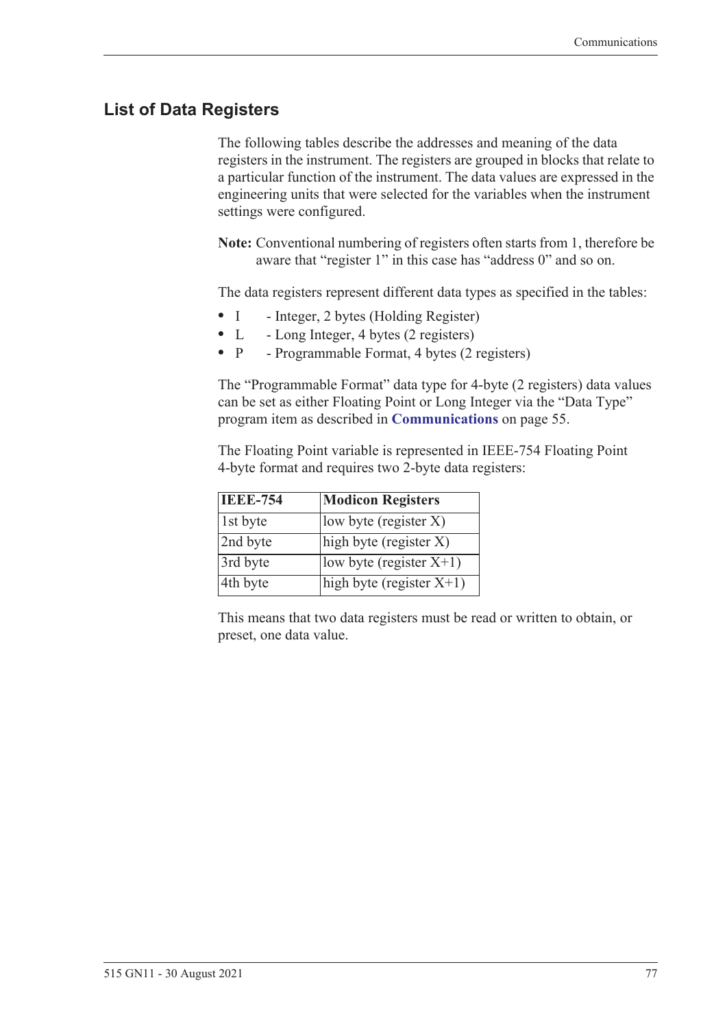## List of Data Registers

The following tables describe the addresses and meaning of the data registers in the instrument. The registers are grouped in blocks that relate to a particular function of the instrument. The data values are expressed in the engineering units that were selected for the variables when the instrument settings were configured.

**Note:** Conventional numbering of registers often starts from 1, therefore be aware that "register 1" in this case has "address 0" and so on.

The data registers represent different data types as specified in the tables:

- I - Integer, 2 bytes (Holding Register)
- L - Long Integer, 4 bytes (2 registers)
- P - Programmable Format, 4 bytes (2 registers)

The "Programmable Format" data type for 4-byte (2 registers) data values can be set as either Floating Point or Long Integer via the "Data Type" program item as described in **Communications** on page 55.

The Floating Point variable is represented in IEEE-754 Floating Point 4-byte format and requires two 2-byte data registers:

| IEEE-754 | Modicon Registers |
|---|---|
| 1st byte | low byte (register X) |
| 2nd byte | high byte (register X) |
| 3rd byte | low byte (register X+1) |
| 4th byte | high byte (register X+1) |

This means that two data registers must be read or written to obtain, or preset, one data value.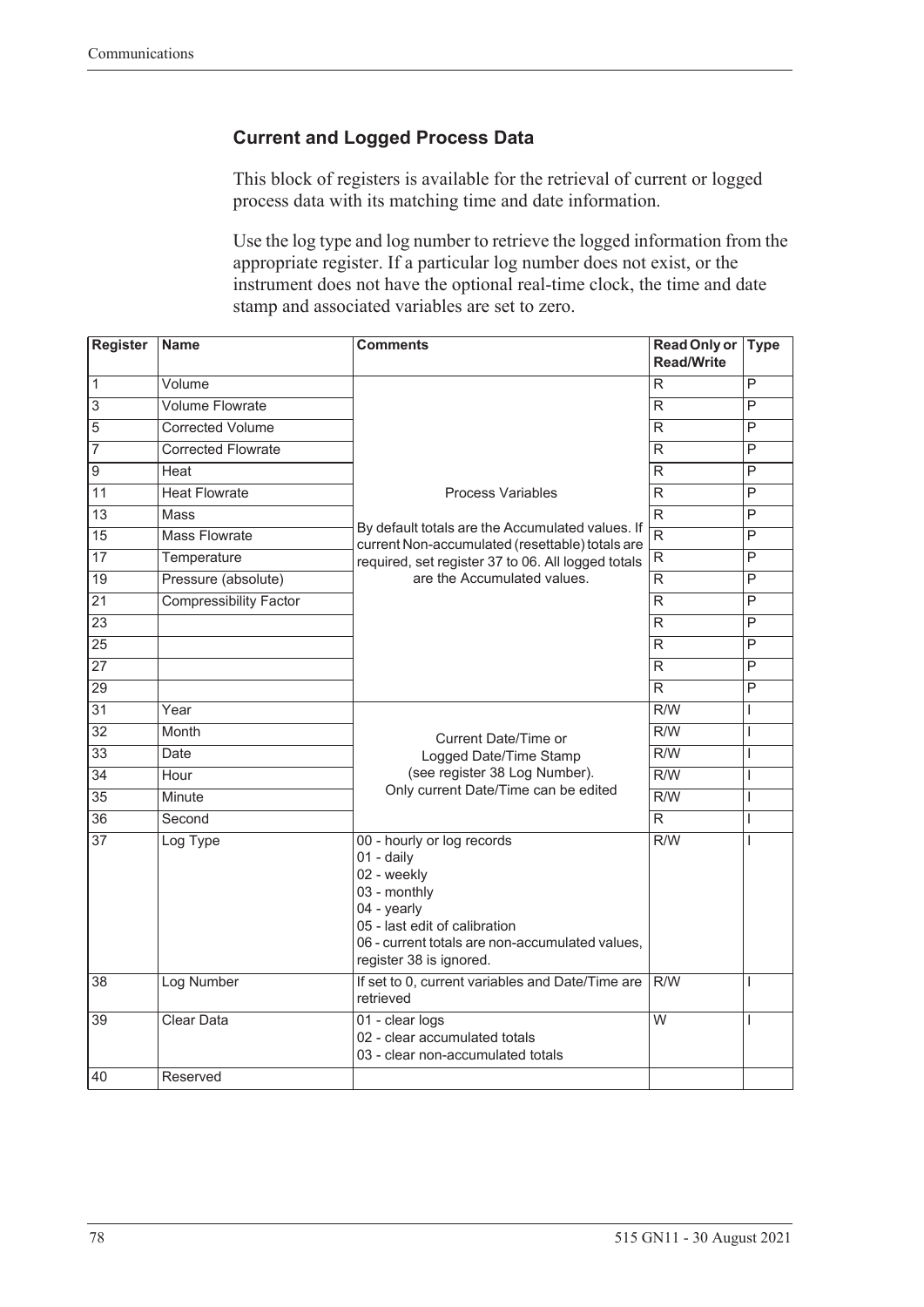### Current and Logged Process Data

This block of registers is available for the retrieval of current or logged process data with its matching time and date information.

Use the log type and log number to retrieve the logged information from the appropriate register. If a particular log number does not exist, or the instrument does not have the optional real-time clock, the time and date stamp and associated variables are set to zero.

| Register | Name | Comments | Read Only or Read/Write | Type |
|---|---|---|---|---|
| 1 | Volume | Process Variables<br><br>By default totals are the Accumulated values. If current Non-accumulated (resettable) totals are required, set register 37 to 06. All logged totals are the Accumulated values. | R | P |
| 3 | Volume Flowrate | | R | P |
| 5 | Corrected Volume | | R | P |
| 7 | Corrected Flowrate | | R | P |
| 9 | Heat | | R | P |
| 11 | Heat Flowrate | | R | P |
| 13 | Mass | | R | P |
| 15 | Mass Flowrate | | R | P |
| 17 | Temperature | | R | P |
| 19 | Pressure (absolute) | | R | P |
| 21 | Compressibility Factor | | R | P |
| 23 | | | R | P |
| 25 | | | R | P |
| 27 | | | R | P |
| 29 | | | R | P |
| 31 | Year | Current Date/Time or Logged Date/Time Stamp (see register 38 Log Number). Only current Date/Time can be edited | R/W | I |
| 32 | Month | | R/W | I |
| 33 | Date | | R/W | I |
| 34 | Hour | | R/W | I |
| 35 | Minute | | R/W | I |
| 36 | Second | | R | I |
| 37 | Log Type | 00 - hourly or log records<br>01 - daily<br>02 - weekly<br>03 - monthly<br>04 - yearly<br>05 - last edit of calibration<br>06 - current totals are non-accumulated values, register 38 is ignored. | R/W | I |
| 38 | Log Number | If set to 0, current variables and Date/Time are retrieved | R/W | I |
| 39 | Clear Data | 01 - clear logs<br>02 - clear accumulated totals<br>03 - clear non-accumulated totals | W | I |
| 40 | Reserved | | | |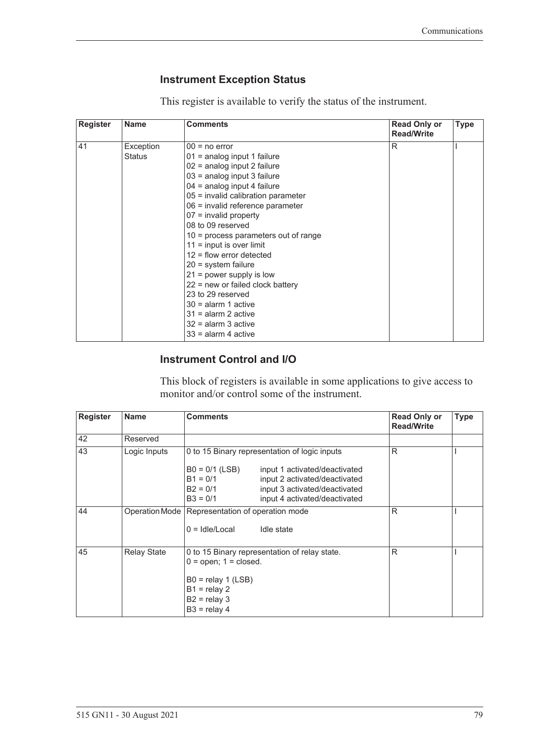## Instrument Exception Status

This register is available to verify the status of the instrument.

| Register | Name | Comments | Read Only or Read/Write | Type |
|---|---|---|---|---|
| 41 | Exception Status | 00 = no error<br>01 = analog input 1 failure<br>02 = analog input 2 failure<br>03 = analog input 3 failure<br>04 = analog input 4 failure<br>05 = invalid calibration parameter<br>06 = invalid reference parameter<br>07 = invalid property<br>08 to 09 reserved<br>10 = process parameters out of range<br>11 = input is over limit<br>12 = flow error detected<br>20 = system failure<br>21 = power supply is low<br>22 = new or failed clock battery<br>23 to 29 reserved<br>30 = alarm 1 active<br>31 = alarm 2 active<br>32 = alarm 3 active<br>33 = alarm 4 active | R | I |

## Instrument Control and I/O

This block of registers is available in some applications to give access to monitor and/or control some of the instrument.

| Register | Name | Comments | Read Only or Read/Write | Type |
|---|---|---|---|---|
| 42 | Reserved | | | |
| 43 | Logic Inputs | 0 to 15 Binary representation of logic inputs<br><br>B0 = 0/1 (LSB) input 1 activated/deactivated<br>B1 = 0/1 input 2 activated/deactivated<br>B2 = 0/1 input 3 activated/deactivated<br>B3 = 0/1 input 4 activated/deactivated | R | I |
| 44 | Operation Mode | Representation of operation mode<br><br>0 = Idle/Local Idle state | R | I |
| 45 | Relay State | 0 to 15 Binary representation of relay state.<br>0 = open; 1 = closed.<br><br>B0 = relay 1 (LSB)<br>B1 = relay 2<br>B2 = relay 3<br>B3 = relay 4 | R | I |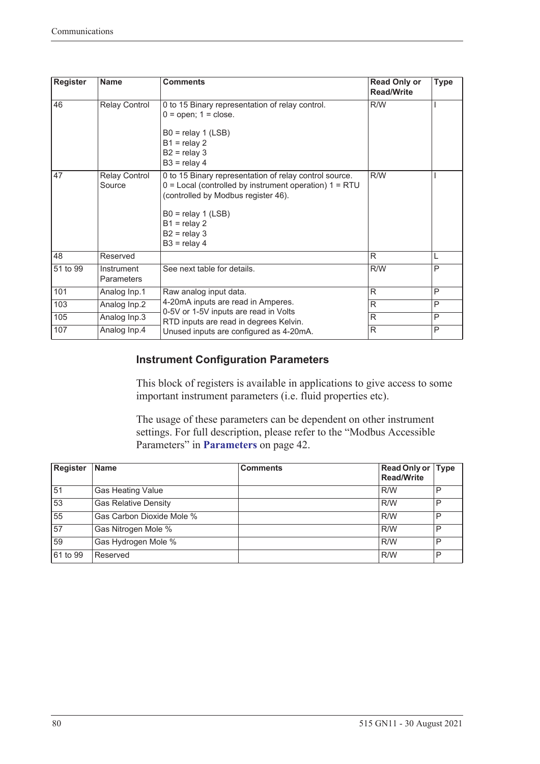| Register | Name | Comments | Read Only or Read/Write | Type |
|---|---|---|---|---|
| 46 | Relay Control | 0 to 15 Binary representation of relay control.<br>0 = open; 1 = close.<br><br>B0 = relay 1 (LSB)<br>B1 = relay 2<br>B2 = relay 3<br>B3 = relay 4 | R/W | I |
| 47 | Relay Control Source | 0 to 15 Binary representation of relay control source.<br>0 = Local (controlled by instrument operation) 1 = RTU (controlled by Modbus register 46).<br><br>B0 = relay 1 (LSB)<br>B1 = relay 2<br>B2 = relay 3<br>B3 = relay 4 | R/W | I |
| 48 | Reserved | | R | L |
| 51 to 99 | Instrument Parameters | See next table for details. | R/W | P |
| 101 | Analog Inp.1 | Raw analog input data.<br>4-20mA inputs are read in Amperes.<br>0-5V or 1-5V inputs are read in Volts<br>RTD inputs are read in degrees Kelvin.<br>Unused inputs are configured as 4-20mA. | R | P |
| 103 | Analog Inp.2 | | R | P |
| 105 | Analog Inp.3 | | R | P |
| 107 | Analog Inp.4 | | R | P |

### Instrument Configuration Parameters

This block of registers is available in applications to give access to some important instrument parameters (i.e. fluid properties etc).

The usage of these parameters can be dependent on other instrument settings. For full description, please refer to the "Modbus Accessible Parameters" in **Parameters** on page 42.

| Register | Name | Comments | Read Only or Read/Write | Type |
|---|---|---|---|---|
| 51 | Gas Heating Value | | R/W | P |
| 53 | Gas Relative Density | | R/W | P |
| 55 | Gas Carbon Dioxide Mole % | | R/W | P |
| 57 | Gas Nitrogen Mole % | | R/W | P |
| 59 | Gas Hydrogen Mole % | | R/W | P |
| 61 to 99 | Reserved | | R/W | P |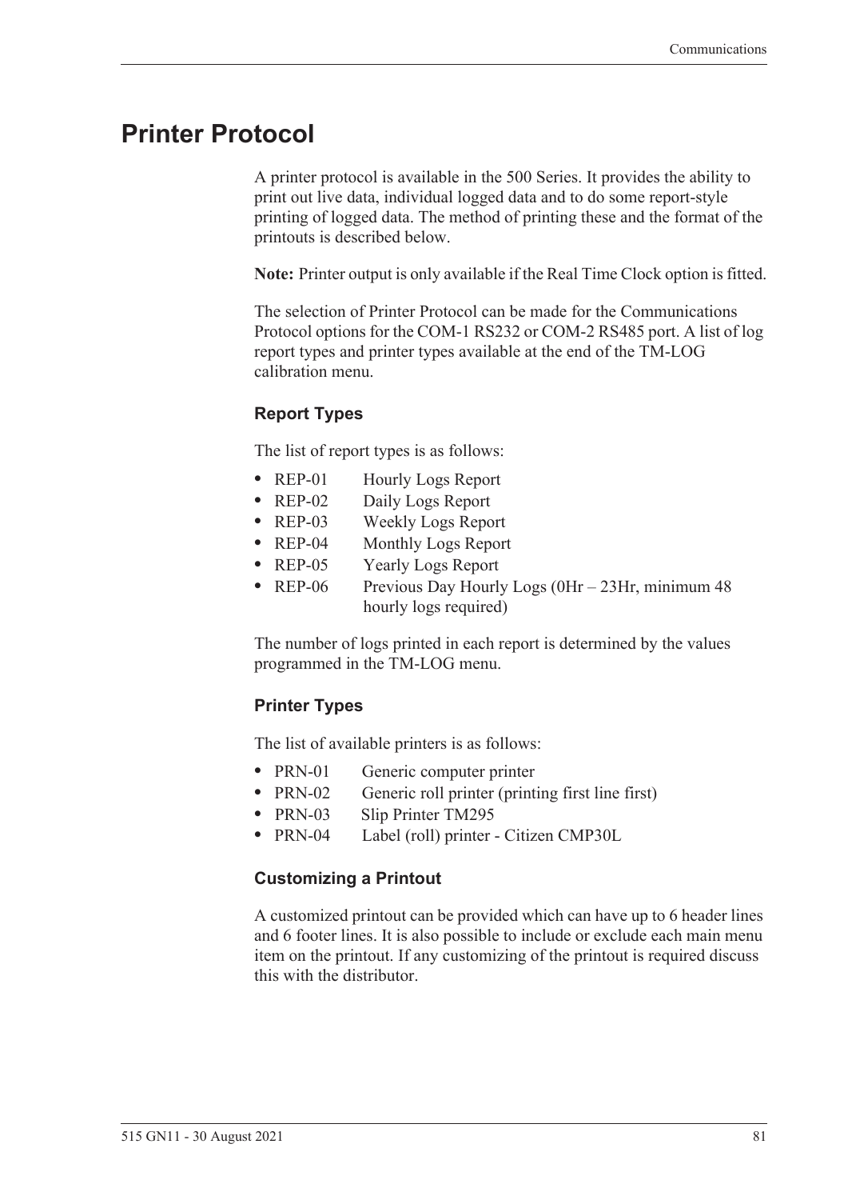# Printer Protocol

A printer protocol is available in the 500 Series. It provides the ability to print out live data, individual logged data and to do some report-style printing of logged data. The method of printing these and the format of the printouts is described below.

**Note:** Printer output is only available if the Real Time Clock option is fitted.

The selection of Printer Protocol can be made for the Communications Protocol options for the COM-1 RS232 or COM-2 RS485 port. A list of log report types and printer types available at the end of the TM-LOG calibration menu.

### Report Types

The list of report types is as follows:

- REP-01 Hourly Logs Report
- REP-02 Daily Logs Report
- REP-03 Weekly Logs Report
- REP-04 Monthly Logs Report
- REP-05 Yearly Logs Report
- REP-06 Previous Day Hourly Logs (0Hr – 23Hr, minimum 48 hourly logs required)

The number of logs printed in each report is determined by the values programmed in the TM-LOG menu.

### Printer Types

The list of available printers is as follows:

- PRN-01 Generic computer printer
- PRN-02 Generic roll printer (printing first line first)
- PRN-03 Slip Printer TM295
- PRN-04 Label (roll) printer - Citizen CMP30L

### Customizing a Printout

A customized printout can be provided which can have up to 6 header lines and 6 footer lines. It is also possible to include or exclude each main menu item on the printout. If any customizing of the printout is required discuss this with the distributor.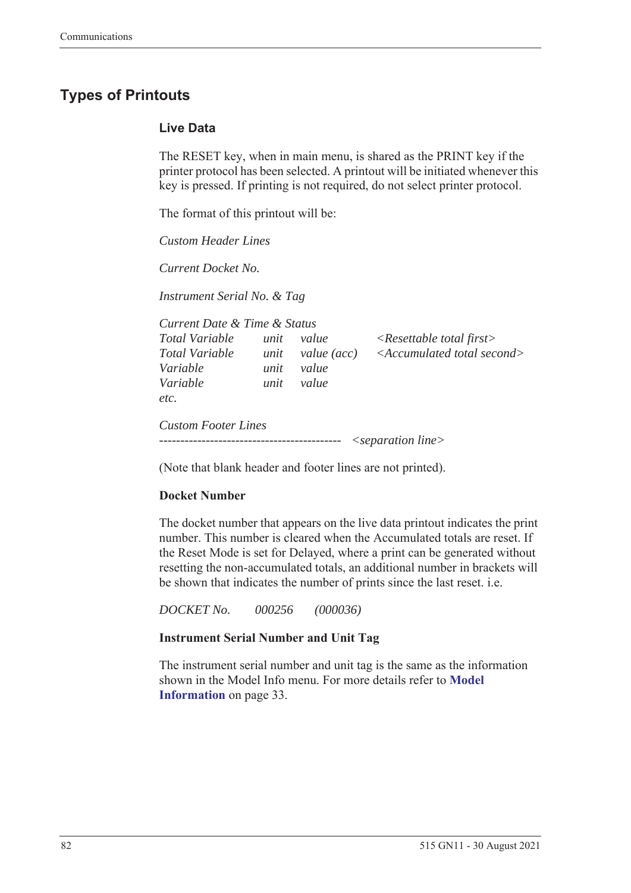## Types of Printouts

### Live Data

The RESET key, when in main menu, is shared as the PRINT key if the printer protocol has been selected. A printout will be initiated whenever this key is pressed. If printing is not required, do not select printer protocol.

The format of this printout will be:

*Custom Header Lines*

*Current Docket No.*

*Instrument Serial No. & Tag*

*Current Date & Time & Status*

| | | | |
|---|---|---|---|
| *Total Variable* | *unit* | *value* | *<Resettable total first>* |
| *Total Variable* | *unit* | *value (acc)* | *<Accumulated total second>* |
| *Variable* | *unit* | *value* | |
| *Variable* | *unit* | *value* | |
| *etc.* | | | |

*Custom Footer Lines*

------------------------------------------- *<separation line>*

(Note that blank header and footer lines are not printed).

**Docket Number**

The docket number that appears on the live data printout indicates the print number. This number is cleared when the Accumulated totals are reset. If the Reset Mode is set for Delayed, where a print can be generated without resetting the non-accumulated totals, an additional number in brackets will be shown that indicates the number of prints since the last reset. i.e.

*DOCKET No.    000256    (000036)*

**Instrument Serial Number and Unit Tag**

The instrument serial number and unit tag is the same as the information shown in the Model Info menu. For more details refer to **Model Information** on page 33.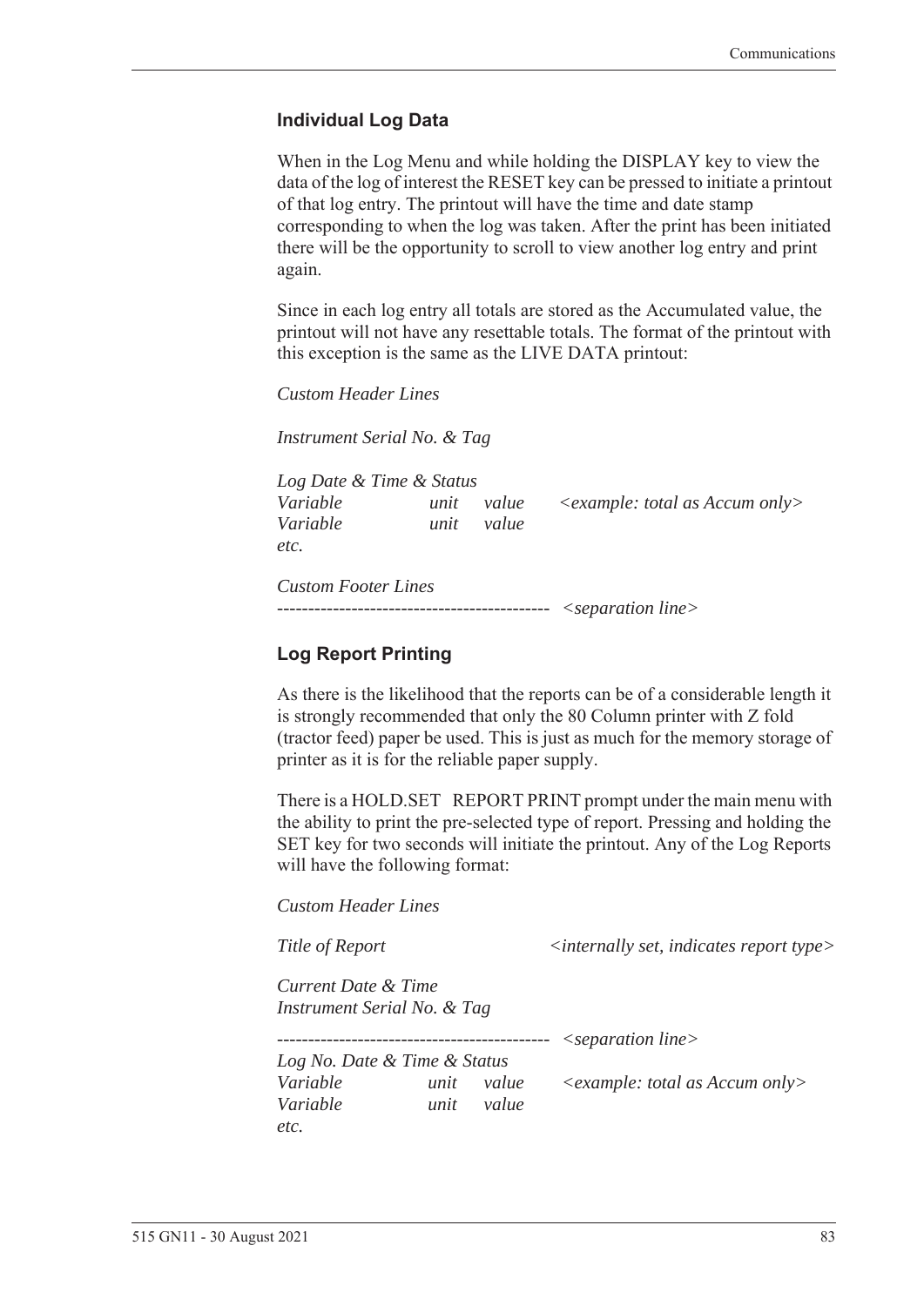### Individual Log Data

When in the Log Menu and while holding the DISPLAY key to view the data of the log of interest the RESET key can be pressed to initiate a printout of that log entry. The printout will have the time and date stamp corresponding to when the log was taken. After the print has been initiated there will be the opportunity to scroll to view another log entry and print again.

Since in each log entry all totals are stored as the Accumulated value, the printout will not have any resettable totals. The format of the printout with this exception is the same as the LIVE DATA printout:

*Custom Header Lines*

*Instrument Serial No. & Tag*

*Log Date & Time & Status*
*Variable unit value <example: total as Accum only>*
*Variable unit value*
*etc.*

*Custom Footer Lines*
------------------------------------------- *<separation line>*

### Log Report Printing

As there is the likelihood that the reports can be of a considerable length it is strongly recommended that only the 80 Column printer with Z fold (tractor feed) paper be used. This is just as much for the memory storage of printer as it is for the reliable paper supply.

There is a HOLD.SET REPORT PRINT prompt under the main menu with the ability to print the pre-selected type of report. Pressing and holding the SET key for two seconds will initiate the printout. Any of the Log Reports will have the following format:

*Custom Header Lines*

*Title of Report <internally set, indicates report type>*

*Current Date & Time*
*Instrument Serial No. & Tag*

------------------------------------------- *<separation line>*
*Log No. Date & Time & Status*
*Variable unit value <example: total as Accum only>*
*Variable unit value*
*etc.*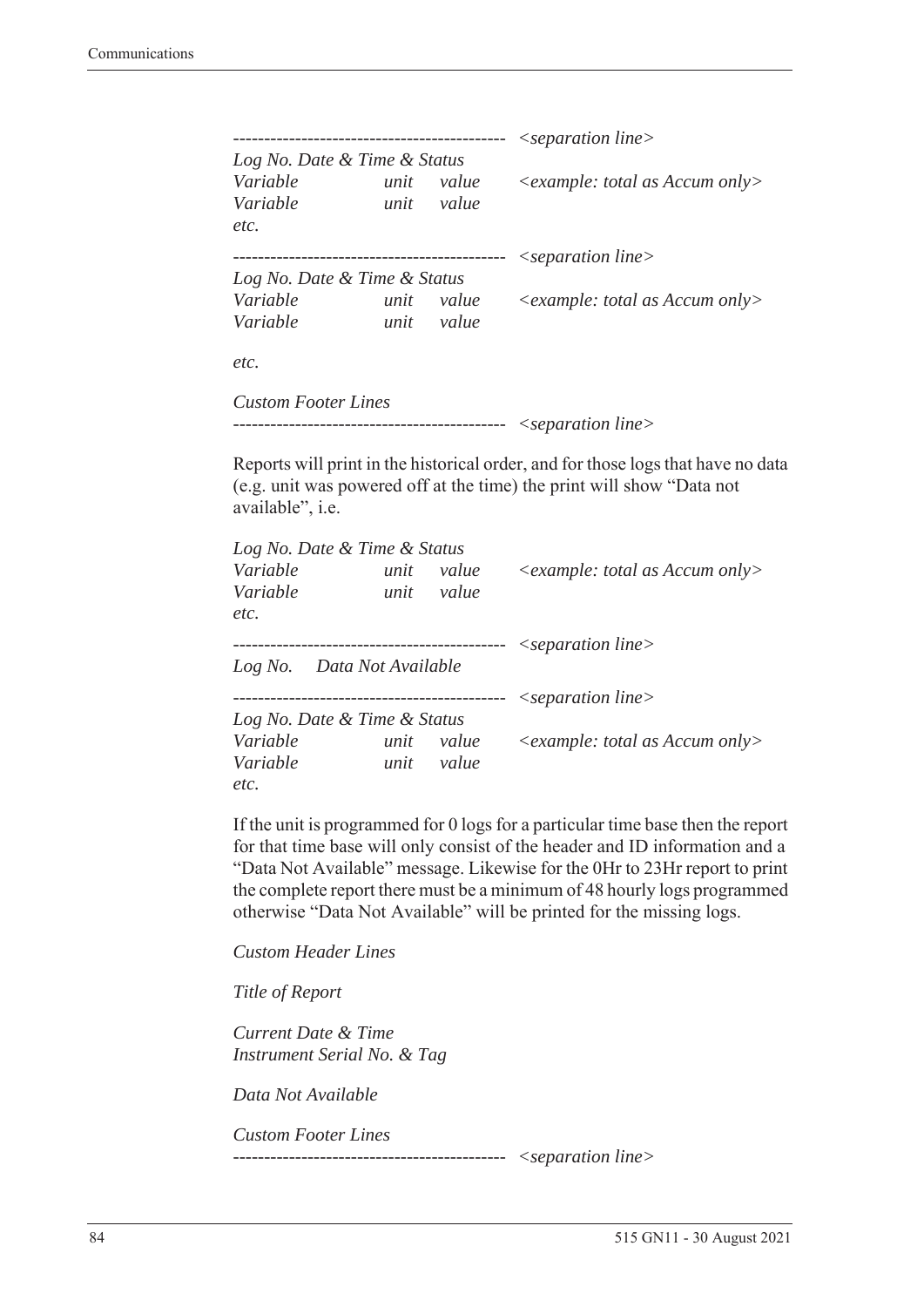```
-------------------------------------------  <separation line>
Log No. Date & Time & Status
Variable          unit   value     <example: total as Accum only>
Variable          unit   value
etc.
-------------------------------------------  <separation line>
Log No. Date & Time & Status
Variable          unit   value     <example: total as Accum only>
Variable          unit   value

etc.

Custom Footer Lines
-------------------------------------------  <separation line>
```

Reports will print in the historical order, and for those logs that have no data (e.g. unit was powered off at the time) the print will show "Data not available", i.e.

```
Log No. Date & Time & Status
Variable          unit   value     <example: total as Accum only>
Variable          unit   value
etc.
-------------------------------------------  <separation line>
Log No.    Data Not Available
-------------------------------------------  <separation line>
Log No. Date & Time & Status
Variable          unit   value     <example: total as Accum only>
Variable          unit   value
etc.
```

If the unit is programmed for 0 logs for a particular time base then the report for that time base will only consist of the header and ID information and a "Data Not Available" message. Likewise for the 0Hr to 23Hr report to print the complete report there must be a minimum of 48 hourly logs programmed otherwise "Data Not Available" will be printed for the missing logs.

```
Custom Header Lines

Title of Report

Current Date & Time
Instrument Serial No. & Tag

Data Not Available

Custom Footer Lines
-------------------------------------------  <separation line>
```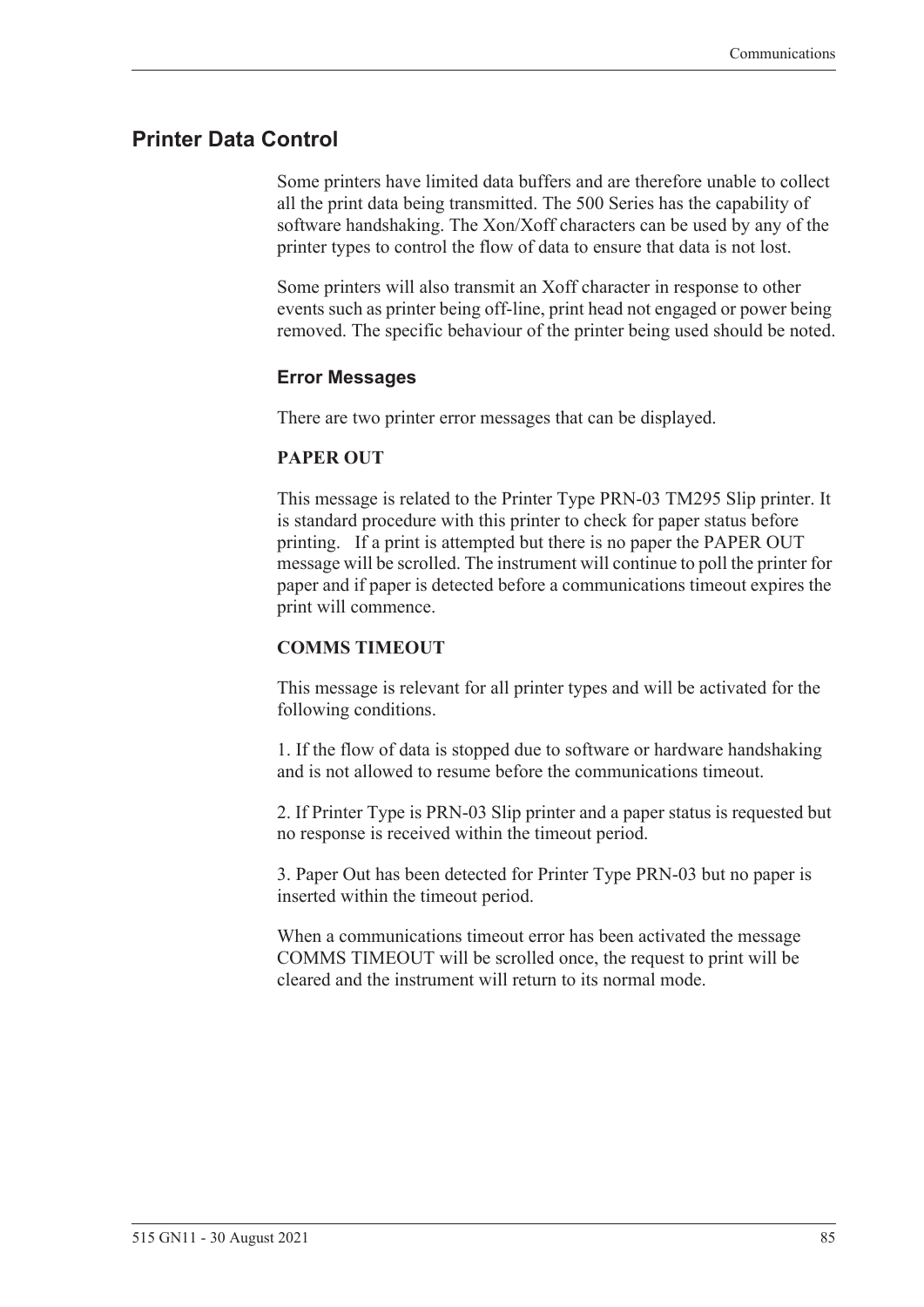## Printer Data Control

Some printers have limited data buffers and are therefore unable to collect all the print data being transmitted. The 500 Series has the capability of software handshaking. The Xon/Xoff characters can be used by any of the printer types to control the flow of data to ensure that data is not lost.

Some printers will also transmit an Xoff character in response to other events such as printer being off-line, print head not engaged or power being removed. The specific behaviour of the printer being used should be noted.

### Error Messages

There are two printer error messages that can be displayed.

**PAPER OUT**

This message is related to the Printer Type PRN-03 TM295 Slip printer. It is standard procedure with this printer to check for paper status before printing. If a print is attempted but there is no paper the PAPER OUT message will be scrolled. The instrument will continue to poll the printer for paper and if paper is detected before a communications timeout expires the print will commence.

**COMMS TIMEOUT**

This message is relevant for all printer types and will be activated for the following conditions.

1. If the flow of data is stopped due to software or hardware handshaking and is not allowed to resume before the communications timeout.

2. If Printer Type is PRN-03 Slip printer and a paper status is requested but no response is received within the timeout period.

3. Paper Out has been detected for Printer Type PRN-03 but no paper is inserted within the timeout period.

When a communications timeout error has been activated the message COMMS TIMEOUT will be scrolled once, the request to print will be cleared and the instrument will return to its normal mode.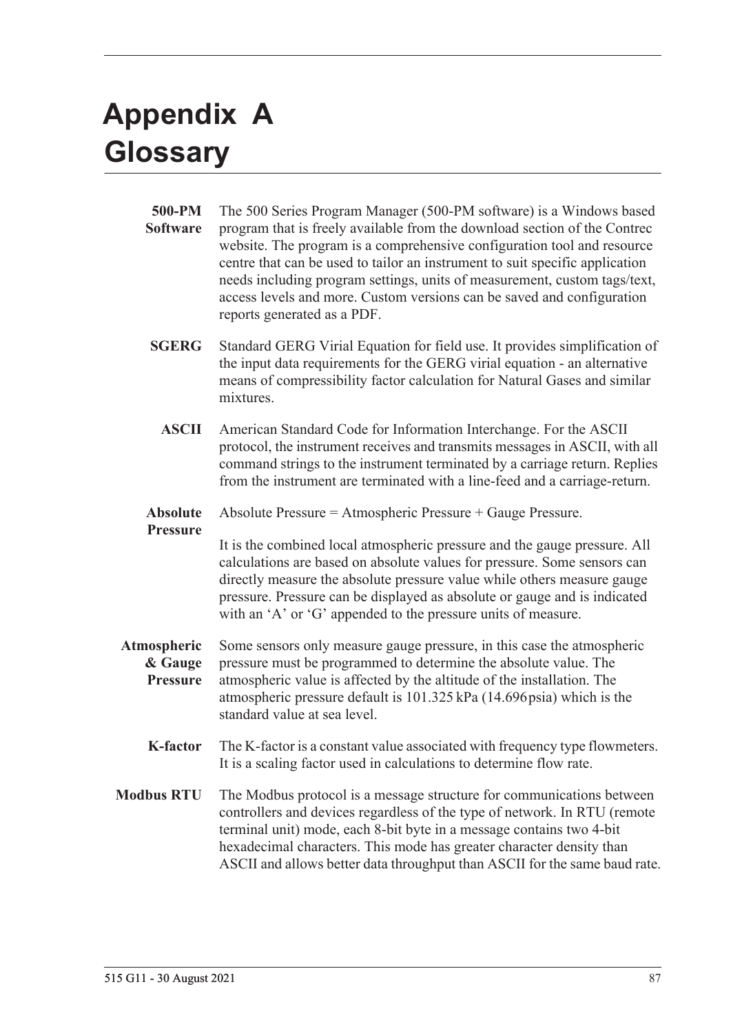# Appendix A Glossary

**500-PM Software** The 500 Series Program Manager (500-PM software) is a Windows based program that is freely available from the download section of the Contrec website. The program is a comprehensive configuration tool and resource centre that can be used to tailor an instrument to suit specific application needs including program settings, units of measurement, custom tags/text, access levels and more. Custom versions can be saved and configuration reports generated as a PDF.

**SGERG** Standard GERG Virial Equation for field use. It provides simplification of the input data requirements for the GERG virial equation - an alternative means of compressibility factor calculation for Natural Gases and similar mixtures.

**ASCII** American Standard Code for Information Interchange. For the ASCII protocol, the instrument receives and transmits messages in ASCII, with all command strings to the instrument terminated by a carriage return. Replies from the instrument are terminated with a line-feed and a carriage-return.

**Absolute Pressure** Absolute Pressure = Atmospheric Pressure + Gauge Pressure.

It is the combined local atmospheric pressure and the gauge pressure. All calculations are based on absolute values for pressure. Some sensors can directly measure the absolute pressure value while others measure gauge pressure. Pressure can be displayed as absolute or gauge and is indicated with an 'A' or 'G' appended to the pressure units of measure.

**Atmospheric & Gauge Pressure** Some sensors only measure gauge pressure, in this case the atmospheric pressure must be programmed to determine the absolute value. The atmospheric value is affected by the altitude of the installation. The atmospheric pressure default is 101.325 kPa (14.696 psia) which is the standard value at sea level.

**K-factor** The K-factor is a constant value associated with frequency type flowmeters. It is a scaling factor used in calculations to determine flow rate.

**Modbus RTU** The Modbus protocol is a message structure for communications between controllers and devices regardless of the type of network. In RTU (remote terminal unit) mode, each 8-bit byte in a message contains two 4-bit hexadecimal characters. This mode has greater character density than ASCII and allows better data throughput than ASCII for the same baud rate.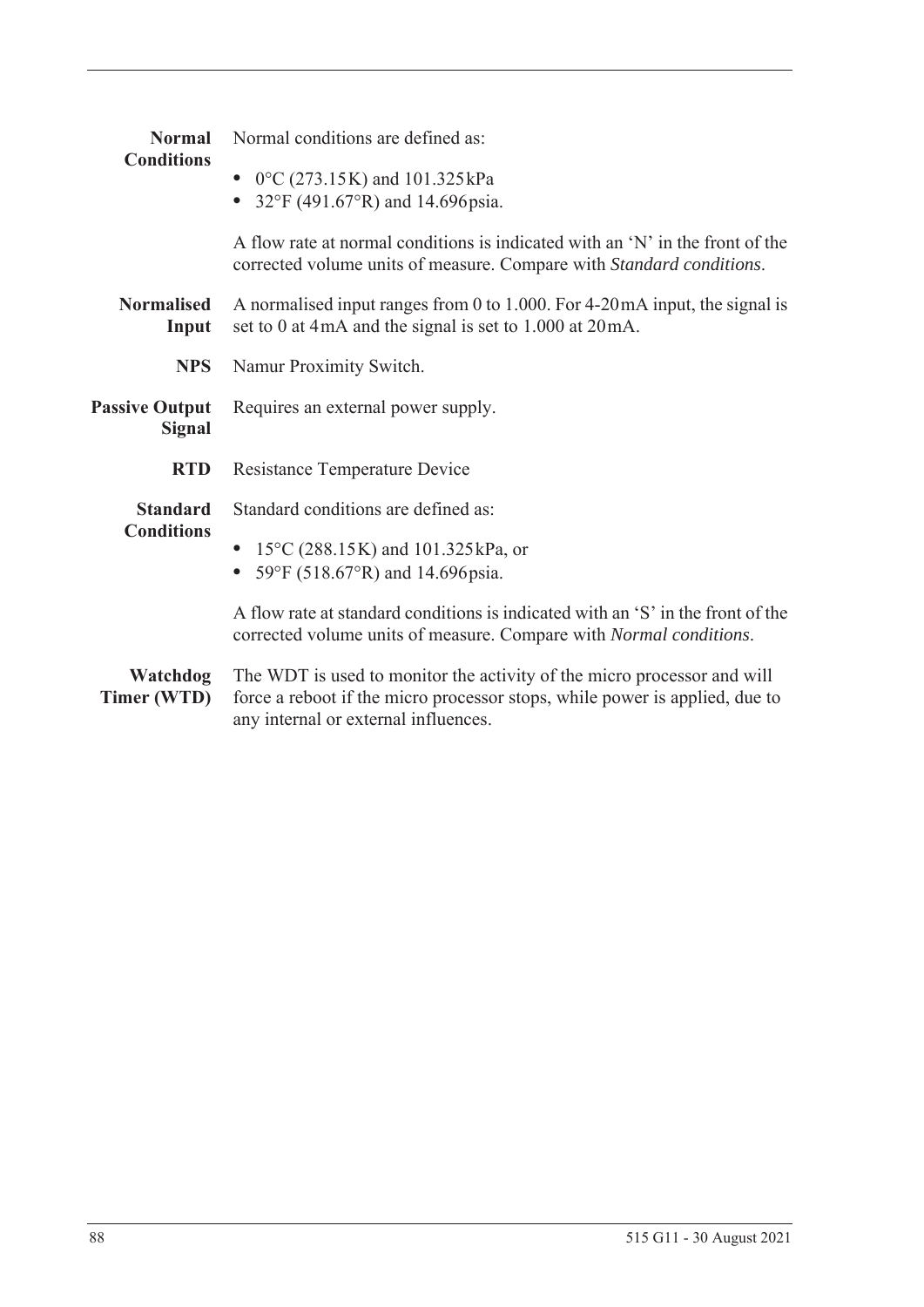**Normal Conditions**

Normal conditions are defined as:

- 0°C (273.15K) and 101.325kPa
- 32°F (491.67°R) and 14.696psia.

A flow rate at normal conditions is indicated with an 'N' in the front of the corrected volume units of measure. Compare with *Standard conditions*.

**Normalised Input**

A normalised input ranges from 0 to 1.000. For 4-20mA input, the signal is set to 0 at 4mA and the signal is set to 1.000 at 20mA.

**NPS**

Namur Proximity Switch.

**Passive Output Signal**

Requires an external power supply.

**RTD**

Resistance Temperature Device

**Standard Conditions**

Standard conditions are defined as:

- 15°C (288.15K) and 101.325kPa, or
- 59°F (518.67°R) and 14.696psia.

A flow rate at standard conditions is indicated with an 'S' in the front of the corrected volume units of measure. Compare with *Normal conditions*.

**Watchdog Timer (WTD)**

The WDT is used to monitor the activity of the micro processor and will force a reboot if the micro processor stops, while power is applied, due to any internal or external influences.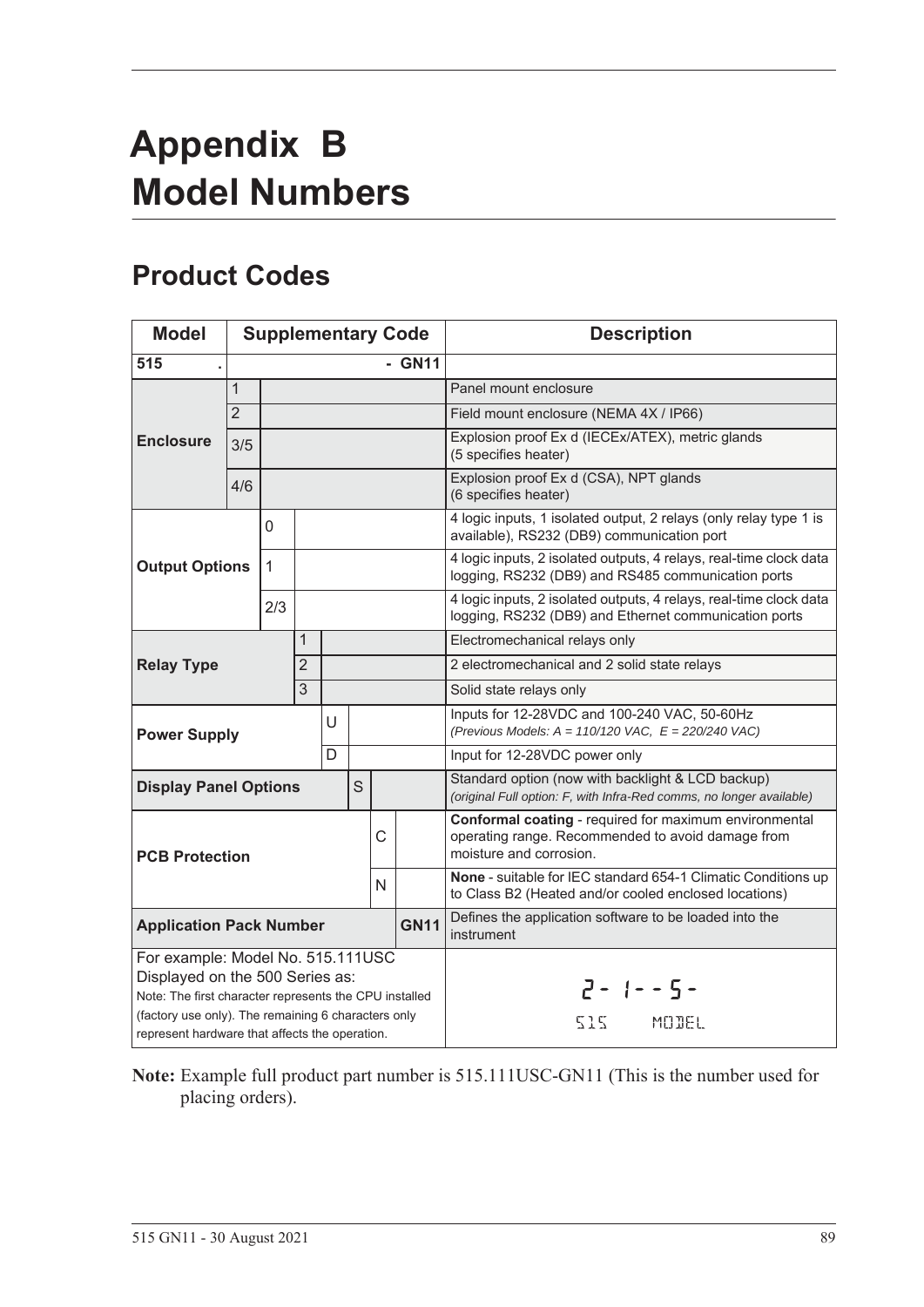# Appendix B Model Numbers

## Product Codes

| Model | Supplementary Code | | | | | | | Description |
|---|---|---|---|---|---|---|---|---|
| **515** | **.** | | | | | | **- GN11** | |
| **Enclosure** | 1 | | | | | | | Panel mount enclosure |
| | 2 | | | | | | | Field mount enclosure (NEMA 4X / IP66) |
| | 3/5 | | | | | | | Explosion proof Ex d (IECEx/ATEX), metric glands (5 specifies heater) |
| | 4/6 | | | | | | | Explosion proof Ex d (CSA), NPT glands (6 specifies heater) |
| **Output Options** | | 0 | | | | | | 4 logic inputs, 1 isolated output, 2 relays (only relay type 1 is available), RS232 (DB9) communication port |
| | | 1 | | | | | | 4 logic inputs, 2 isolated outputs, 4 relays, real-time clock data logging, RS232 (DB9) and RS485 communication ports |
| | | 2/3 | | | | | | 4 logic inputs, 2 isolated outputs, 4 relays, real-time clock data logging, RS232 (DB9) and Ethernet communication ports |
| **Relay Type** | | | 1 | | | | | Electromechanical relays only |
| | | | 2 | | | | | 2 electromechanical and 2 solid state relays |
| | | | 3 | | | | | Solid state relays only |
| **Power Supply** | | | | U | | | | Inputs for 12-28VDC and 100-240 VAC, 50-60Hz *(Previous Models: A = 110/120 VAC, E = 220/240 VAC)* |
| | | | | D | | | | Input for 12-28VDC power only |
| **Display Panel Options** | | | | | S | | | Standard option (now with backlight & LCD backup) *(original Full option: F, with Infra-Red comms, no longer available)* |
| **PCB Protection** | | | | | | C | | **Conformal coating** - required for maximum environmental operating range. Recommended to avoid damage from moisture and corrosion. |
| | | | | | | N | | **None** - suitable for IEC standard 654-1 Climatic Conditions up to Class B2 (Heated and/or cooled enclosed locations) |
| **Application Pack Number** | | | | | | | **GN11** | Defines the application software to be loaded into the instrument |
| For example: Model No. 515.111USC Displayed on the 500 Series as: Note: The first character represents the CPU installed (factory use only). The remaining 6 characters only represent hardware that affects the operation. | | | | | | | | 2- 1--5- 515 MODEL |

**Note:** Example full product part number is 515.111USC-GN11 (This is the number used for placing orders).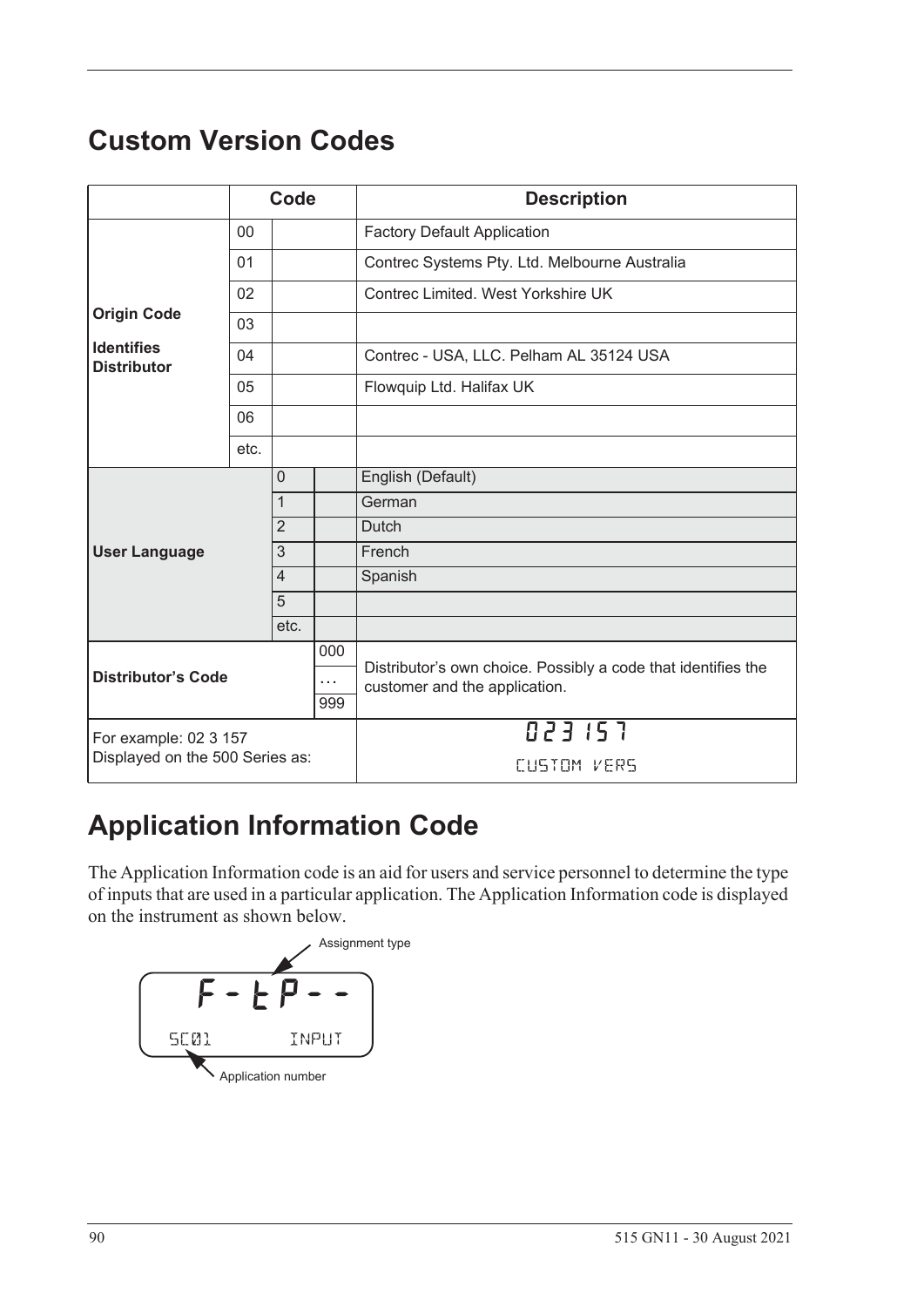# Custom Version Codes

| | Code | | | Description |
|---|---|---|---|---|
| **Origin Code**<br><br>**Identifies Distributor** | 00 | | | Factory Default Application |
| | 01 | | | Contrec Systems Pty. Ltd. Melbourne Australia |
| | 02 | | | Contrec Limited. West Yorkshire UK |
| | 03 | | | |
| | 04 | | | Contrec - USA, LLC. Pelham AL 35124 USA |
| | 05 | | | Flowquip Ltd. Halifax UK |
| | 06 | | | |
| | etc. | | | |
| **User Language** | | 0 | | English (Default) |
| | | 1 | | German |
| | | 2 | | Dutch |
| | | 3 | | French |
| | | 4 | | Spanish |
| | | 5 | | |
| | | etc. | | |
| **Distributor's Code** | | | 000 | Distributor's own choice. Possibly a code that identifies the customer and the application. |
| | | | … | |
| | | | 999 | |
| For example: 02 3 157<br>Displayed on the 500 Series as: | | | | 023 157<br>CUSTOM VERS |

# Application Information Code

The Application Information code is an aid for users and service personnel to determine the type of inputs that are used in a particular application. The Application Information code is displayed on the instrument as shown below.

Assignment type

F - t P - -

SC01 INPUT

Application number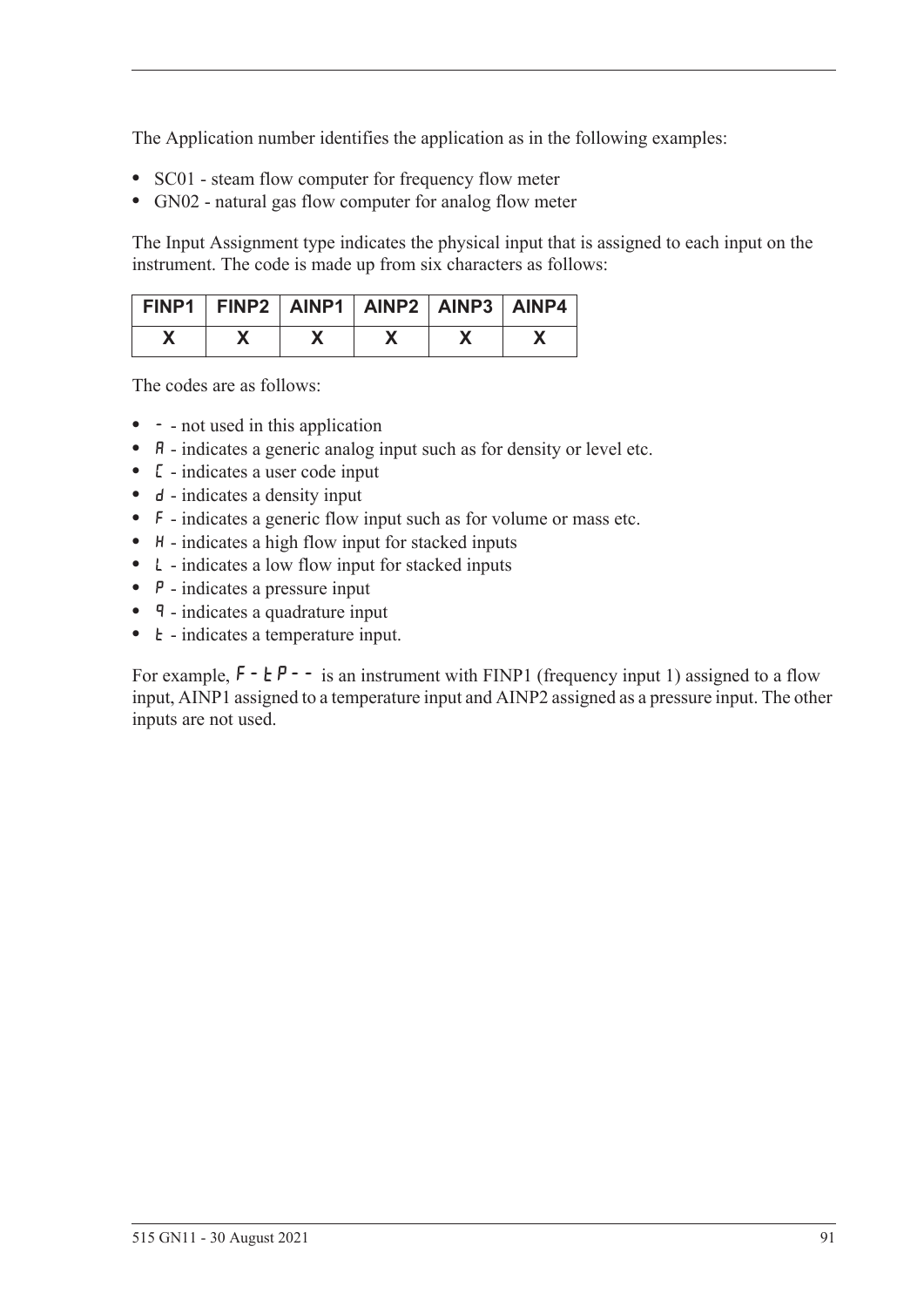The Application number identifies the application as in the following examples:

- SC01 - steam flow computer for frequency flow meter
- GN02 - natural gas flow computer for analog flow meter

The Input Assignment type indicates the physical input that is assigned to each input on the instrument. The code is made up from six characters as follows:

| FINP1 | FINP2 | AINP1 | AINP2 | AINP3 | AINP4 |
|---|---|---|---|---|---|
| X | X | X | X | X | X |

The codes are as follows:

- - - not used in this application
- A - indicates a generic analog input such as for density or level etc.
- C - indicates a user code input
- d - indicates a density input
- F - indicates a generic flow input such as for volume or mass etc.
- H - indicates a high flow input for stacked inputs
- L - indicates a low flow input for stacked inputs
- P - indicates a pressure input
- q - indicates a quadrature input
- t - indicates a temperature input.

For example, F-tP-- is an instrument with FINP1 (frequency input 1) assigned to a flow input, AINP1 assigned to a temperature input and AINP2 assigned as a pressure input. The other inputs are not used.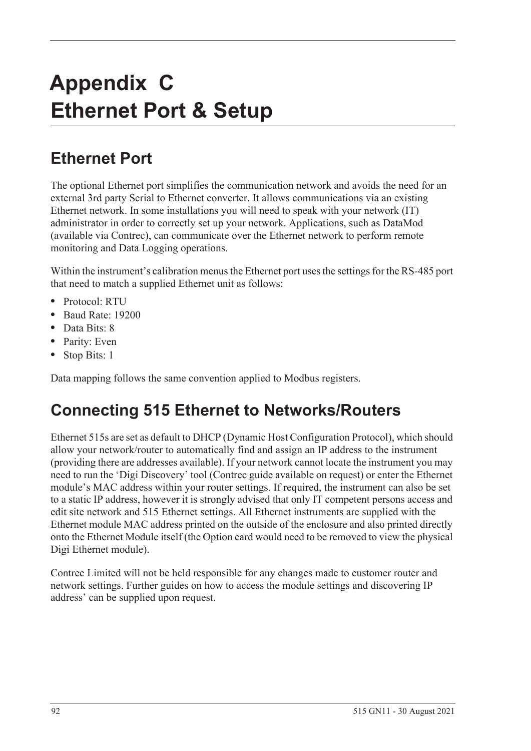# Appendix C
# Ethernet Port & Setup

## Ethernet Port

The optional Ethernet port simplifies the communication network and avoids the need for an external 3rd party Serial to Ethernet converter. It allows communications via an existing Ethernet network. In some installations you will need to speak with your network (IT) administrator in order to correctly set up your network. Applications, such as DataMod (available via Contrec), can communicate over the Ethernet network to perform remote monitoring and Data Logging operations.

Within the instrument's calibration menus the Ethernet port uses the settings for the RS-485 port that need to match a supplied Ethernet unit as follows:

- Protocol: RTU
- Baud Rate: 19200
- Data Bits: 8
- Parity: Even
- Stop Bits: 1

Data mapping follows the same convention applied to Modbus registers.

## Connecting 515 Ethernet to Networks/Routers

Ethernet 515s are set as default to DHCP (Dynamic Host Configuration Protocol), which should allow your network/router to automatically find and assign an IP address to the instrument (providing there are addresses available). If your network cannot locate the instrument you may need to run the 'Digi Discovery' tool (Contrec guide available on request) or enter the Ethernet module's MAC address within your router settings. If required, the instrument can also be set to a static IP address, however it is strongly advised that only IT competent persons access and edit site network and 515 Ethernet settings. All Ethernet instruments are supplied with the Ethernet module MAC address printed on the outside of the enclosure and also printed directly onto the Ethernet Module itself (the Option card would need to be removed to view the physical Digi Ethernet module).

Contrec Limited will not be held responsible for any changes made to customer router and network settings. Further guides on how to access the module settings and discovering IP address' can be supplied upon request.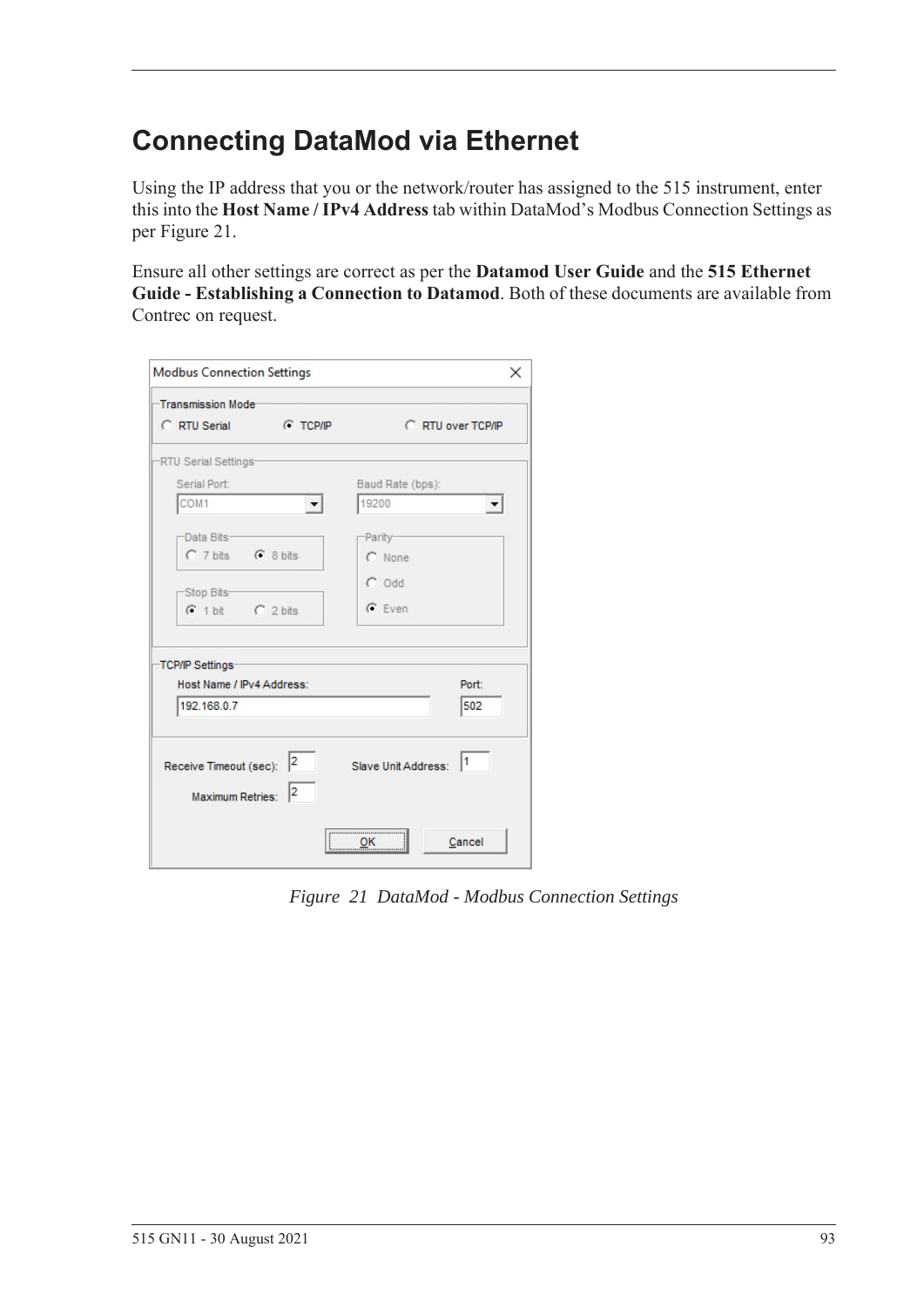# Connecting DataMod via Ethernet

Using the IP address that you or the network/router has assigned to the 515 instrument, enter this into the **Host Name / IPv4 Address** tab within DataMod's Modbus Connection Settings as per Figure 21.

Ensure all other settings are correct as per the **Datamod User Guide** and the **515 Ethernet Guide - Establishing a Connection to Datamod**. Both of these documents are available from Contrec on request.

*Figure 21 DataMod - Modbus Connection Settings*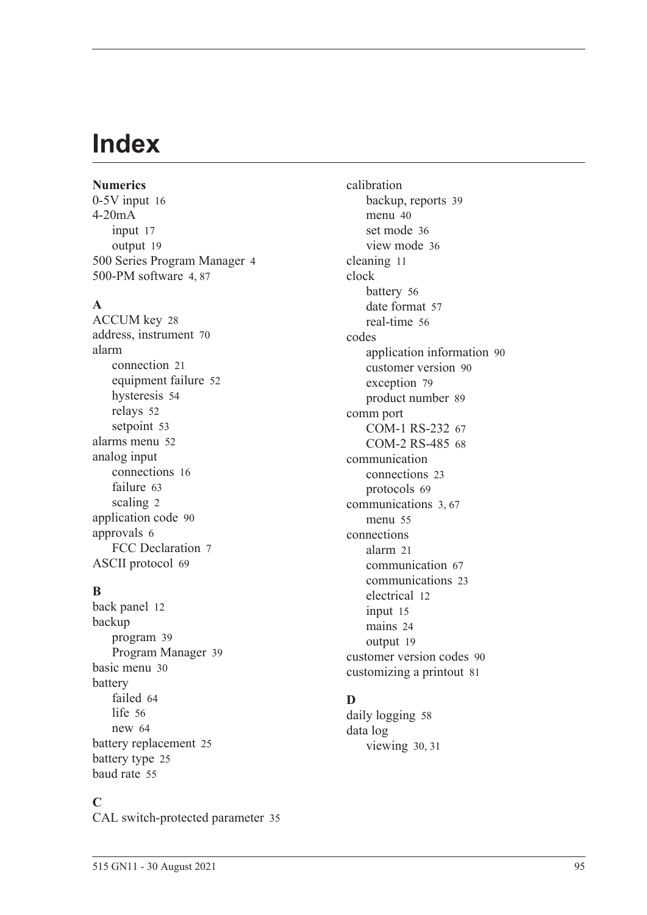# Index

**Numerics**

0-5V input 16
4-20mA
  input 17
  output 19
500 Series Program Manager 4
500-PM software 4, 87

**A**

ACCUM key 28
address, instrument 70
alarm
  connection 21
  equipment failure 52
  hysteresis 54
  relays 52
  setpoint 53
alarms menu 52
analog input
  connections 16
  failure 63
  scaling 2
application code 90
approvals 6
  FCC Declaration 7
ASCII protocol 69

**B**

back panel 12
backup
  program 39
  Program Manager 39
basic menu 30
battery
  failed 64
  life 56
  new 64
battery replacement 25
battery type 25
baud rate 55

**C**

CAL switch-protected parameter 35
calibration
  backup, reports 39
  menu 40
  set mode 36
  view mode 36
cleaning 11
clock
  battery 56
  date format 57
  real-time 56
codes
  application information 90
  customer version 90
  exception 79
  product number 89
comm port
  COM-1 RS-232 67
  COM-2 RS-485 68
communication
  connections 23
  protocols 69
communications 3, 67
  menu 55
connections
  alarm 21
  communication 67
  communications 23
  electrical 12
  input 15
  mains 24
  output 19
customer version codes 90
customizing a printout 81

**D**

daily logging 58
data log
  viewing 30, 31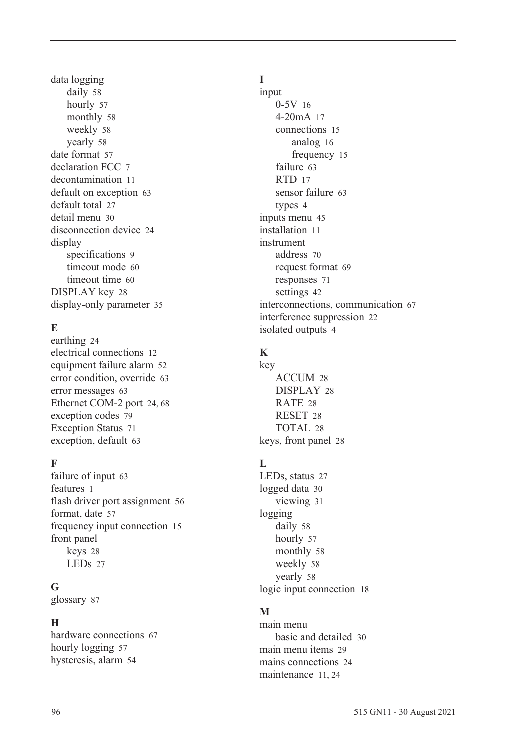data logging
- daily 58
- hourly 57
- monthly 58
- weekly 58
- yearly 58

date format 57
declaration FCC 7
decontamination 11
default on exception 63
default total 27
detail menu 30
disconnection device 24
display
- specifications 9
- timeout mode 60
- timeout time 60

DISPLAY key 28
display-only parameter 35

### E

earthing 24
electrical connections 12
equipment failure alarm 52
error condition, override 63
error messages 63
Ethernet COM-2 port 24, 68
exception codes 79
Exception Status 71
exception, default 63

### F

failure of input 63
features 1
flash driver port assignment 56
format, date 57
frequency input connection 15
front panel
- keys 28
- LEDs 27

### G

glossary 87

### H

hardware connections 67
hourly logging 57
hysteresis, alarm 54

### I

input
- 0-5V 16
- 4-20mA 17
- connections 15
  - analog 16
  - frequency 15
- failure 63
- RTD 17
- sensor failure 63
- types 4

inputs menu 45
installation 11
instrument
- address 70
- request format 69
- responses 71
- settings 42

interconnections, communication 67
interference suppression 22
isolated outputs 4

### K

key
- ACCUM 28
- DISPLAY 28
- RATE 28
- RESET 28
- TOTAL 28

keys, front panel 28

### L

LEDs, status 27
logged data 30
- viewing 31

logging
- daily 58
- hourly 57
- monthly 58
- weekly 58
- yearly 58

logic input connection 18

### M

main menu
- basic and detailed 30

main menu items 29
mains connections 24
maintenance 11, 24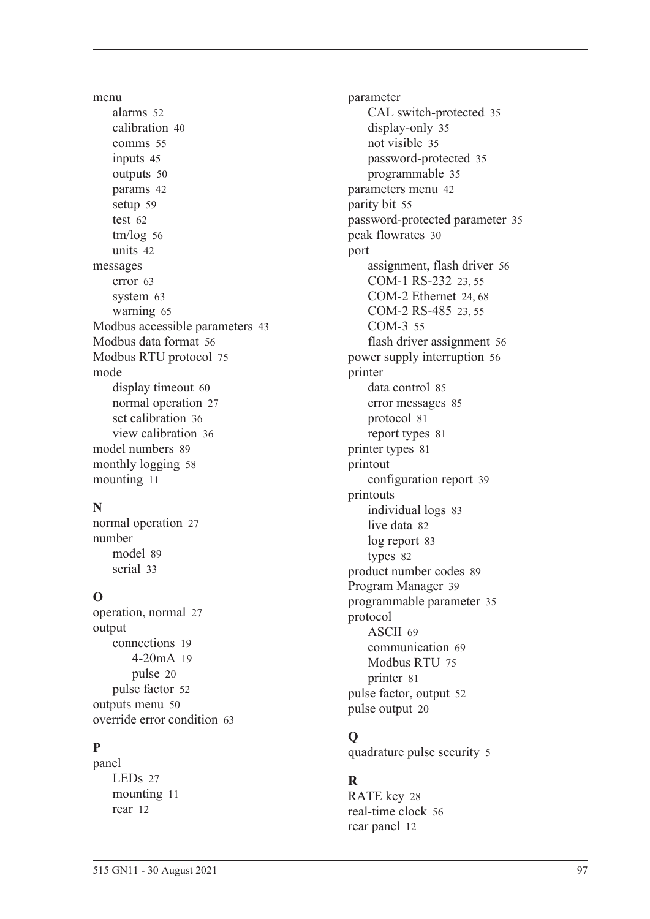menu
- alarms 52
- calibration 40
- comms 55
- inputs 45
- outputs 50
- params 42
- setup 59
- test 62
- tm/log 56
- units 42

messages
- error 63
- system 63
- warning 65

Modbus accessible parameters 43
Modbus data format 56
Modbus RTU protocol 75
mode
- display timeout 60
- normal operation 27
- set calibration 36
- view calibration 36

model numbers 89
monthly logging 58
mounting 11

### N

normal operation 27
number
- model 89
- serial 33

### O

operation, normal 27
output
- connections 19
  - 4-20mA 19
  - pulse 20
- pulse factor 52

outputs menu 50
override error condition 63

### P

panel
- LEDs 27
- mounting 11
- rear 12

parameter
- CAL switch-protected 35
- display-only 35
- not visible 35
- password-protected 35
- programmable 35

parameters menu 42
parity bit 55
password-protected parameter 35
peak flowrates 30
port
- assignment, flash driver 56
- COM-1 RS-232 23, 55
- COM-2 Ethernet 24, 68
- COM-2 RS-485 23, 55
- COM-3 55
- flash driver assignment 56

power supply interruption 56
printer
- data control 85
- error messages 85
- protocol 81
- report types 81

printer types 81
printout
- configuration report 39

printouts
- individual logs 83
- live data 82
- log report 83
- types 82

product number codes 89
Program Manager 39
programmable parameter 35
protocol
- ASCII 69
- communication 69
- Modbus RTU 75
- printer 81

pulse factor, output 52
pulse output 20

### Q

quadrature pulse security 5

### R

RATE key 28
real-time clock 56
rear panel 12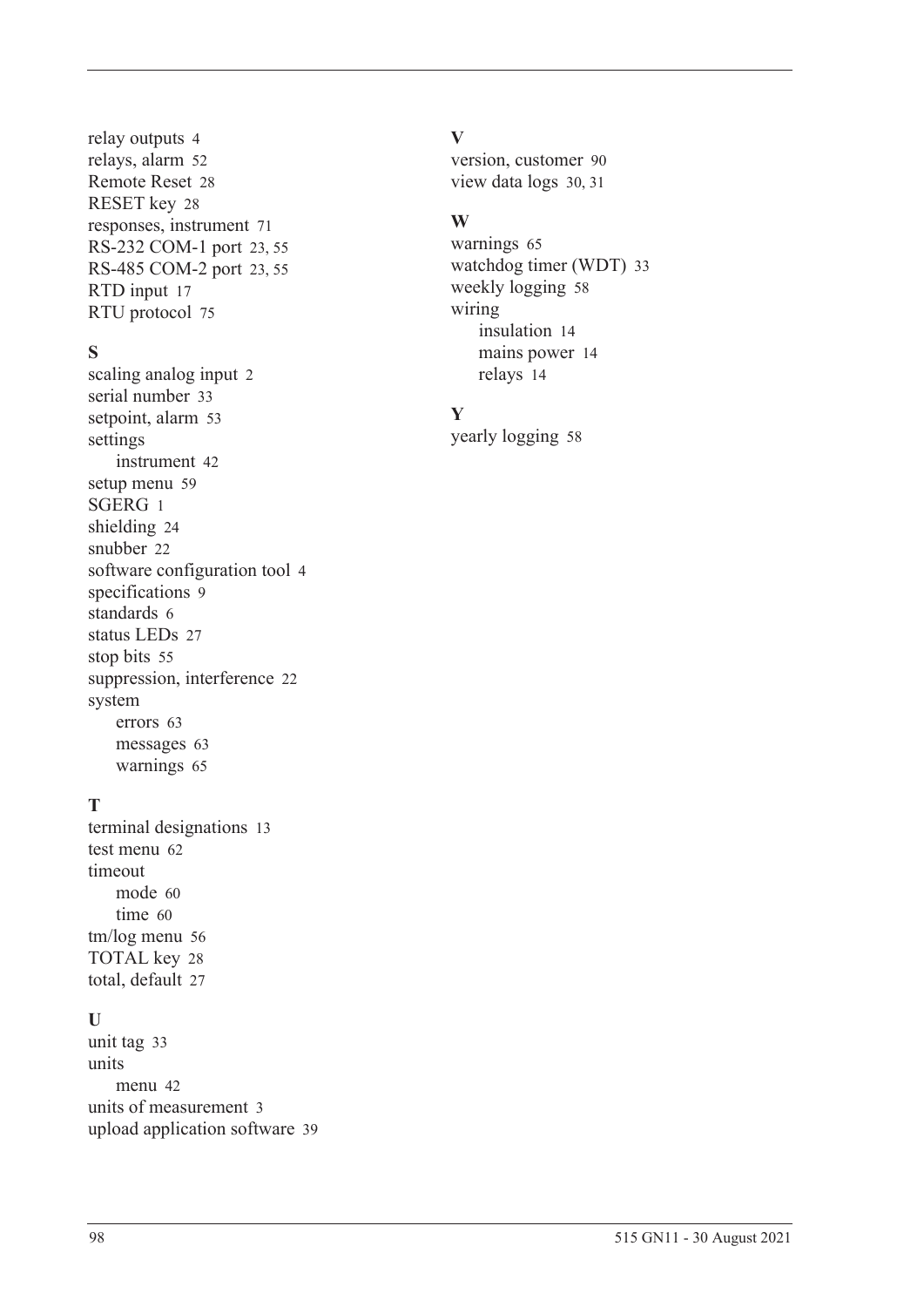relay outputs 4
relays, alarm 52
Remote Reset 28
RESET key 28
responses, instrument 71
RS-232 COM-1 port 23, 55
RS-485 COM-2 port 23, 55
RTD input 17
RTU protocol 75

**S**

scaling analog input 2
serial number 33
setpoint, alarm 53
settings
    instrument 42
setup menu 59
SGERG 1
shielding 24
snubber 22
software configuration tool 4
specifications 9
standards 6
status LEDs 27
stop bits 55
suppression, interference 22
system
    errors 63
    messages 63
    warnings 65

**T**

terminal designations 13
test menu 62
timeout
    mode 60
    time 60
tm/log menu 56
TOTAL key 28
total, default 27

**U**

unit tag 33
units
    menu 42
units of measurement 3
upload application software 39

**V**

version, customer 90
view data logs 30, 31

**W**

warnings 65
watchdog timer (WDT) 33
weekly logging 58
wiring
    insulation 14
    mains power 14
    relays 14

**Y**

yearly logging 58